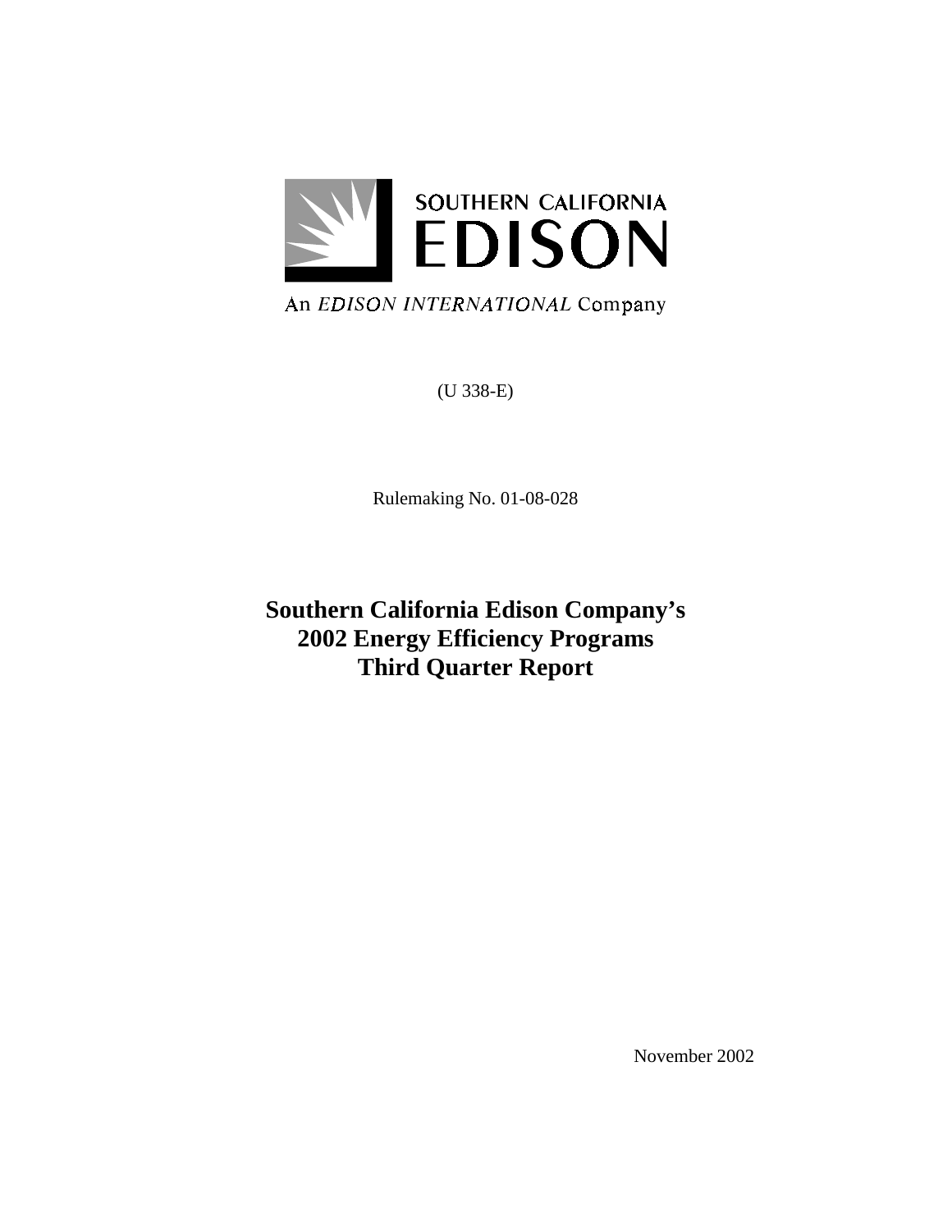SOUTHERN CALIFORNIA
EDISON

An *EDISON INTERNATIONAL* Company

(U 338-E)

Rulemaking No. 01-08-028

# Southern California Edison Company's 2002 Energy Efficiency Programs Third Quarter Report

November 2002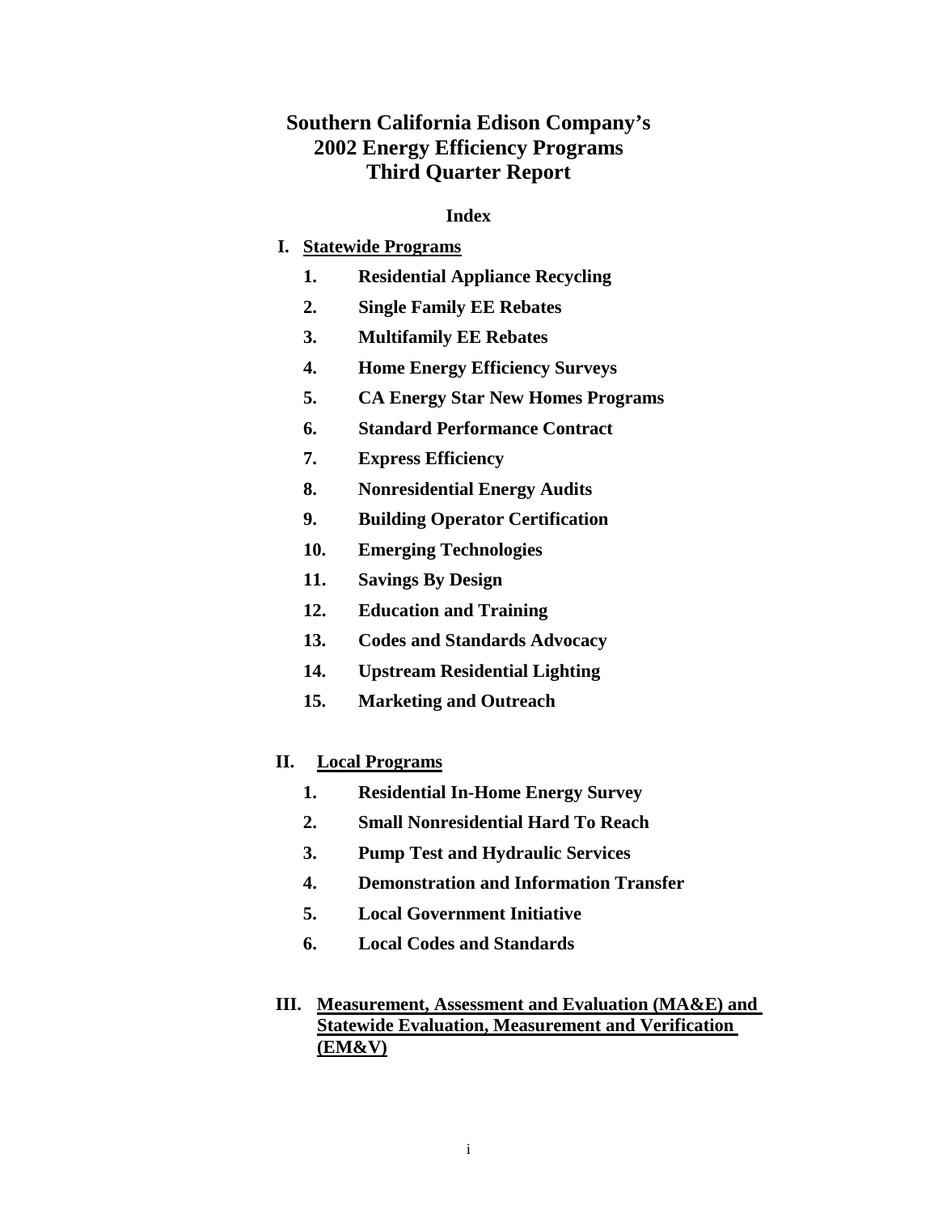# Southern California Edison Company's 2002 Energy Efficiency Programs Third Quarter Report

## Index

**I. Statewide Programs**

1. **Residential Appliance Recycling**
2. **Single Family EE Rebates**
3. **Multifamily EE Rebates**
4. **Home Energy Efficiency Surveys**
5. **CA Energy Star New Homes Programs**
6. **Standard Performance Contract**
7. **Express Efficiency**
8. **Nonresidential Energy Audits**
9. **Building Operator Certification**
10. **Emerging Technologies**
11. **Savings By Design**
12. **Education and Training**
13. **Codes and Standards Advocacy**
14. **Upstream Residential Lighting**
15. **Marketing and Outreach**

**II. Local Programs**

1. **Residential In-Home Energy Survey**
2. **Small Nonresidential Hard To Reach**
3. **Pump Test and Hydraulic Services**
4. **Demonstration and Information Transfer**
5. **Local Government Initiative**
6. **Local Codes and Standards**

**III. Measurement, Assessment and Evaluation (MA&E) and Statewide Evaluation, Measurement and Verification (EM&V)**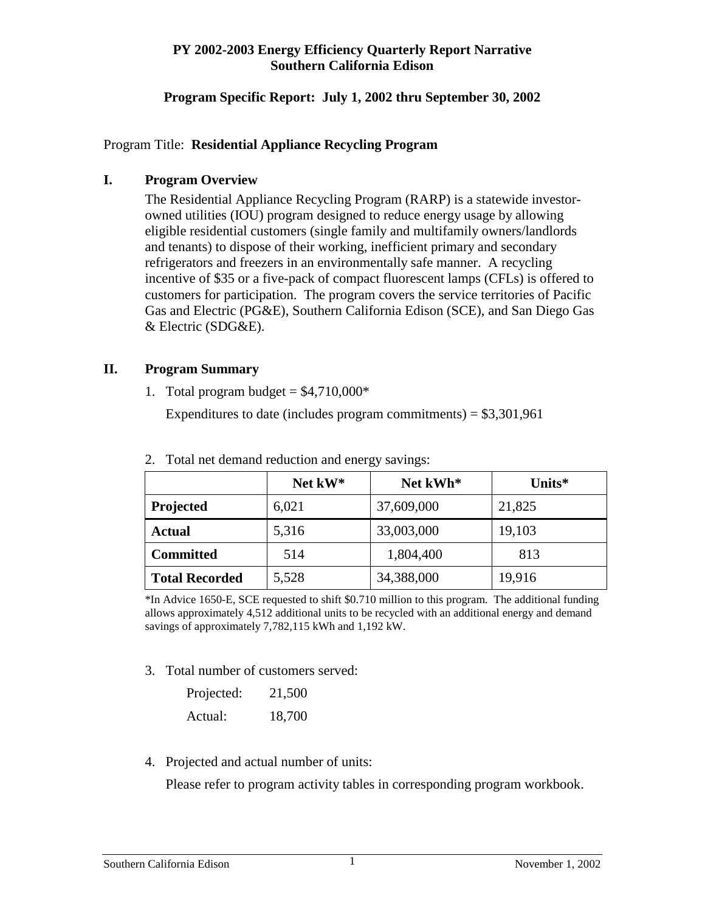**PY 2002-2003 Energy Efficiency Quarterly Report Narrative**
**Southern California Edison**

**Program Specific Report: July 1, 2002 thru September 30, 2002**

Program Title: **Residential Appliance Recycling Program**

## I. Program Overview

The Residential Appliance Recycling Program (RARP) is a statewide investor-owned utilities (IOU) program designed to reduce energy usage by allowing eligible residential customers (single family and multifamily owners/landlords and tenants) to dispose of their working, inefficient primary and secondary refrigerators and freezers in an environmentally safe manner. A recycling incentive of $35 or a five-pack of compact fluorescent lamps (CFLs) is offered to customers for participation. The program covers the service territories of Pacific Gas and Electric (PG&E), Southern California Edison (SCE), and San Diego Gas & Electric (SDG&E).

## II. Program Summary

1. Total program budget = $4,710,000*

   Expenditures to date (includes program commitments) = $3,301,961

2. Total net demand reduction and energy savings:

| | Net kW* | Net kWh* | Units* |
|---|---|---|---|
| **Projected** | 6,021 | 37,609,000 | 21,825 |
| **Actual** | 5,316 | 33,003,000 | 19,103 |
| **Committed** | 514 | 1,804,400 | 813 |
| **Total Recorded** | 5,528 | 34,388,000 | 19,916 |

*In Advice 1650-E, SCE requested to shift $0.710 million to this program. The additional funding allows approximately 4,512 additional units to be recycled with an additional energy and demand savings of approximately 7,782,115 kWh and 1,192 kW.

3. Total number of customers served:

   Projected: 21,500

   Actual: 18,700

4. Projected and actual number of units:

   Please refer to program activity tables in corresponding program workbook.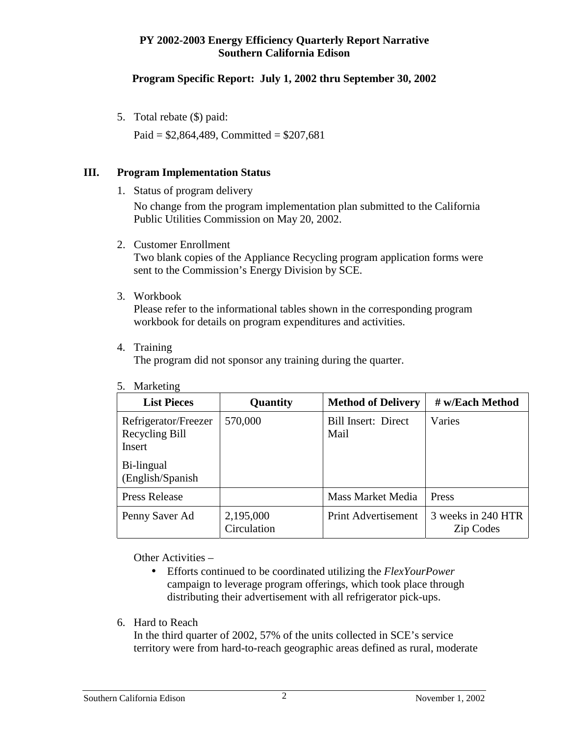**PY 2002-2003 Energy Efficiency Quarterly Report Narrative**
**Southern California Edison**

**Program Specific Report: July 1, 2002 thru September 30, 2002**

5. Total rebate ($) paid:

   Paid = $2,864,489, Committed = $207,681

## III. Program Implementation Status

1. Status of program delivery

   No change from the program implementation plan submitted to the California Public Utilities Commission on May 20, 2002.

2. Customer Enrollment

   Two blank copies of the Appliance Recycling program application forms were sent to the Commission's Energy Division by SCE.

3. Workbook

   Please refer to the informational tables shown in the corresponding program workbook for details on program expenditures and activities.

4. Training

   The program did not sponsor any training during the quarter.

5. Marketing

| List Pieces | Quantity | Method of Delivery | # w/Each Method |
|---|---|---|---|
| Refrigerator/Freezer Recycling Bill Insert<br><br>Bi-lingual (English/Spanish | 570,000 | Bill Insert: Direct Mail | Varies |
| Press Release | | Mass Market Media | Press |
| Penny Saver Ad | 2,195,000 Circulation | Print Advertisement | 3 weeks in 240 HTR Zip Codes |

   Other Activities –

   - Efforts continued to be coordinated utilizing the *FlexYourPower* campaign to leverage program offerings, which took place through distributing their advertisement with all refrigerator pick-ups.

6. Hard to Reach

   In the third quarter of 2002, 57% of the units collected in SCE's service territory were from hard-to-reach geographic areas defined as rural, moderate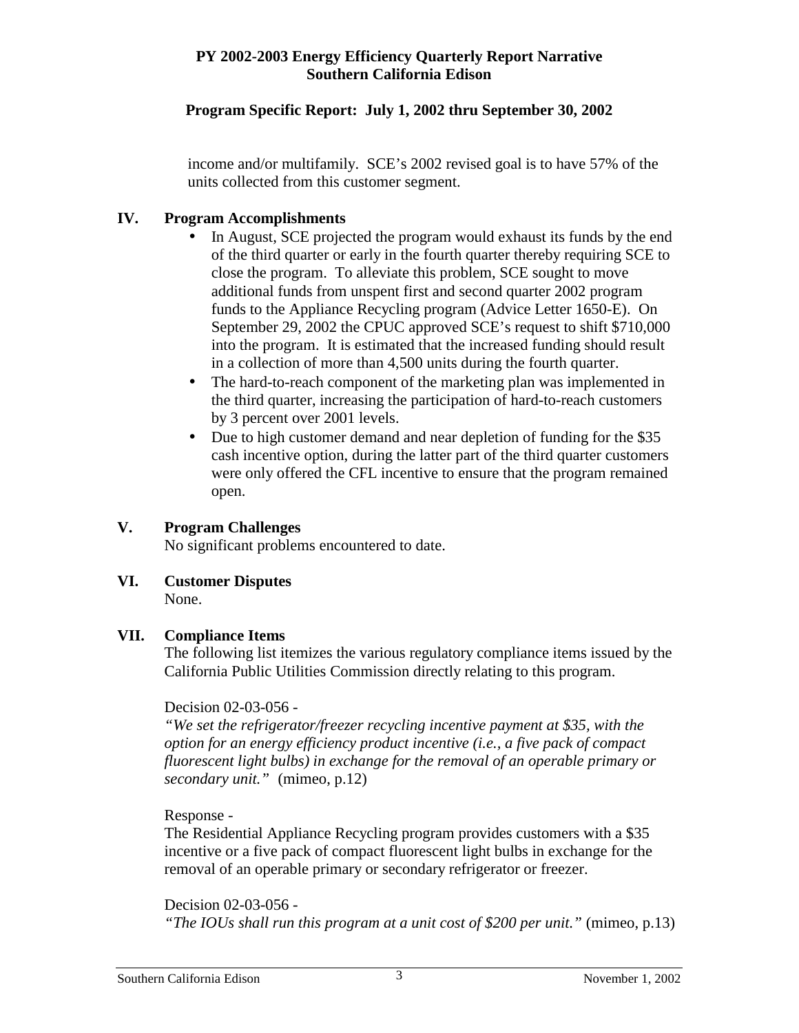income and/or multifamily. SCE's 2002 revised goal is to have 57% of the units collected from this customer segment.

## IV. Program Accomplishments

- In August, SCE projected the program would exhaust its funds by the end of the third quarter or early in the fourth quarter thereby requiring SCE to close the program. To alleviate this problem, SCE sought to move additional funds from unspent first and second quarter 2002 program funds to the Appliance Recycling program (Advice Letter 1650-E). On September 29, 2002 the CPUC approved SCE's request to shift $710,000 into the program. It is estimated that the increased funding should result in a collection of more than 4,500 units during the fourth quarter.
- The hard-to-reach component of the marketing plan was implemented in the third quarter, increasing the participation of hard-to-reach customers by 3 percent over 2001 levels.
- Due to high customer demand and near depletion of funding for the $35 cash incentive option, during the latter part of the third quarter customers were only offered the CFL incentive to ensure that the program remained open.

## V. Program Challenges

No significant problems encountered to date.

## VI. Customer Disputes

None.

## VII. Compliance Items

The following list itemizes the various regulatory compliance items issued by the California Public Utilities Commission directly relating to this program.

Decision 02-03-056 -
*"We set the refrigerator/freezer recycling incentive payment at $35, with the option for an energy efficiency product incentive (i.e., a five pack of compact fluorescent light bulbs) in exchange for the removal of an operable primary or secondary unit."* (mimeo, p.12)

Response -
The Residential Appliance Recycling program provides customers with a $35 incentive or a five pack of compact fluorescent light bulbs in exchange for the removal of an operable primary or secondary refrigerator or freezer.

Decision 02-03-056 -
*"The IOUs shall run this program at a unit cost of $200 per unit."* (mimeo, p.13)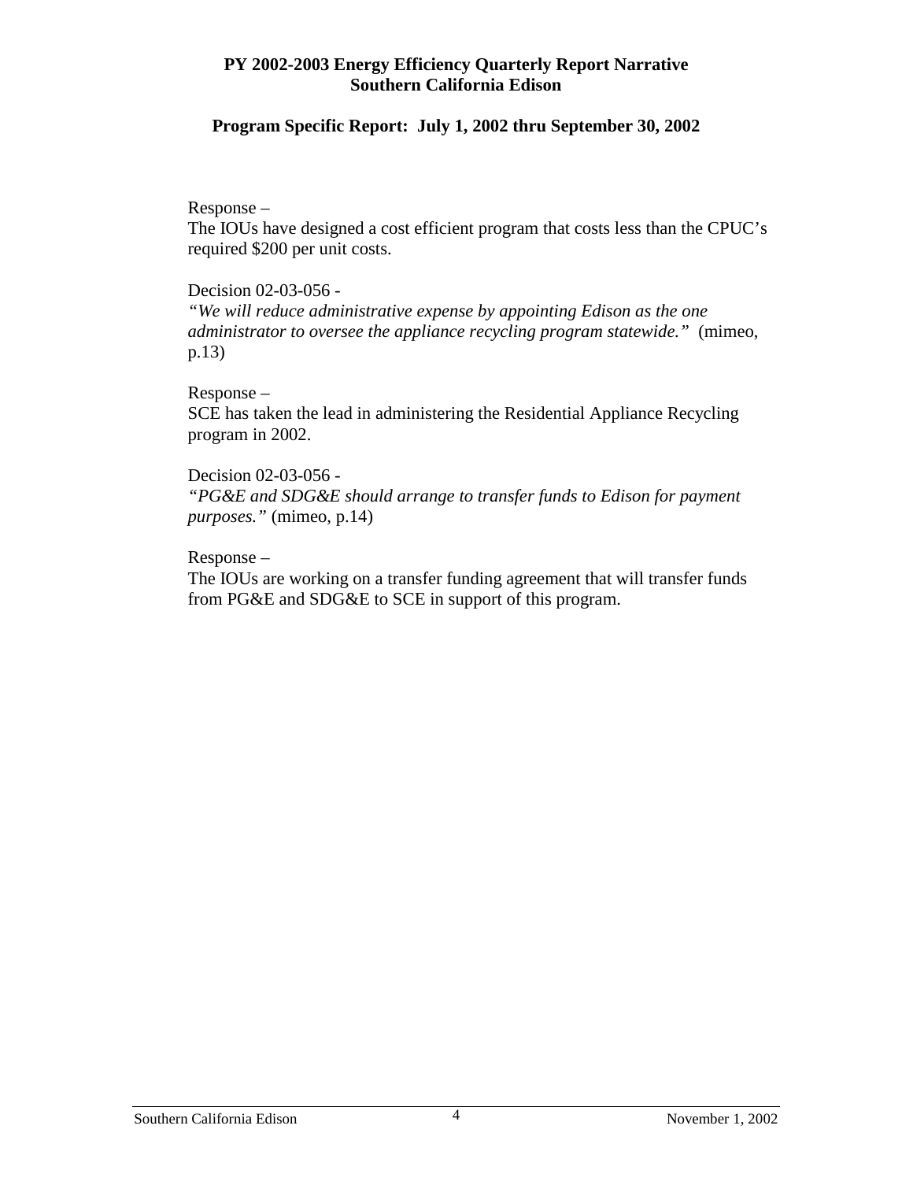Response –
The IOUs have designed a cost efficient program that costs less than the CPUC's required $200 per unit costs.

Decision 02-03-056 -
*"We will reduce administrative expense by appointing Edison as the one administrator to oversee the appliance recycling program statewide."* (mimeo, p.13)

Response –
SCE has taken the lead in administering the Residential Appliance Recycling program in 2002.

Decision 02-03-056 -
*"PG&E and SDG&E should arrange to transfer funds to Edison for payment purposes."* (mimeo, p.14)

Response –
The IOUs are working on a transfer funding agreement that will transfer funds from PG&E and SDG&E to SCE in support of this program.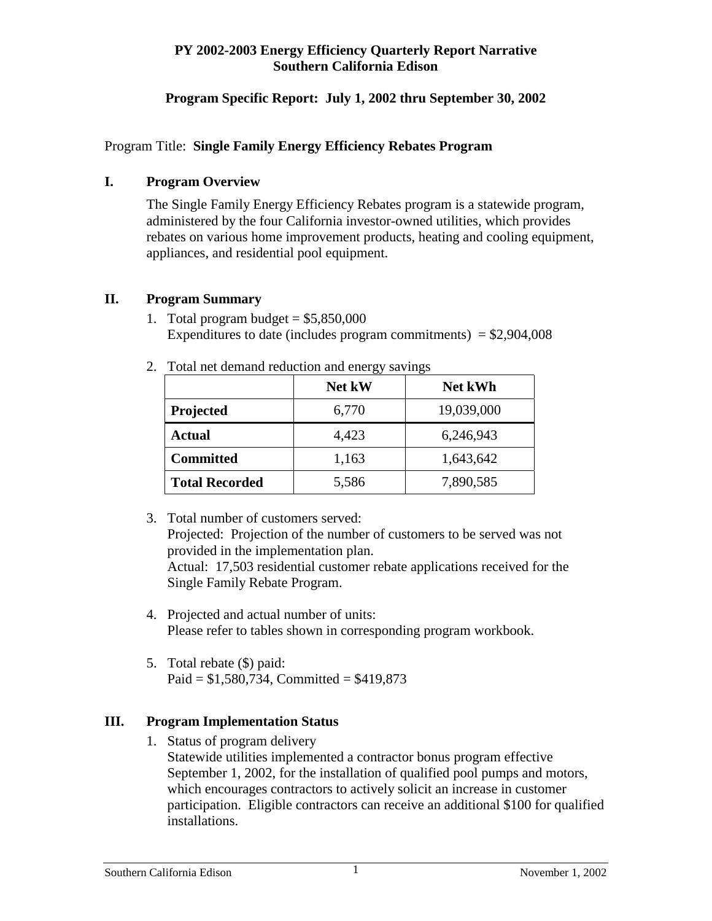**PY 2002-2003 Energy Efficiency Quarterly Report Narrative**
**Southern California Edison**

**Program Specific Report: July 1, 2002 thru September 30, 2002**

Program Title: **Single Family Energy Efficiency Rebates Program**

## I. Program Overview

The Single Family Energy Efficiency Rebates program is a statewide program, administered by the four California investor-owned utilities, which provides rebates on various home improvement products, heating and cooling equipment, appliances, and residential pool equipment.

## II. Program Summary

1. Total program budget = $5,850,000
   Expenditures to date (includes program commitments) = $2,904,008

2. Total net demand reduction and energy savings

| | Net kW | Net kWh |
|---|---|---|
| **Projected** | 6,770 | 19,039,000 |
| **Actual** | 4,423 | 6,246,943 |
| **Committed** | 1,163 | 1,643,642 |
| **Total Recorded** | 5,586 | 7,890,585 |

3. Total number of customers served:
   Projected: Projection of the number of customers to be served was not provided in the implementation plan.
   Actual: 17,503 residential customer rebate applications received for the Single Family Rebate Program.

4. Projected and actual number of units:
   Please refer to tables shown in corresponding program workbook.

5. Total rebate ($) paid:
   Paid = $1,580,734, Committed = $419,873

## III. Program Implementation Status

1. Status of program delivery
   Statewide utilities implemented a contractor bonus program effective September 1, 2002, for the installation of qualified pool pumps and motors, which encourages contractors to actively solicit an increase in customer participation. Eligible contractors can receive an additional $100 for qualified installations.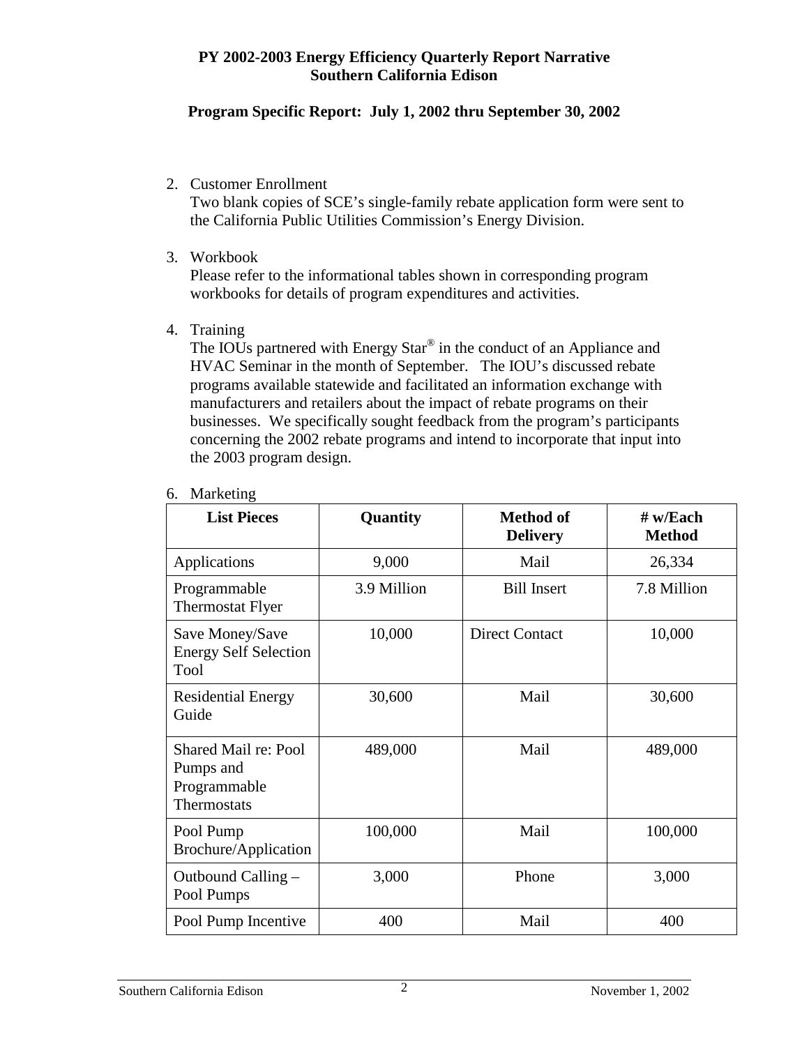**PY 2002-2003 Energy Efficiency Quarterly Report Narrative**
**Southern California Edison**

**Program Specific Report: July 1, 2002 thru September 30, 2002**

2. Customer Enrollment
   Two blank copies of SCE's single-family rebate application form were sent to the California Public Utilities Commission's Energy Division.

3. Workbook
   Please refer to the informational tables shown in corresponding program workbooks for details of program expenditures and activities.

4. Training
   The IOUs partnered with Energy Star® in the conduct of an Appliance and HVAC Seminar in the month of September. The IOU's discussed rebate programs available statewide and facilitated an information exchange with manufacturers and retailers about the impact of rebate programs on their businesses. We specifically sought feedback from the program's participants concerning the 2002 rebate programs and intend to incorporate that input into the 2003 program design.

6. Marketing

| List Pieces | Quantity | Method of Delivery | # w/Each Method |
|---|---|---|---|
| Applications | 9,000 | Mail | 26,334 |
| Programmable Thermostat Flyer | 3.9 Million | Bill Insert | 7.8 Million |
| Save Money/Save Energy Self Selection Tool | 10,000 | Direct Contact | 10,000 |
| Residential Energy Guide | 30,600 | Mail | 30,600 |
| Shared Mail re: Pool Pumps and Programmable Thermostats | 489,000 | Mail | 489,000 |
| Pool Pump Brochure/Application | 100,000 | Mail | 100,000 |
| Outbound Calling – Pool Pumps | 3,000 | Phone | 3,000 |
| Pool Pump Incentive | 400 | Mail | 400 |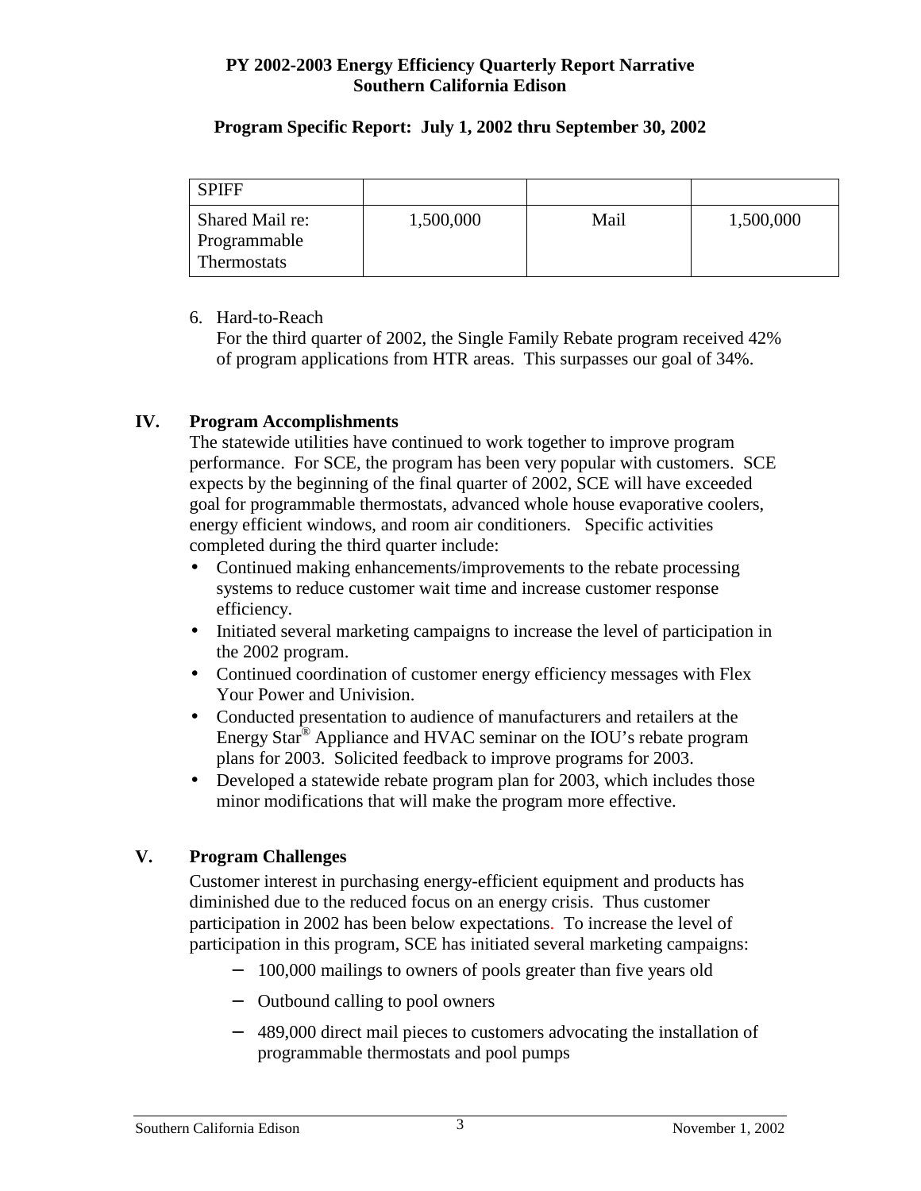| | | | |
|---|---|---|---|
| SPIFF | | | |
| Shared Mail re: Programmable Thermostats | 1,500,000 | Mail | 1,500,000 |

6. Hard-to-Reach
   For the third quarter of 2002, the Single Family Rebate program received 42% of program applications from HTR areas. This surpasses our goal of 34%.

## IV. Program Accomplishments

The statewide utilities have continued to work together to improve program performance. For SCE, the program has been very popular with customers. SCE expects by the beginning of the final quarter of 2002, SCE will have exceeded goal for programmable thermostats, advanced whole house evaporative coolers, energy efficient windows, and room air conditioners. Specific activities completed during the third quarter include:

- Continued making enhancements/improvements to the rebate processing systems to reduce customer wait time and increase customer response efficiency.
- Initiated several marketing campaigns to increase the level of participation in the 2002 program.
- Continued coordination of customer energy efficiency messages with Flex Your Power and Univision.
- Conducted presentation to audience of manufacturers and retailers at the Energy Star® Appliance and HVAC seminar on the IOU's rebate program plans for 2003. Solicited feedback to improve programs for 2003.
- Developed a statewide rebate program plan for 2003, which includes those minor modifications that will make the program more effective.

## V. Program Challenges

Customer interest in purchasing energy-efficient equipment and products has diminished due to the reduced focus on an energy crisis. Thus customer participation in 2002 has been below expectations. To increase the level of participation in this program, SCE has initiated several marketing campaigns:

- 100,000 mailings to owners of pools greater than five years old
- Outbound calling to pool owners
- 489,000 direct mail pieces to customers advocating the installation of programmable thermostats and pool pumps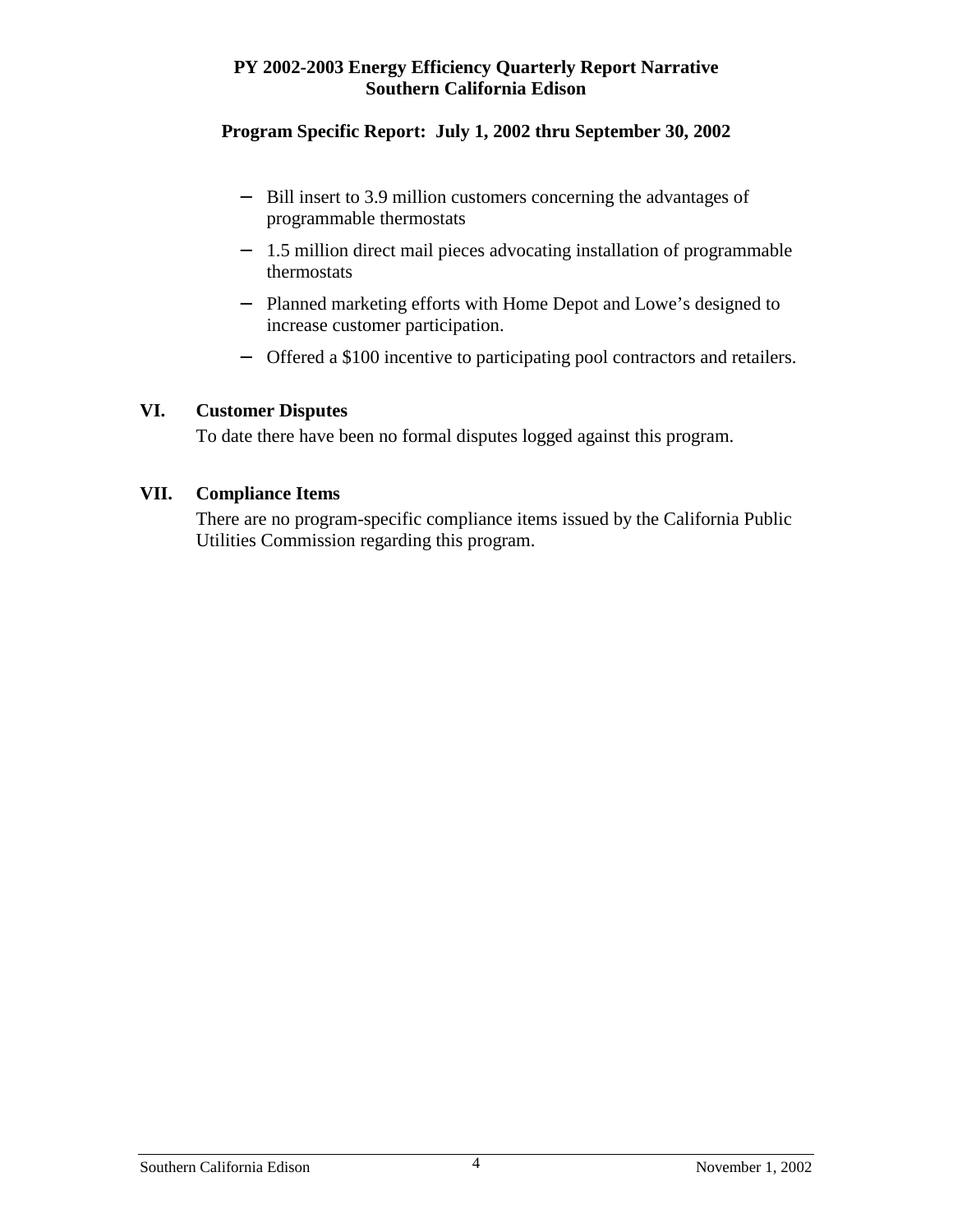- Bill insert to 3.9 million customers concerning the advantages of programmable thermostats
- 1.5 million direct mail pieces advocating installation of programmable thermostats
- Planned marketing efforts with Home Depot and Lowe's designed to increase customer participation.
- Offered a $100 incentive to participating pool contractors and retailers.

## VI. Customer Disputes

To date there have been no formal disputes logged against this program.

## VII. Compliance Items

There are no program-specific compliance items issued by the California Public Utilities Commission regarding this program.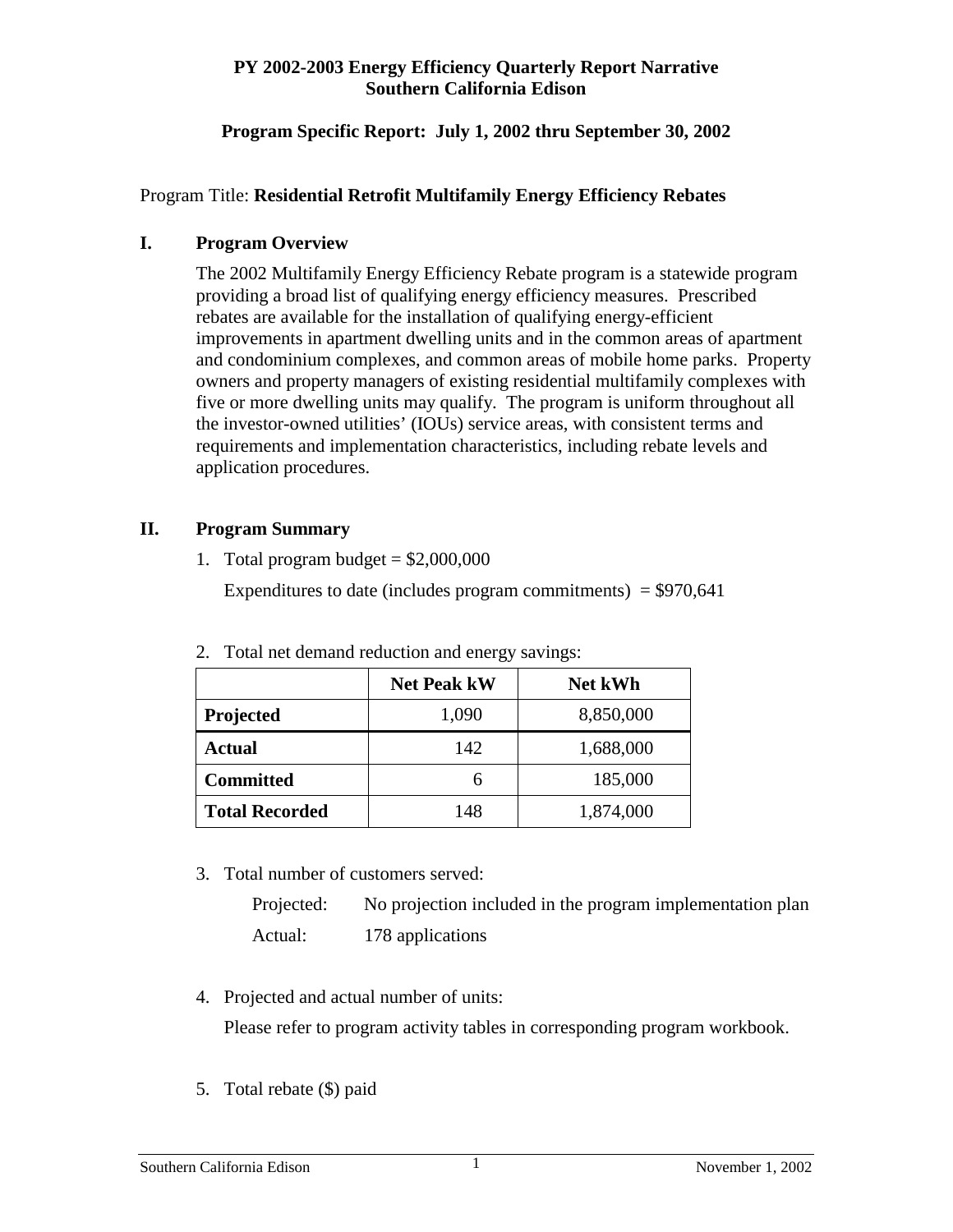**PY 2002-2003 Energy Efficiency Quarterly Report Narrative**
**Southern California Edison**

**Program Specific Report: July 1, 2002 thru September 30, 2002**

Program Title: **Residential Retrofit Multifamily Energy Efficiency Rebates**

## I. Program Overview

The 2002 Multifamily Energy Efficiency Rebate program is a statewide program providing a broad list of qualifying energy efficiency measures. Prescribed rebates are available for the installation of qualifying energy-efficient improvements in apartment dwelling units and in the common areas of apartment and condominium complexes, and common areas of mobile home parks. Property owners and property managers of existing residential multifamily complexes with five or more dwelling units may qualify. The program is uniform throughout all the investor-owned utilities' (IOUs) service areas, with consistent terms and requirements and implementation characteristics, including rebate levels and application procedures.

## II. Program Summary

1. Total program budget = $2,000,000

   Expenditures to date (includes program commitments) = $970,641

2. Total net demand reduction and energy savings:

| | Net Peak kW | Net kWh |
|---|---|---|
| **Projected** | 1,090 | 8,850,000 |
| **Actual** | 142 | 1,688,000 |
| **Committed** | 6 | 185,000 |
| **Total Recorded** | 148 | 1,874,000 |

3. Total number of customers served:

   Projected: No projection included in the program implementation plan

   Actual: 178 applications

4. Projected and actual number of units:

   Please refer to program activity tables in corresponding program workbook.

5. Total rebate ($) paid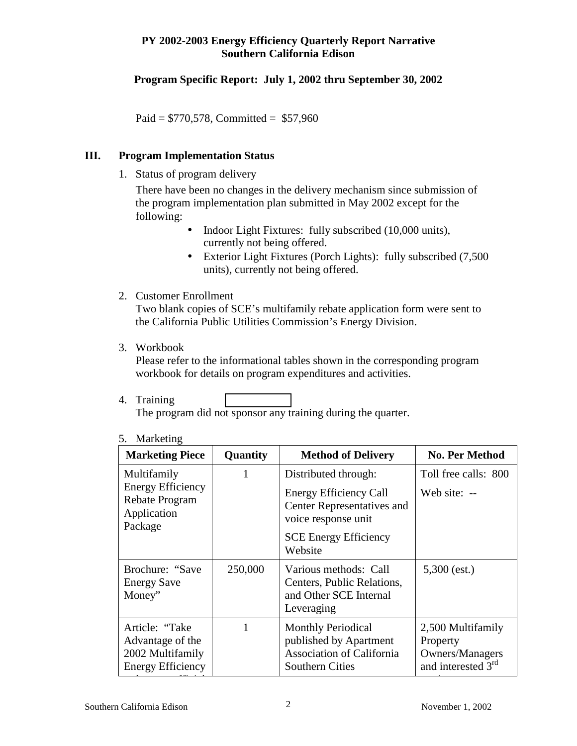**PY 2002-2003 Energy Efficiency Quarterly Report Narrative**
**Southern California Edison**

**Program Specific Report: July 1, 2002 thru September 30, 2002**

Paid = $770,578, Committed = $57,960

## III. Program Implementation Status

1. Status of program delivery

   There have been no changes in the delivery mechanism since submission of the program implementation plan submitted in May 2002 except for the following:

   - Indoor Light Fixtures: fully subscribed (10,000 units), currently not being offered.
   - Exterior Light Fixtures (Porch Lights): fully subscribed (7,500 units), currently not being offered.

2. Customer Enrollment
   Two blank copies of SCE's multifamily rebate application form were sent to the California Public Utilities Commission's Energy Division.

3. Workbook
   Please refer to the informational tables shown in the corresponding program workbook for details on program expenditures and activities.

4. Training
   The program did not sponsor any training during the quarter.

5. Marketing

| Marketing Piece | Quantity | Method of Delivery | No. Per Method |
|---|---|---|---|
| Multifamily Energy Efficiency Rebate Program Application Package | 1 | Distributed through: Energy Efficiency Call Center Representatives and voice response unit; SCE Energy Efficiency Website | Toll free calls: 800; Web site: -- |
| Brochure: "Save Energy Save Money" | 250,000 | Various methods: Call Centers, Public Relations, and Other SCE Internal Leveraging | 5,300 (est.) |
| Article: "Take Advantage of the 2002 Multifamily Energy Efficiency | 1 | Monthly Periodical published by Apartment Association of California Southern Cities | 2,500 Multifamily Property Owners/Managers and interested 3rd |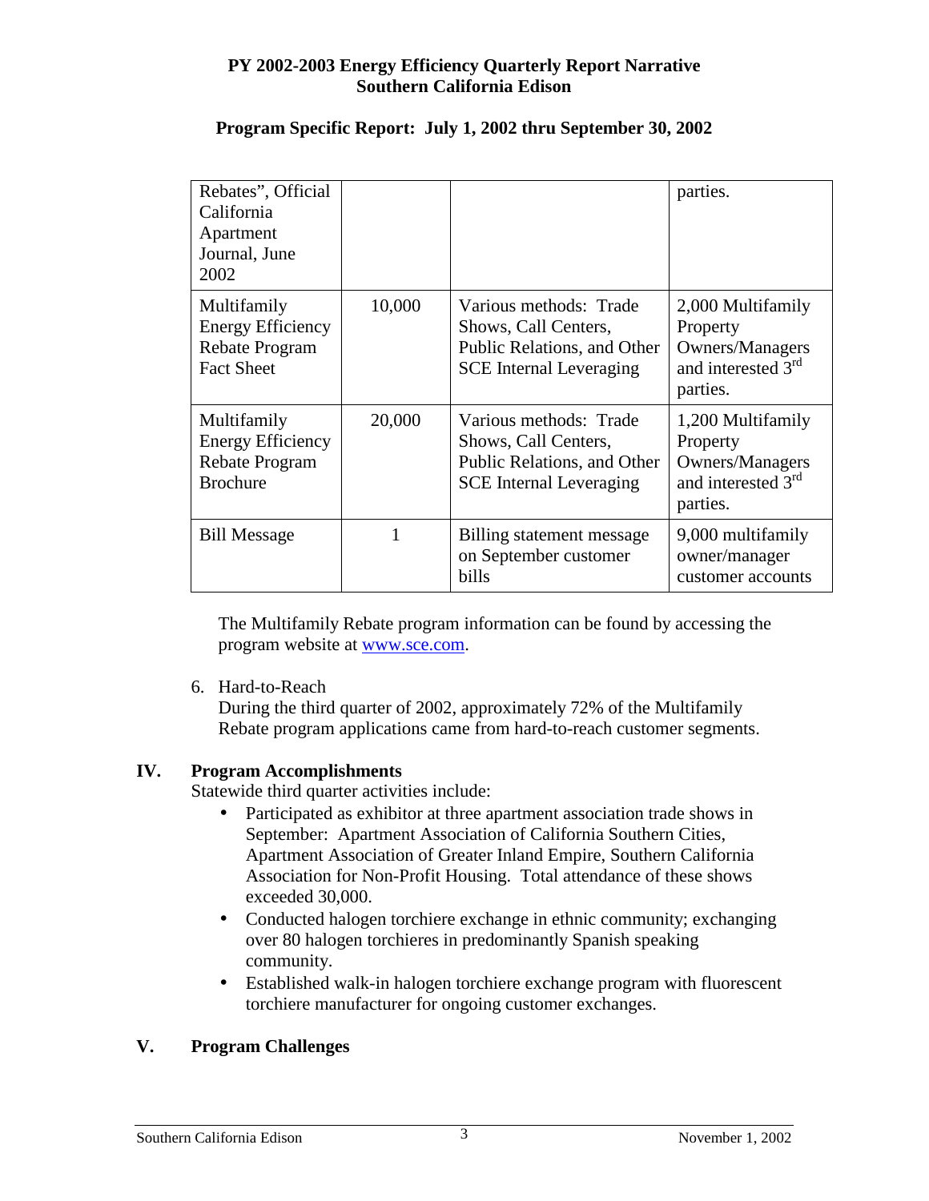| | | | |
|---|---|---|---|
| Rebates", Official California Apartment Journal, June 2002 | | | parties. |
| Multifamily Energy Efficiency Rebate Program Fact Sheet | 10,000 | Various methods: Trade Shows, Call Centers, Public Relations, and Other SCE Internal Leveraging | 2,000 Multifamily Property Owners/Managers and interested 3rd parties. |
| Multifamily Energy Efficiency Rebate Program Brochure | 20,000 | Various methods: Trade Shows, Call Centers, Public Relations, and Other SCE Internal Leveraging | 1,200 Multifamily Property Owners/Managers and interested 3rd parties. |
| Bill Message | 1 | Billing statement message on September customer bills | 9,000 multifamily owner/manager customer accounts |

The Multifamily Rebate program information can be found by accessing the program website at www.sce.com.

6. Hard-to-Reach

   During the third quarter of 2002, approximately 72% of the Multifamily Rebate program applications came from hard-to-reach customer segments.

## IV. Program Accomplishments

Statewide third quarter activities include:

- Participated as exhibitor at three apartment association trade shows in September: Apartment Association of California Southern Cities, Apartment Association of Greater Inland Empire, Southern California Association for Non-Profit Housing. Total attendance of these shows exceeded 30,000.
- Conducted halogen torchiere exchange in ethnic community; exchanging over 80 halogen torchieres in predominantly Spanish speaking community.
- Established walk-in halogen torchiere exchange program with fluorescent torchiere manufacturer for ongoing customer exchanges.

## V. Program Challenges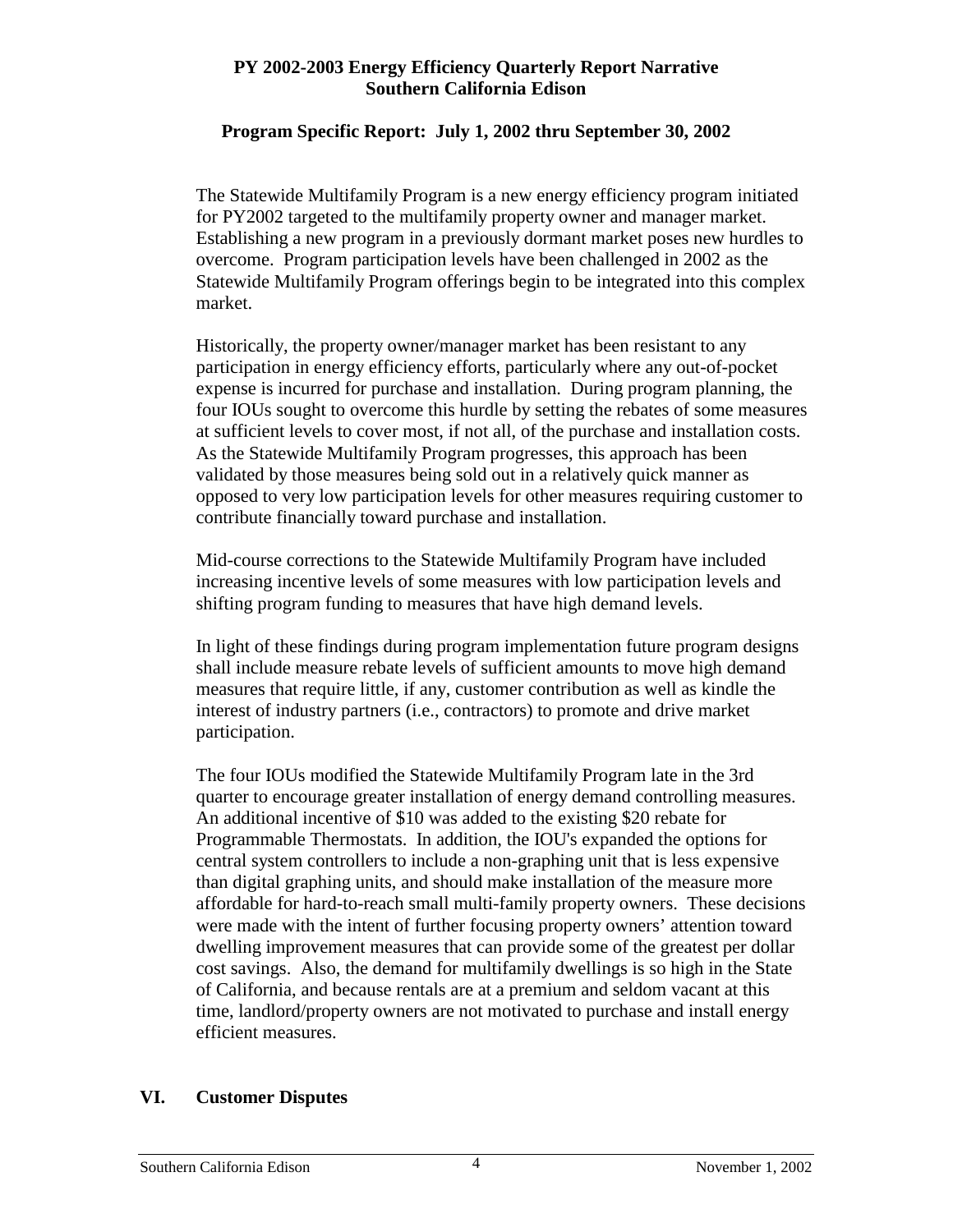The Statewide Multifamily Program is a new energy efficiency program initiated for PY2002 targeted to the multifamily property owner and manager market. Establishing a new program in a previously dormant market poses new hurdles to overcome. Program participation levels have been challenged in 2002 as the Statewide Multifamily Program offerings begin to be integrated into this complex market.

Historically, the property owner/manager market has been resistant to any participation in energy efficiency efforts, particularly where any out-of-pocket expense is incurred for purchase and installation. During program planning, the four IOUs sought to overcome this hurdle by setting the rebates of some measures at sufficient levels to cover most, if not all, of the purchase and installation costs. As the Statewide Multifamily Program progresses, this approach has been validated by those measures being sold out in a relatively quick manner as opposed to very low participation levels for other measures requiring customer to contribute financially toward purchase and installation.

Mid-course corrections to the Statewide Multifamily Program have included increasing incentive levels of some measures with low participation levels and shifting program funding to measures that have high demand levels.

In light of these findings during program implementation future program designs shall include measure rebate levels of sufficient amounts to move high demand measures that require little, if any, customer contribution as well as kindle the interest of industry partners (i.e., contractors) to promote and drive market participation.

The four IOUs modified the Statewide Multifamily Program late in the 3rd quarter to encourage greater installation of energy demand controlling measures. An additional incentive of $10 was added to the existing $20 rebate for Programmable Thermostats. In addition, the IOU's expanded the options for central system controllers to include a non-graphing unit that is less expensive than digital graphing units, and should make installation of the measure more affordable for hard-to-reach small multi-family property owners. These decisions were made with the intent of further focusing property owners' attention toward dwelling improvement measures that can provide some of the greatest per dollar cost savings. Also, the demand for multifamily dwellings is so high in the State of California, and because rentals are at a premium and seldom vacant at this time, landlord/property owners are not motivated to purchase and install energy efficient measures.

## VI. Customer Disputes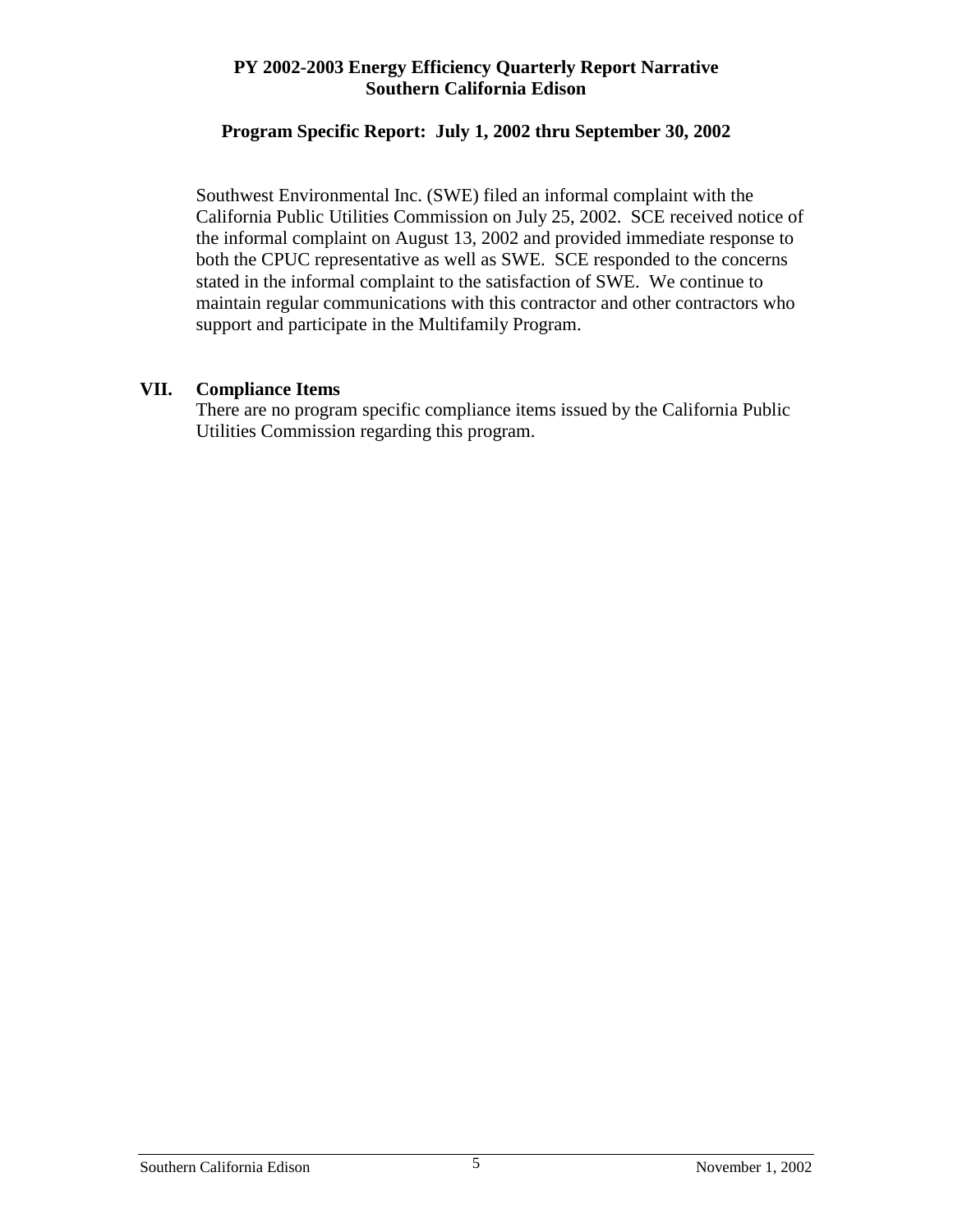Southwest Environmental Inc. (SWE) filed an informal complaint with the California Public Utilities Commission on July 25, 2002. SCE received notice of the informal complaint on August 13, 2002 and provided immediate response to both the CPUC representative as well as SWE. SCE responded to the concerns stated in the informal complaint to the satisfaction of SWE. We continue to maintain regular communications with this contractor and other contractors who support and participate in the Multifamily Program.

## VII. Compliance Items

There are no program specific compliance items issued by the California Public Utilities Commission regarding this program.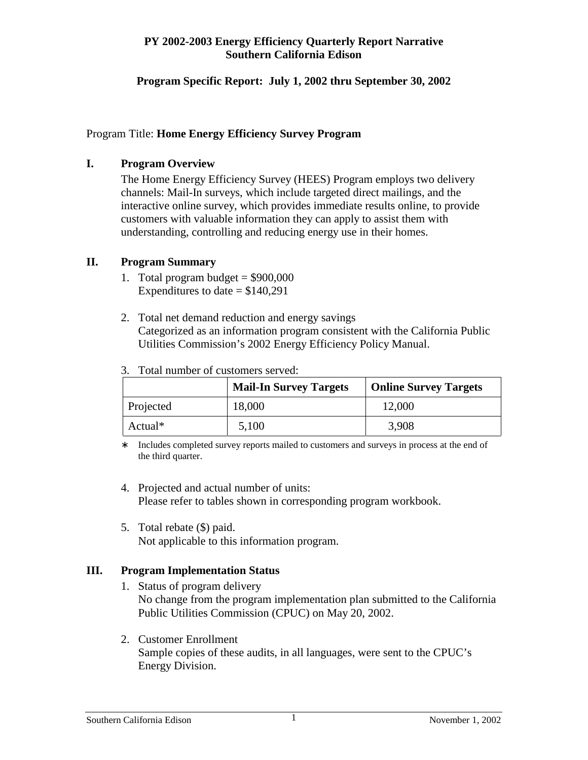**PY 2002-2003 Energy Efficiency Quarterly Report Narrative**
**Southern California Edison**

**Program Specific Report: July 1, 2002 thru September 30, 2002**

Program Title: **Home Energy Efficiency Survey Program**

## I. Program Overview

The Home Energy Efficiency Survey (HEES) Program employs two delivery channels: Mail-In surveys, which include targeted direct mailings, and the interactive online survey, which provides immediate results online, to provide customers with valuable information they can apply to assist them with understanding, controlling and reducing energy use in their homes.

## II. Program Summary

1. Total program budget = $900,000
   Expenditures to date = $140,291

2. Total net demand reduction and energy savings
   Categorized as an information program consistent with the California Public Utilities Commission's 2002 Energy Efficiency Policy Manual.

3. Total number of customers served:

| | **Mail-In Survey Targets** | **Online Survey Targets** |
|---|---|---|
| Projected | 18,000 | 12,000 |
| Actual* | 5,100 | 3,908 |

\* Includes completed survey reports mailed to customers and surveys in process at the end of the third quarter.

4. Projected and actual number of units:
   Please refer to tables shown in corresponding program workbook.

5. Total rebate ($) paid.
   Not applicable to this information program.

## III. Program Implementation Status

1. Status of program delivery
   No change from the program implementation plan submitted to the California Public Utilities Commission (CPUC) on May 20, 2002.

2. Customer Enrollment
   Sample copies of these audits, in all languages, were sent to the CPUC's Energy Division.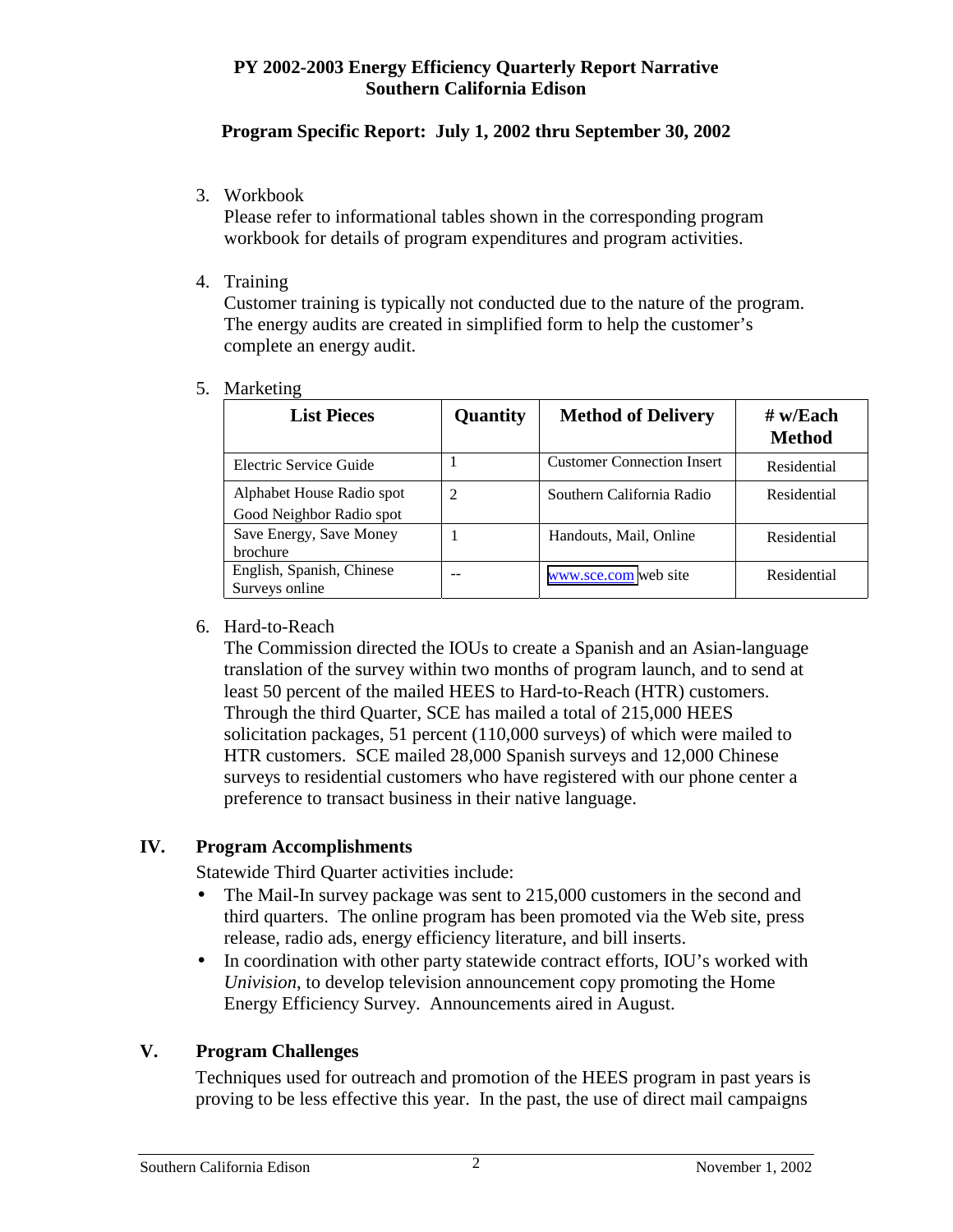**PY 2002-2003 Energy Efficiency Quarterly Report Narrative**
**Southern California Edison**

**Program Specific Report: July 1, 2002 thru September 30, 2002**

3. Workbook
   Please refer to informational tables shown in the corresponding program workbook for details of program expenditures and program activities.

4. Training
   Customer training is typically not conducted due to the nature of the program. The energy audits are created in simplified form to help the customer's complete an energy audit.

5. Marketing

| List Pieces | Quantity | Method of Delivery | # w/Each Method |
|---|---|---|---|
| Electric Service Guide | 1 | Customer Connection Insert | Residential |
| Alphabet House Radio spot<br>Good Neighbor Radio spot | 2 | Southern California Radio | Residential |
| Save Energy, Save Money brochure | 1 | Handouts, Mail, Online | Residential |
| English, Spanish, Chinese Surveys online | -- | www.sce.com web site | Residential |

6. Hard-to-Reach
   The Commission directed the IOUs to create a Spanish and an Asian-language translation of the survey within two months of program launch, and to send at least 50 percent of the mailed HEES to Hard-to-Reach (HTR) customers. Through the third Quarter, SCE has mailed a total of 215,000 HEES solicitation packages, 51 percent (110,000 surveys) of which were mailed to HTR customers. SCE mailed 28,000 Spanish surveys and 12,000 Chinese surveys to residential customers who have registered with our phone center a preference to transact business in their native language.

## IV. Program Accomplishments

Statewide Third Quarter activities include:

- The Mail-In survey package was sent to 215,000 customers in the second and third quarters. The online program has been promoted via the Web site, press release, radio ads, energy efficiency literature, and bill inserts.
- In coordination with other party statewide contract efforts, IOU's worked with *Univision*, to develop television announcement copy promoting the Home Energy Efficiency Survey. Announcements aired in August.

## V. Program Challenges

Techniques used for outreach and promotion of the HEES program in past years is proving to be less effective this year. In the past, the use of direct mail campaigns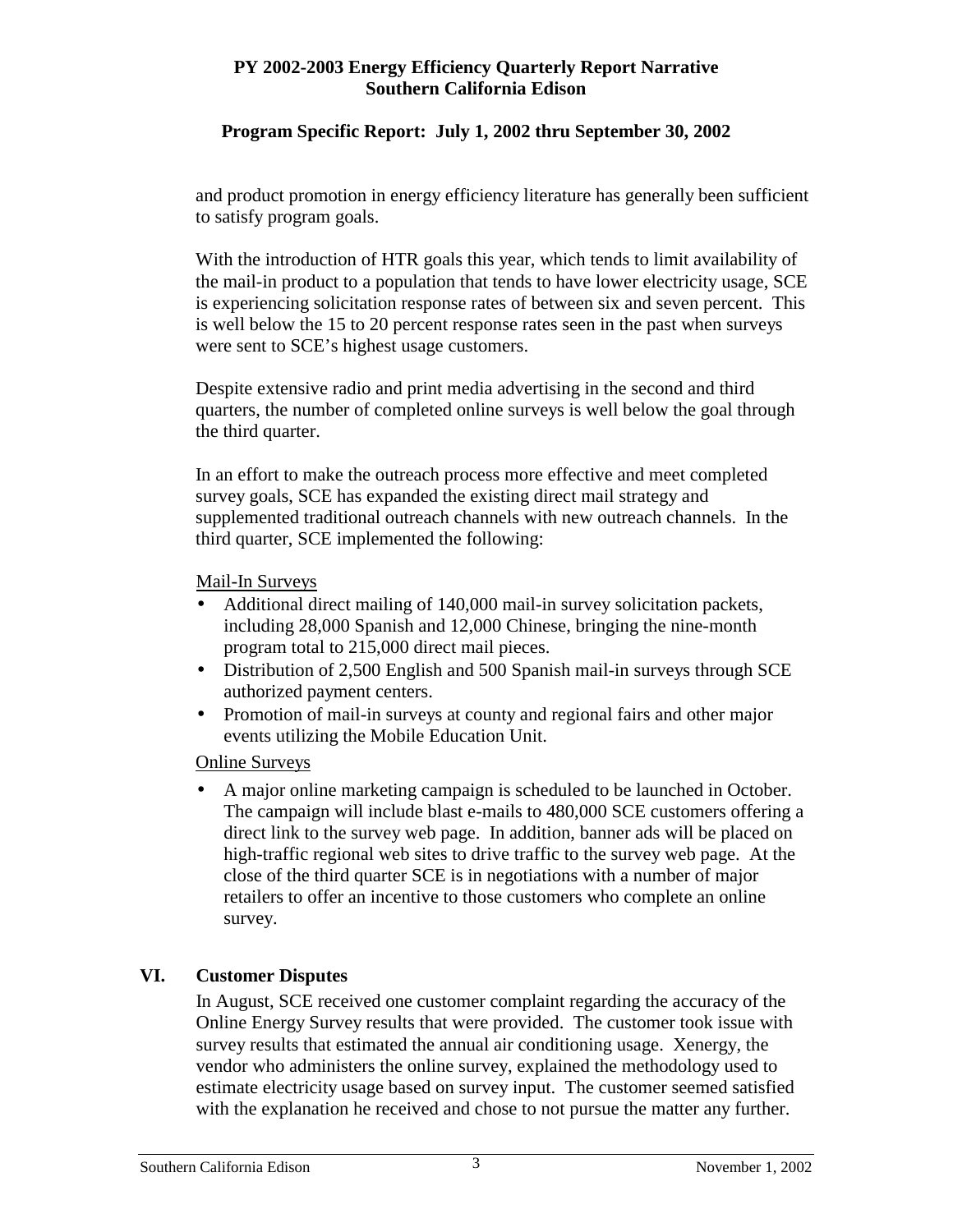and product promotion in energy efficiency literature has generally been sufficient to satisfy program goals.

With the introduction of HTR goals this year, which tends to limit availability of the mail-in product to a population that tends to have lower electricity usage, SCE is experiencing solicitation response rates of between six and seven percent. This is well below the 15 to 20 percent response rates seen in the past when surveys were sent to SCE's highest usage customers.

Despite extensive radio and print media advertising in the second and third quarters, the number of completed online surveys is well below the goal through the third quarter.

In an effort to make the outreach process more effective and meet completed survey goals, SCE has expanded the existing direct mail strategy and supplemented traditional outreach channels with new outreach channels. In the third quarter, SCE implemented the following:

Mail-In Surveys

- Additional direct mailing of 140,000 mail-in survey solicitation packets, including 28,000 Spanish and 12,000 Chinese, bringing the nine-month program total to 215,000 direct mail pieces.
- Distribution of 2,500 English and 500 Spanish mail-in surveys through SCE authorized payment centers.
- Promotion of mail-in surveys at county and regional fairs and other major events utilizing the Mobile Education Unit.

Online Surveys

- A major online marketing campaign is scheduled to be launched in October. The campaign will include blast e-mails to 480,000 SCE customers offering a direct link to the survey web page. In addition, banner ads will be placed on high-traffic regional web sites to drive traffic to the survey web page. At the close of the third quarter SCE is in negotiations with a number of major retailers to offer an incentive to those customers who complete an online survey.

## VI. Customer Disputes

In August, SCE received one customer complaint regarding the accuracy of the Online Energy Survey results that were provided. The customer took issue with survey results that estimated the annual air conditioning usage. Xenergy, the vendor who administers the online survey, explained the methodology used to estimate electricity usage based on survey input. The customer seemed satisfied with the explanation he received and chose to not pursue the matter any further.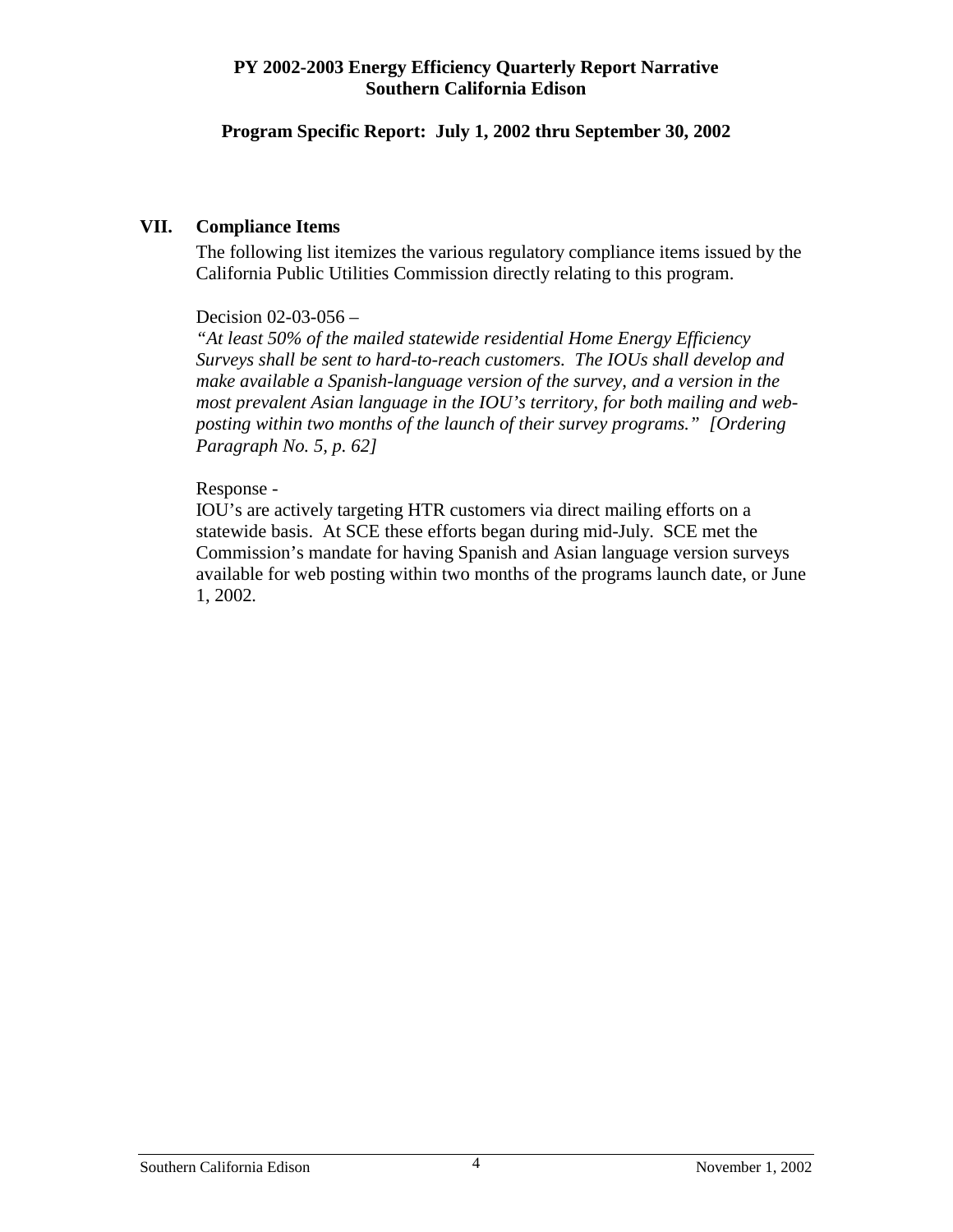**PY 2002-2003 Energy Efficiency Quarterly Report Narrative**
**Southern California Edison**

**Program Specific Report: July 1, 2002 thru September 30, 2002**

## VII. Compliance Items

The following list itemizes the various regulatory compliance items issued by the California Public Utilities Commission directly relating to this program.

Decision 02-03-056 –
*"At least 50% of the mailed statewide residential Home Energy Efficiency Surveys shall be sent to hard-to-reach customers. The IOUs shall develop and make available a Spanish-language version of the survey, and a version in the most prevalent Asian language in the IOU's territory, for both mailing and web-posting within two months of the launch of their survey programs." [Ordering Paragraph No. 5, p. 62]*

Response -
IOU's are actively targeting HTR customers via direct mailing efforts on a statewide basis. At SCE these efforts began during mid-July. SCE met the Commission's mandate for having Spanish and Asian language version surveys available for web posting within two months of the programs launch date, or June 1, 2002.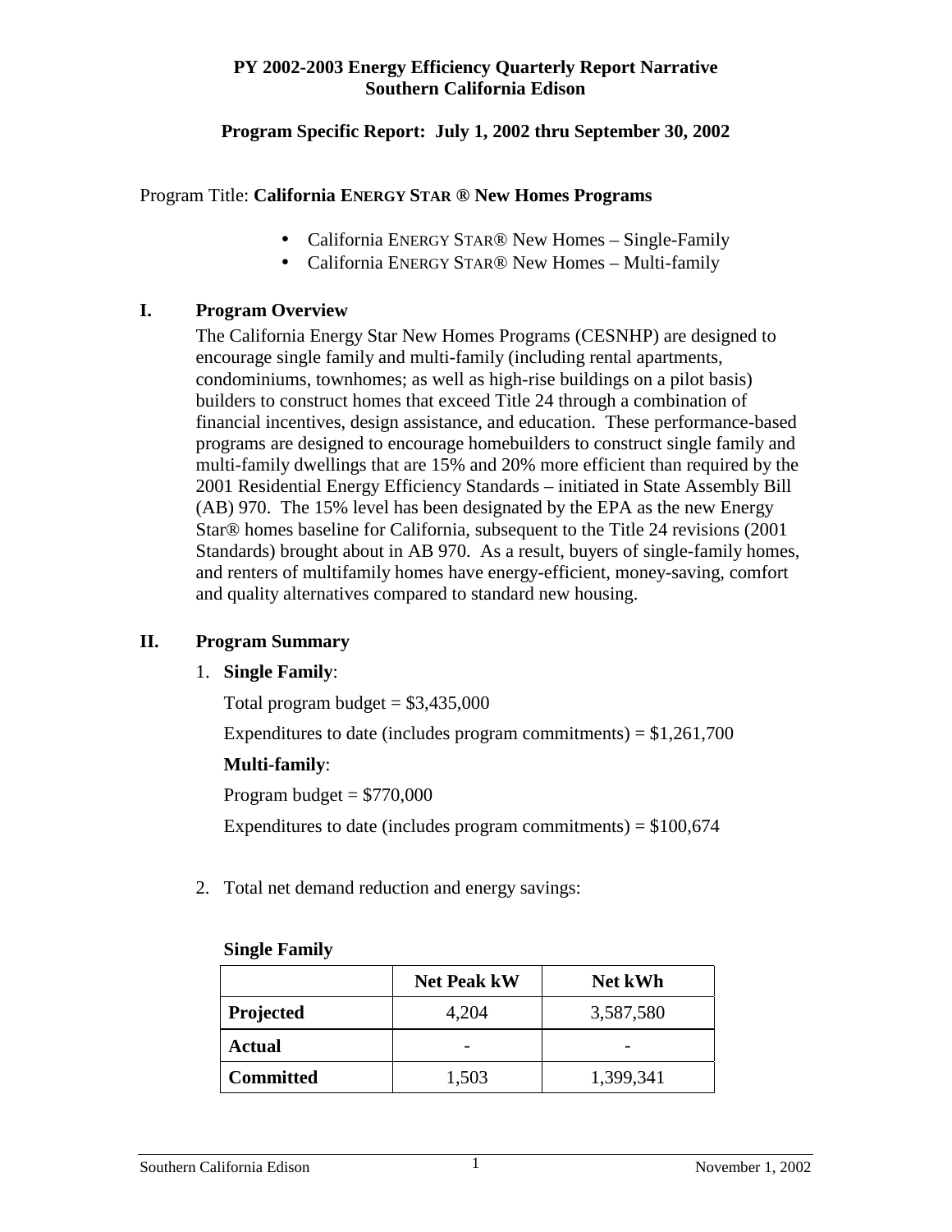**PY 2002-2003 Energy Efficiency Quarterly Report Narrative**
**Southern California Edison**

**Program Specific Report: July 1, 2002 thru September 30, 2002**

Program Title: **California ENERGY STAR ® New Homes Programs**

- California ENERGY STAR® New Homes – Single-Family
- California ENERGY STAR® New Homes – Multi-family

## I. Program Overview

The California Energy Star New Homes Programs (CESNHP) are designed to encourage single family and multi-family (including rental apartments, condominiums, townhomes; as well as high-rise buildings on a pilot basis) builders to construct homes that exceed Title 24 through a combination of financial incentives, design assistance, and education. These performance-based programs are designed to encourage homebuilders to construct single family and multi-family dwellings that are 15% and 20% more efficient than required by the 2001 Residential Energy Efficiency Standards – initiated in State Assembly Bill (AB) 970. The 15% level has been designated by the EPA as the new Energy Star® homes baseline for California, subsequent to the Title 24 revisions (2001 Standards) brought about in AB 970. As a result, buyers of single-family homes, and renters of multifamily homes have energy-efficient, money-saving, comfort and quality alternatives compared to standard new housing.

## II. Program Summary

1. **Single Family**:

   Total program budget = $3,435,000

   Expenditures to date (includes program commitments) = $1,261,700

   **Multi-family**:

   Program budget = $770,000

   Expenditures to date (includes program commitments) = $100,674

2. Total net demand reduction and energy savings:

**Single Family**

| | Net Peak kW | Net kWh |
|---|---|---|
| **Projected** | 4,204 | 3,587,580 |
| **Actual** | - | - |
| **Committed** | 1,503 | 1,399,341 |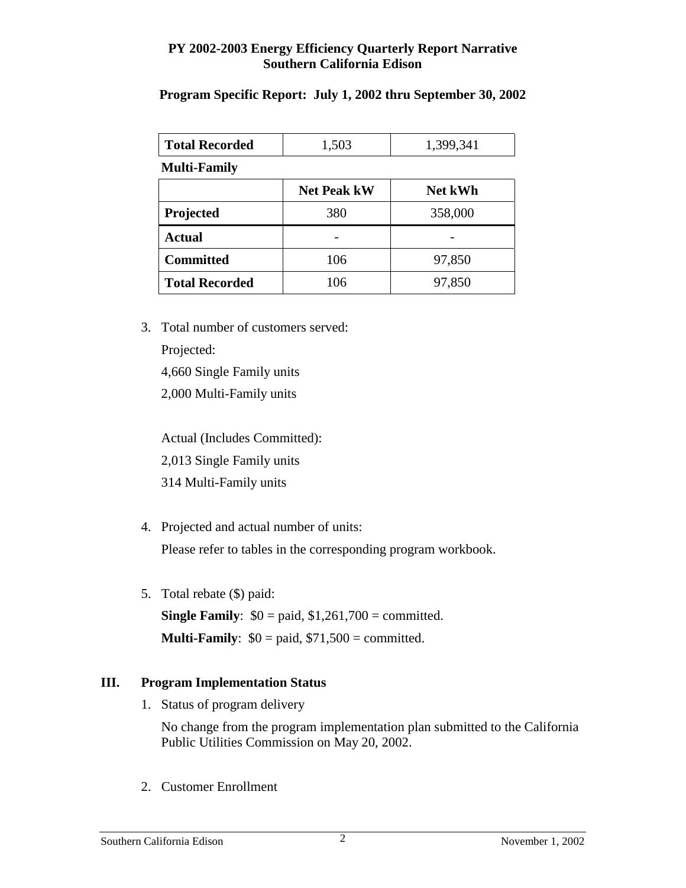| | | |
|---|---|---|
| **Total Recorded** | 1,503 | 1,399,341 |

**Multi-Family**

| | Net Peak kW | Net kWh |
|---|---|---|
| **Projected** | 380 | 358,000 |
| **Actual** | - | - |
| **Committed** | 106 | 97,850 |
| **Total Recorded** | 106 | 97,850 |

3. Total number of customers served:

   Projected:

   4,660 Single Family units

   2,000 Multi-Family units

   Actual (Includes Committed):

   2,013 Single Family units

   314 Multi-Family units

4. Projected and actual number of units:

   Please refer to tables in the corresponding program workbook.

5. Total rebate ($) paid:

   **Single Family**: $0 = paid, $1,261,700 = committed.

   **Multi-Family**: $0 = paid, $71,500 = committed.

## III. Program Implementation Status

1. Status of program delivery

   No change from the program implementation plan submitted to the California Public Utilities Commission on May 20, 2002.

2. Customer Enrollment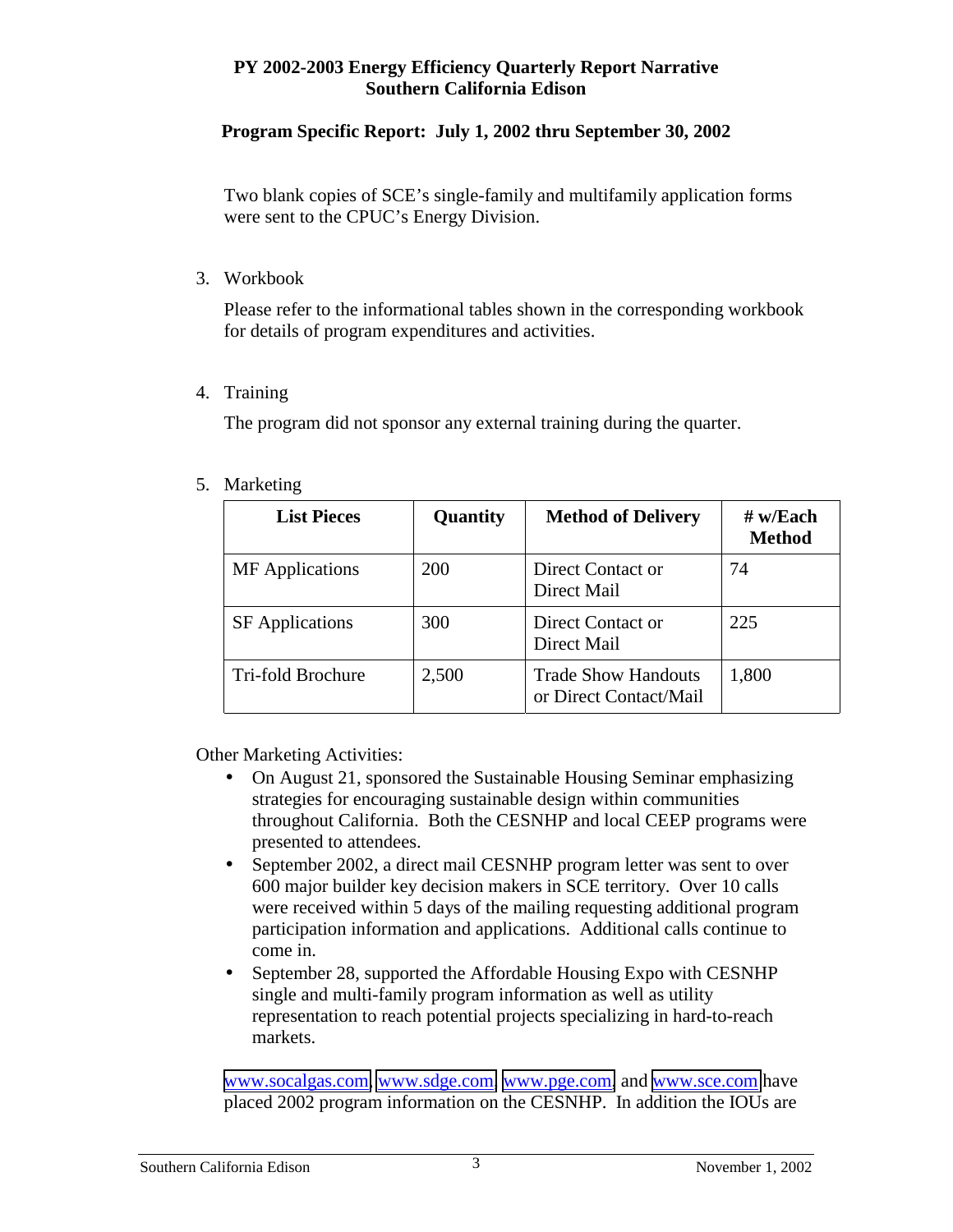Two blank copies of SCE's single-family and multifamily application forms were sent to the CPUC's Energy Division.

3. Workbook

   Please refer to the informational tables shown in the corresponding workbook for details of program expenditures and activities.

4. Training

   The program did not sponsor any external training during the quarter.

5. Marketing

| List Pieces | Quantity | Method of Delivery | # w/Each Method |
|---|---|---|---|
| MF Applications | 200 | Direct Contact or Direct Mail | 74 |
| SF Applications | 300 | Direct Contact or Direct Mail | 225 |
| Tri-fold Brochure | 2,500 | Trade Show Handouts or Direct Contact/Mail | 1,800 |

Other Marketing Activities:

- On August 21, sponsored the Sustainable Housing Seminar emphasizing strategies for encouraging sustainable design within communities throughout California. Both the CESNHP and local CEEP programs were presented to attendees.
- September 2002, a direct mail CESNHP program letter was sent to over 600 major builder key decision makers in SCE territory. Over 10 calls were received within 5 days of the mailing requesting additional program participation information and applications. Additional calls continue to come in.
- September 28, supported the Affordable Housing Expo with CESNHP single and multi-family program information as well as utility representation to reach potential projects specializing in hard-to-reach markets.

www.socalgas.com, www.sdge.com, www.pge.com, and www.sce.com have placed 2002 program information on the CESNHP. In addition the IOUs are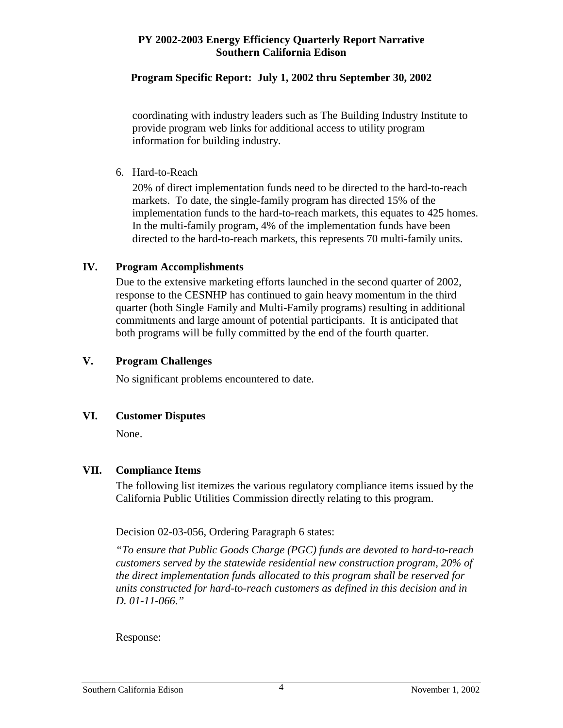coordinating with industry leaders such as The Building Industry Institute to provide program web links for additional access to utility program information for building industry.

6. Hard-to-Reach

   20% of direct implementation funds need to be directed to the hard-to-reach markets. To date, the single-family program has directed 15% of the implementation funds to the hard-to-reach markets, this equates to 425 homes. In the multi-family program, 4% of the implementation funds have been directed to the hard-to-reach markets, this represents 70 multi-family units.

## IV. Program Accomplishments

Due to the extensive marketing efforts launched in the second quarter of 2002, response to the CESNHP has continued to gain heavy momentum in the third quarter (both Single Family and Multi-Family programs) resulting in additional commitments and large amount of potential participants. It is anticipated that both programs will be fully committed by the end of the fourth quarter.

## V. Program Challenges

No significant problems encountered to date.

## VI. Customer Disputes

None.

## VII. Compliance Items

The following list itemizes the various regulatory compliance items issued by the California Public Utilities Commission directly relating to this program.

Decision 02-03-056, Ordering Paragraph 6 states:

*"To ensure that Public Goods Charge (PGC) funds are devoted to hard-to-reach customers served by the statewide residential new construction program, 20% of the direct implementation funds allocated to this program shall be reserved for units constructed for hard-to-reach customers as defined in this decision and in D. 01-11-066."*

Response: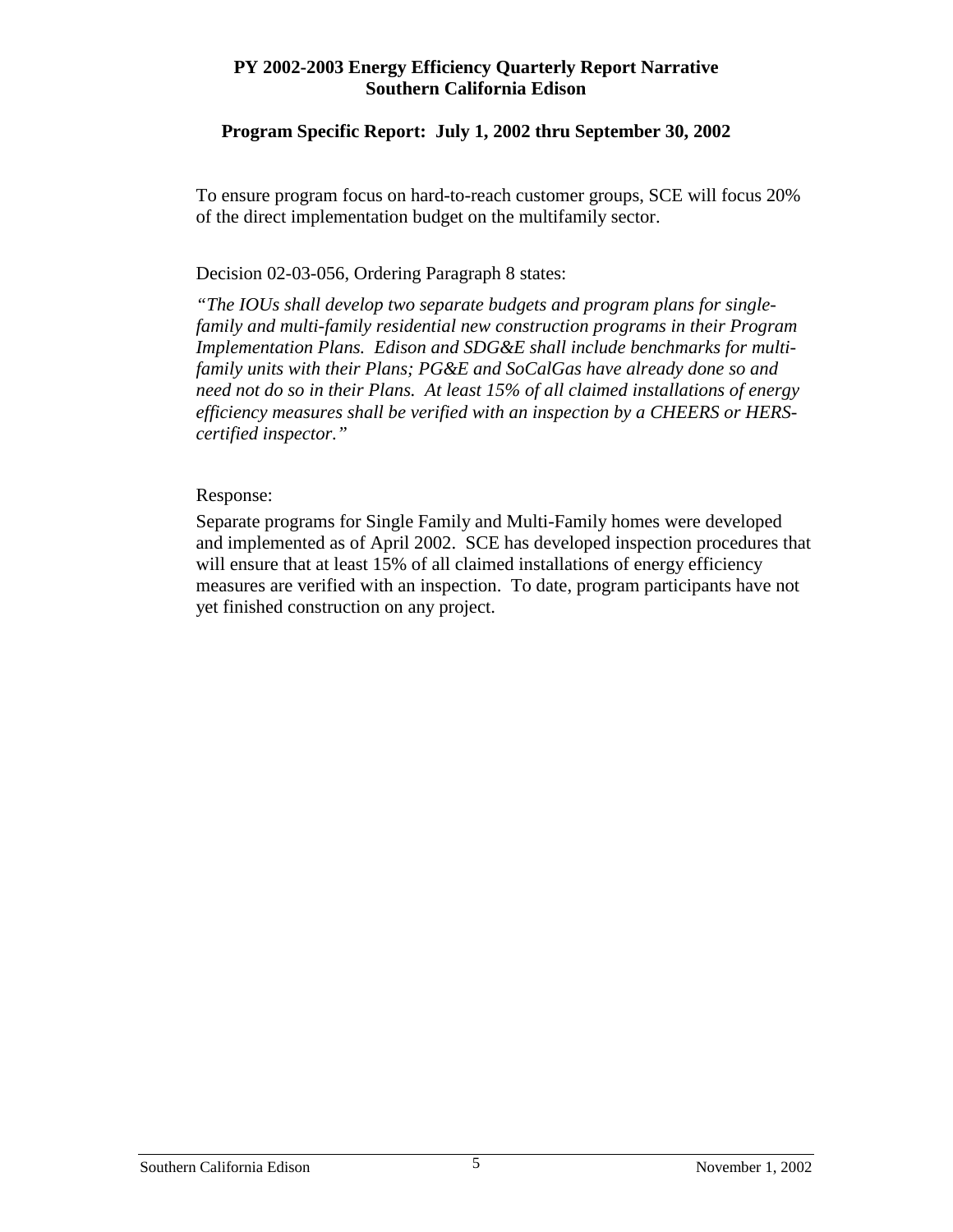To ensure program focus on hard-to-reach customer groups, SCE will focus 20% of the direct implementation budget on the multifamily sector.

Decision 02-03-056, Ordering Paragraph 8 states:

*"The IOUs shall develop two separate budgets and program plans for single-family and multi-family residential new construction programs in their Program Implementation Plans. Edison and SDG&E shall include benchmarks for multi-family units with their Plans; PG&E and SoCalGas have already done so and need not do so in their Plans. At least 15% of all claimed installations of energy efficiency measures shall be verified with an inspection by a CHEERS or HERS-certified inspector."*

Response:

Separate programs for Single Family and Multi-Family homes were developed and implemented as of April 2002. SCE has developed inspection procedures that will ensure that at least 15% of all claimed installations of energy efficiency measures are verified with an inspection. To date, program participants have not yet finished construction on any project.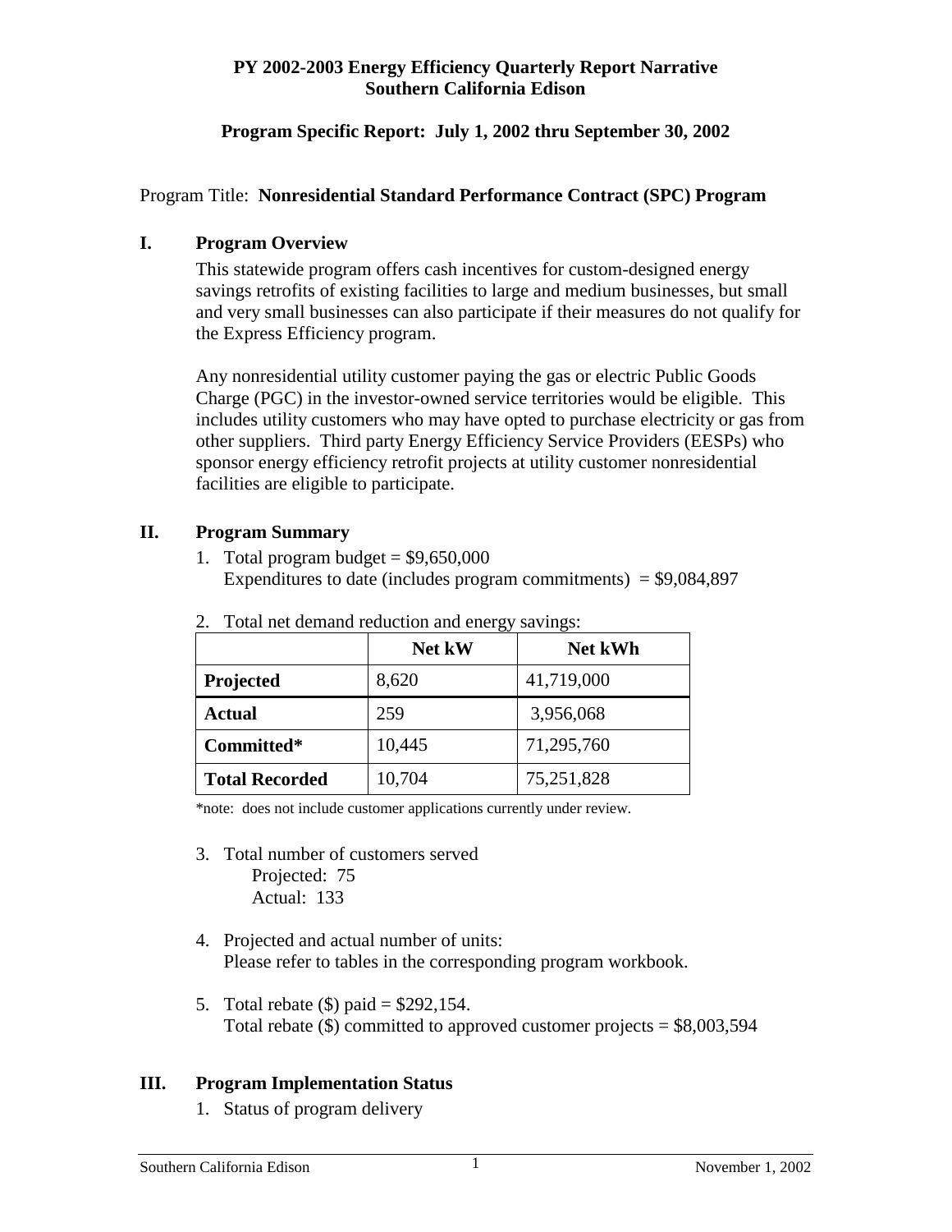**PY 2002-2003 Energy Efficiency Quarterly Report Narrative**
**Southern California Edison**

**Program Specific Report: July 1, 2002 thru September 30, 2002**

Program Title: **Nonresidential Standard Performance Contract (SPC) Program**

## I. Program Overview

This statewide program offers cash incentives for custom-designed energy savings retrofits of existing facilities to large and medium businesses, but small and very small businesses can also participate if their measures do not qualify for the Express Efficiency program.

Any nonresidential utility customer paying the gas or electric Public Goods Charge (PGC) in the investor-owned service territories would be eligible. This includes utility customers who may have opted to purchase electricity or gas from other suppliers. Third party Energy Efficiency Service Providers (EESPs) who sponsor energy efficiency retrofit projects at utility customer nonresidential facilities are eligible to participate.

## II. Program Summary

1. Total program budget = $9,650,000
   Expenditures to date (includes program commitments) = $9,084,897

2. Total net demand reduction and energy savings:

| | Net kW | Net kWh |
|---|---|---|
| **Projected** | 8,620 | 41,719,000 |
| **Actual** | 259 | 3,956,068 |
| **Committed*** | 10,445 | 71,295,760 |
| **Total Recorded** | 10,704 | 75,251,828 |

*note: does not include customer applications currently under review.

3. Total number of customers served
   Projected: 75
   Actual: 133

4. Projected and actual number of units:
   Please refer to tables in the corresponding program workbook.

5. Total rebate ($) paid = $292,154.
   Total rebate ($) committed to approved customer projects = $8,003,594

## III. Program Implementation Status

1. Status of program delivery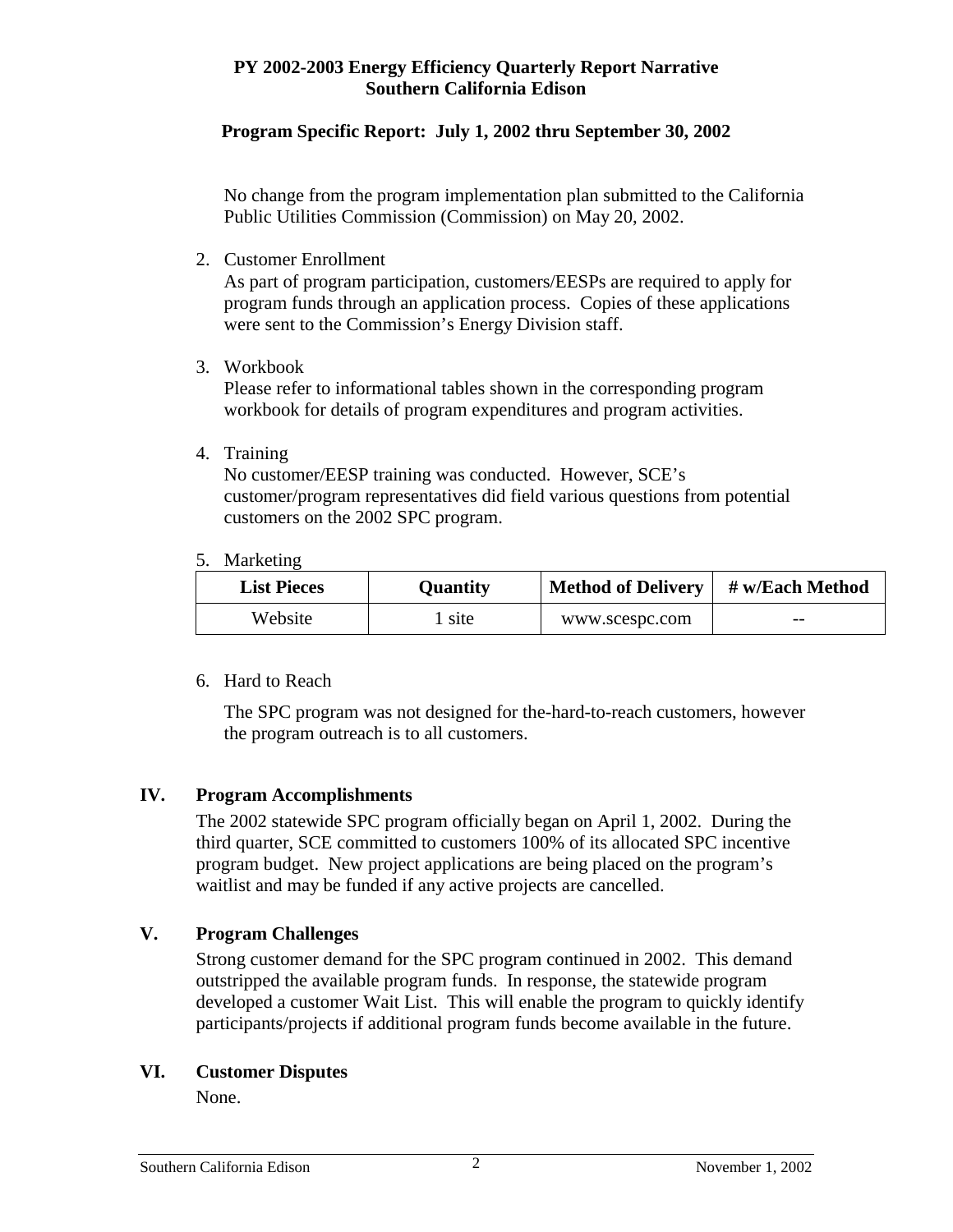**PY 2002-2003 Energy Efficiency Quarterly Report Narrative**
**Southern California Edison**

**Program Specific Report: July 1, 2002 thru September 30, 2002**

No change from the program implementation plan submitted to the California Public Utilities Commission (Commission) on May 20, 2002.

2. Customer Enrollment
   As part of program participation, customers/EESPs are required to apply for program funds through an application process. Copies of these applications were sent to the Commission's Energy Division staff.

3. Workbook
   Please refer to informational tables shown in the corresponding program workbook for details of program expenditures and program activities.

4. Training
   No customer/EESP training was conducted. However, SCE's customer/program representatives did field various questions from potential customers on the 2002 SPC program.

5. Marketing

| List Pieces | Quantity | Method of Delivery | # w/Each Method |
|---|---|---|---|
| Website | 1 site | www.scespc.com | -- |

6. Hard to Reach

   The SPC program was not designed for the-hard-to-reach customers, however the program outreach is to all customers.

## IV. Program Accomplishments

The 2002 statewide SPC program officially began on April 1, 2002. During the third quarter, SCE committed to customers 100% of its allocated SPC incentive program budget. New project applications are being placed on the program's waitlist and may be funded if any active projects are cancelled.

## V. Program Challenges

Strong customer demand for the SPC program continued in 2002. This demand outstripped the available program funds. In response, the statewide program developed a customer Wait List. This will enable the program to quickly identify participants/projects if additional program funds become available in the future.

## VI. Customer Disputes

None.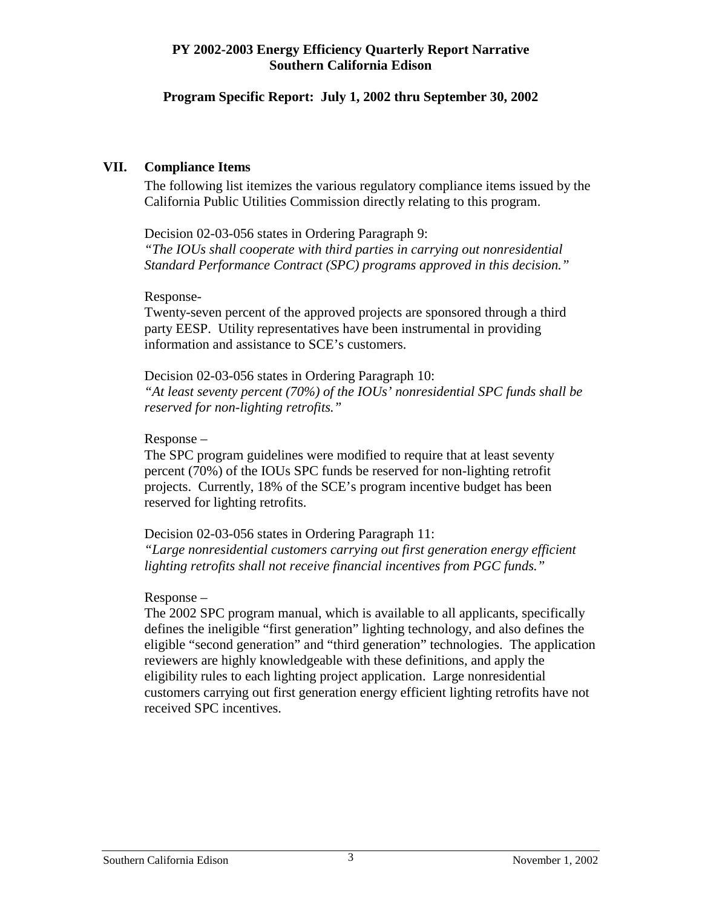**PY 2002-2003 Energy Efficiency Quarterly Report Narrative**
**Southern California Edison**

**Program Specific Report: July 1, 2002 thru September 30, 2002**

## VII. Compliance Items

The following list itemizes the various regulatory compliance items issued by the California Public Utilities Commission directly relating to this program.

Decision 02-03-056 states in Ordering Paragraph 9:
*"The IOUs shall cooperate with third parties in carrying out nonresidential Standard Performance Contract (SPC) programs approved in this decision."*

Response-
Twenty-seven percent of the approved projects are sponsored through a third party EESP. Utility representatives have been instrumental in providing information and assistance to SCE's customers.

Decision 02-03-056 states in Ordering Paragraph 10:
*"At least seventy percent (70%) of the IOUs' nonresidential SPC funds shall be reserved for non-lighting retrofits."*

Response –
The SPC program guidelines were modified to require that at least seventy percent (70%) of the IOUs SPC funds be reserved for non-lighting retrofit projects. Currently, 18% of the SCE's program incentive budget has been reserved for lighting retrofits.

Decision 02-03-056 states in Ordering Paragraph 11:
*"Large nonresidential customers carrying out first generation energy efficient lighting retrofits shall not receive financial incentives from PGC funds."*

Response –
The 2002 SPC program manual, which is available to all applicants, specifically defines the ineligible "first generation" lighting technology, and also defines the eligible "second generation" and "third generation" technologies. The application reviewers are highly knowledgeable with these definitions, and apply the eligibility rules to each lighting project application. Large nonresidential customers carrying out first generation energy efficient lighting retrofits have not received SPC incentives.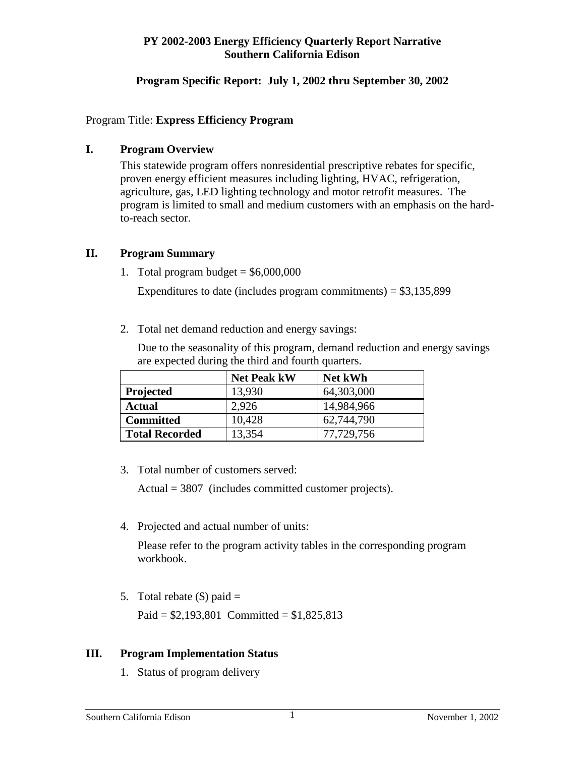**PY 2002-2003 Energy Efficiency Quarterly Report Narrative**
**Southern California Edison**

**Program Specific Report: July 1, 2002 thru September 30, 2002**

Program Title: **Express Efficiency Program**

## I. Program Overview

This statewide program offers nonresidential prescriptive rebates for specific, proven energy efficient measures including lighting, HVAC, refrigeration, agriculture, gas, LED lighting technology and motor retrofit measures. The program is limited to small and medium customers with an emphasis on the hard-to-reach sector.

## II. Program Summary

1. Total program budget = $6,000,000

   Expenditures to date (includes program commitments) = $3,135,899

2. Total net demand reduction and energy savings:

   Due to the seasonality of this program, demand reduction and energy savings are expected during the third and fourth quarters.

| | Net Peak kW | Net kWh |
|---|---|---|
| **Projected** | 13,930 | 64,303,000 |
| **Actual** | 2,926 | 14,984,966 |
| **Committed** | 10,428 | 62,744,790 |
| **Total Recorded** | 13,354 | 77,729,756 |

3. Total number of customers served:

   Actual = 3807 (includes committed customer projects).

4. Projected and actual number of units:

   Please refer to the program activity tables in the corresponding program workbook.

5. Total rebate ($) paid =

   Paid = $2,193,801 Committed = $1,825,813

## III. Program Implementation Status

1. Status of program delivery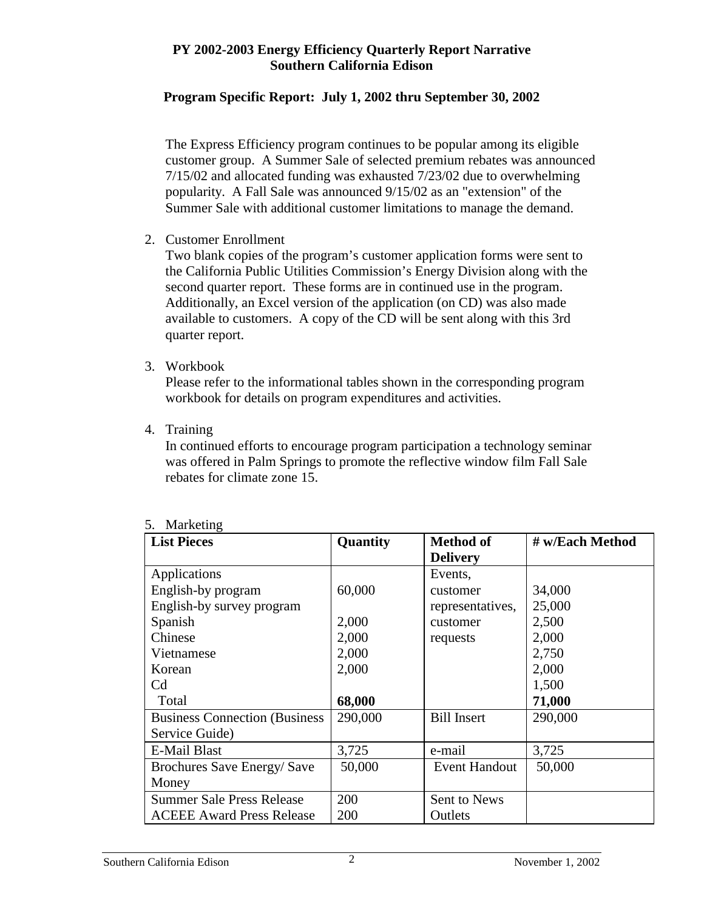**PY 2002-2003 Energy Efficiency Quarterly Report Narrative**
**Southern California Edison**

**Program Specific Report: July 1, 2002 thru September 30, 2002**

The Express Efficiency program continues to be popular among its eligible customer group. A Summer Sale of selected premium rebates was announced 7/15/02 and allocated funding was exhausted 7/23/02 due to overwhelming popularity. A Fall Sale was announced 9/15/02 as an "extension" of the Summer Sale with additional customer limitations to manage the demand.

2. Customer Enrollment
   Two blank copies of the program's customer application forms were sent to the California Public Utilities Commission's Energy Division along with the second quarter report. These forms are in continued use in the program. Additionally, an Excel version of the application (on CD) was also made available to customers. A copy of the CD will be sent along with this 3rd quarter report.

3. Workbook
   Please refer to the informational tables shown in the corresponding program workbook for details on program expenditures and activities.

4. Training
   In continued efforts to encourage program participation a technology seminar was offered in Palm Springs to promote the reflective window film Fall Sale rebates for climate zone 15.

5. Marketing

| **List Pieces** | **Quantity** | **Method of Delivery** | **# w/Each Method** |
|---|---|---|---|
| Applications<br>English-by program<br>English-by survey program<br>Spanish<br>Chinese<br>Vietnamese<br>Korean<br>Cd<br>Total | <br>60,000<br><br>2,000<br>2,000<br>2,000<br>2,000<br><br>**68,000** | Events, customer representatives, customer requests | <br>34,000<br>25,000<br>2,500<br>2,000<br>2,750<br>2,000<br>1,500<br>**71,000** |
| Business Connection (Business Service Guide) | 290,000 | Bill Insert | 290,000 |
| E-Mail Blast | 3,725 | e-mail | 3,725 |
| Brochures Save Energy/ Save Money | 50,000 | Event Handout | 50,000 |
| Summer Sale Press Release<br>ACEEE Award Press Release | 200<br>200 | Sent to News Outlets | |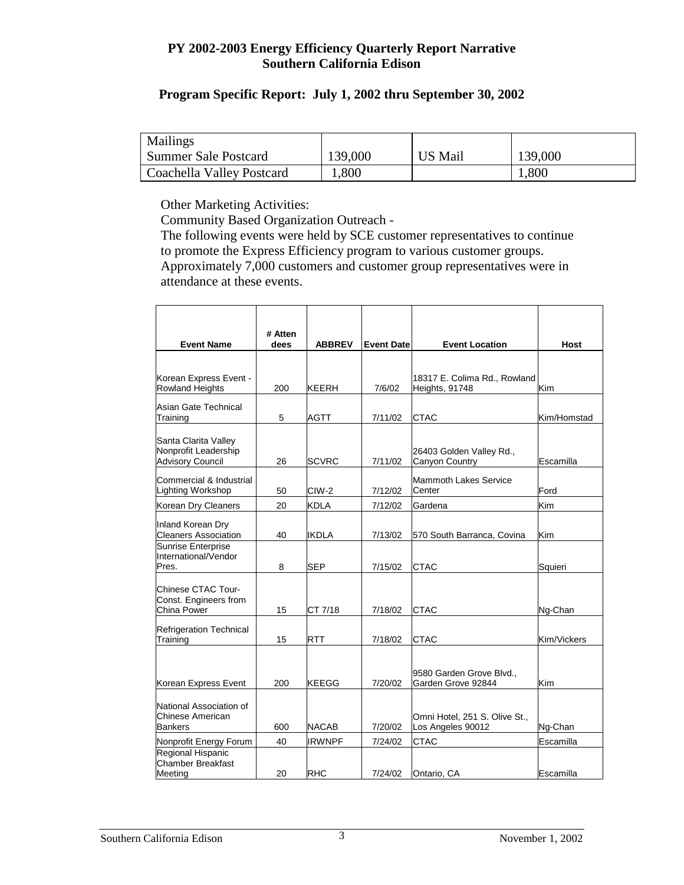**PY 2002-2003 Energy Efficiency Quarterly Report Narrative**
**Southern California Edison**

**Program Specific Report: July 1, 2002 thru September 30, 2002**

| | | | |
|---|---|---|---|
| Mailings<br>Summer Sale Postcard | 139,000 | US Mail | 139,000 |
| Coachella Valley Postcard | 1,800 | | 1,800 |

Other Marketing Activities:

Community Based Organization Outreach -

The following events were held by SCE customer representatives to continue to promote the Express Efficiency program to various customer groups. Approximately 7,000 customers and customer group representatives were in attendance at these events.

| Event Name | # Attendees | ABBREV | Event Date | Event Location | Host |
|---|---|---|---|---|---|
| Korean Express Event - Rowland Heights | 200 | KEERH | 7/6/02 | 18317 E. Colima Rd., Rowland Heights, 91748 | Kim |
| Asian Gate Technical Training | 5 | AGTT | 7/11/02 | CTAC | Kim/Homstad |
| Santa Clarita Valley Nonprofit Leadership Advisory Council | 26 | SCVRC | 7/11/02 | 26403 Golden Valley Rd., Canyon Country | Escamilla |
| Commercial & Industrial Lighting Workshop | 50 | CIW-2 | 7/12/02 | Mammoth Lakes Service Center | Ford |
| Korean Dry Cleaners | 20 | KDLA | 7/12/02 | Gardena | Kim |
| Inland Korean Dry Cleaners Association | 40 | IKDLA | 7/13/02 | 570 South Barranca, Covina | Kim |
| Sunrise Enterprise International/Vendor Pres. | 8 | SEP | 7/15/02 | CTAC | Squieri |
| Chinese CTAC Tour- Const. Engineers from China Power | 15 | CT 7/18 | 7/18/02 | CTAC | Ng-Chan |
| Refrigeration Technical Training | 15 | RTT | 7/18/02 | CTAC | Kim/Vickers |
| Korean Express Event | 200 | KEEGG | 7/20/02 | 9580 Garden Grove Blvd., Garden Grove 92844 | Kim |
| National Association of Chinese American Bankers | 600 | NACAB | 7/20/02 | Omni Hotel, 251 S. Olive St., Los Angeles 90012 | Ng-Chan |
| Nonprofit Energy Forum | 40 | IRWNPF | 7/24/02 | CTAC | Escamilla |
| Regional Hispanic Chamber Breakfast Meeting | 20 | RHC | 7/24/02 | Ontario, CA | Escamilla |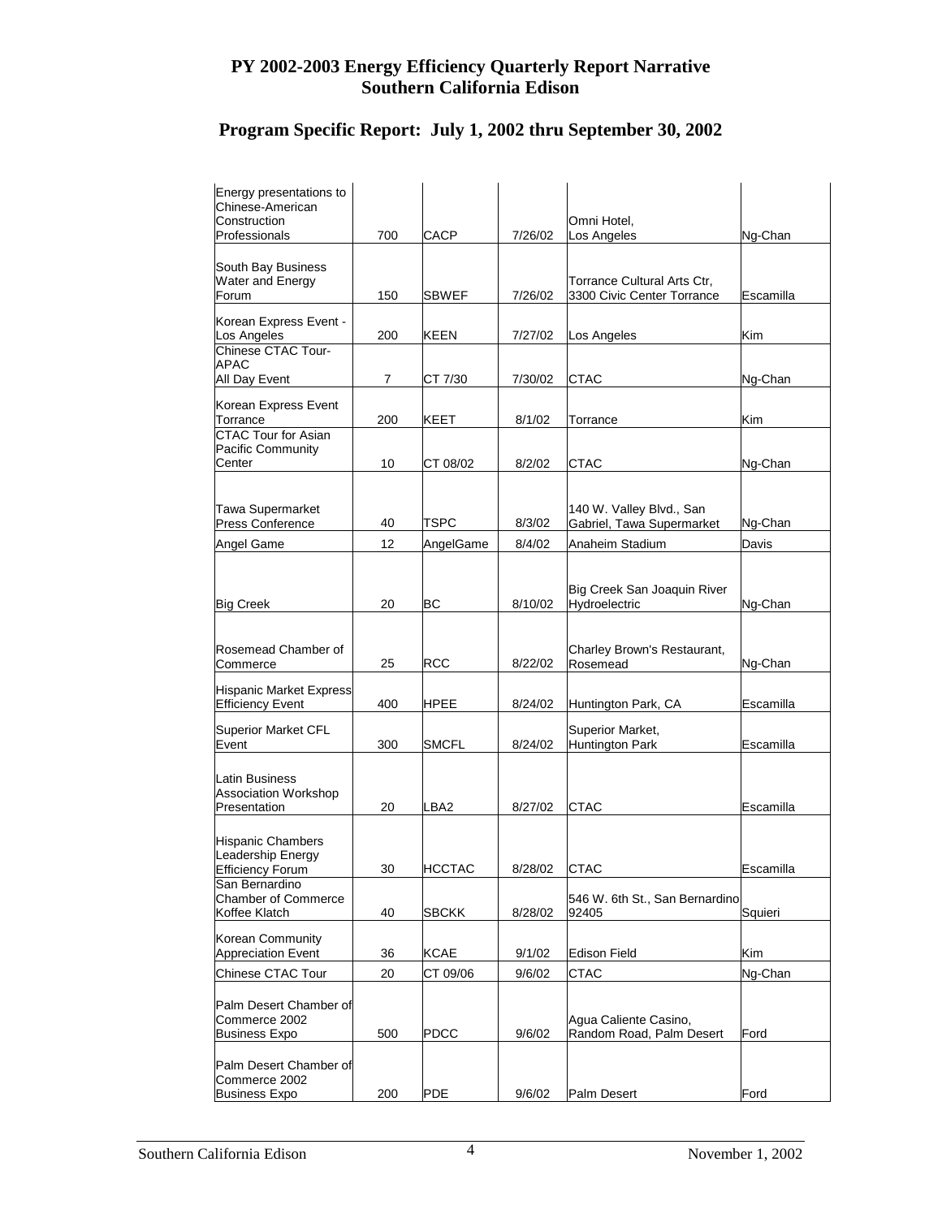## PY 2002-2003 Energy Efficiency Quarterly Report Narrative
## Southern California Edison

## Program Specific Report: July 1, 2002 thru September 30, 2002

| | | | | | |
|---|---|---|---|---|---|
| Energy presentations to Chinese-American Construction Professionals | 700 | CACP | 7/26/02 | Omni Hotel, Los Angeles | Ng-Chan |
| South Bay Business Water and Energy Forum | 150 | SBWEF | 7/26/02 | Torrance Cultural Arts Ctr, 3300 Civic Center Torrance | Escamilla |
| Korean Express Event - Los Angeles | 200 | KEEN | 7/27/02 | Los Angeles | Kim |
| Chinese CTAC Tour- APAC All Day Event | 7 | CT 7/30 | 7/30/02 | CTAC | Ng-Chan |
| Korean Express Event Torrance | 200 | KEET | 8/1/02 | Torrance | Kim |
| CTAC Tour for Asian Pacific Community Center | 10 | CT 08/02 | 8/2/02 | CTAC | Ng-Chan |
| Tawa Supermarket Press Conference | 40 | TSPC | 8/3/02 | 140 W. Valley Blvd., San Gabriel, Tawa Supermarket | Ng-Chan |
| Angel Game | 12 | AngelGame | 8/4/02 | Anaheim Stadium | Davis |
| Big Creek | 20 | BC | 8/10/02 | Big Creek San Joaquin River Hydroelectric | Ng-Chan |
| Rosemead Chamber of Commerce | 25 | RCC | 8/22/02 | Charley Brown's Restaurant, Rosemead | Ng-Chan |
| Hispanic Market Express Efficiency Event | 400 | HPEE | 8/24/02 | Huntington Park, CA | Escamilla |
| Superior Market CFL Event | 300 | SMCFL | 8/24/02 | Superior Market, Huntington Park | Escamilla |
| Latin Business Association Workshop Presentation | 20 | LBA2 | 8/27/02 | CTAC | Escamilla |
| Hispanic Chambers Leadership Energy Efficiency Forum | 30 | HCCTAC | 8/28/02 | CTAC | Escamilla |
| San Bernardino Chamber of Commerce Koffee Klatch | 40 | SBCKK | 8/28/02 | 546 W. 6th St., San Bernardino 92405 | Squieri |
| Korean Community Appreciation Event | 36 | KCAE | 9/1/02 | Edison Field | Kim |
| Chinese CTAC Tour | 20 | CT 09/06 | 9/6/02 | CTAC | Ng-Chan |
| Palm Desert Chamber of Commerce 2002 Business Expo | 500 | PDCC | 9/6/02 | Agua Caliente Casino, Random Road, Palm Desert | Ford |
| Palm Desert Chamber of Commerce 2002 Business Expo | 200 | PDE | 9/6/02 | Palm Desert | Ford |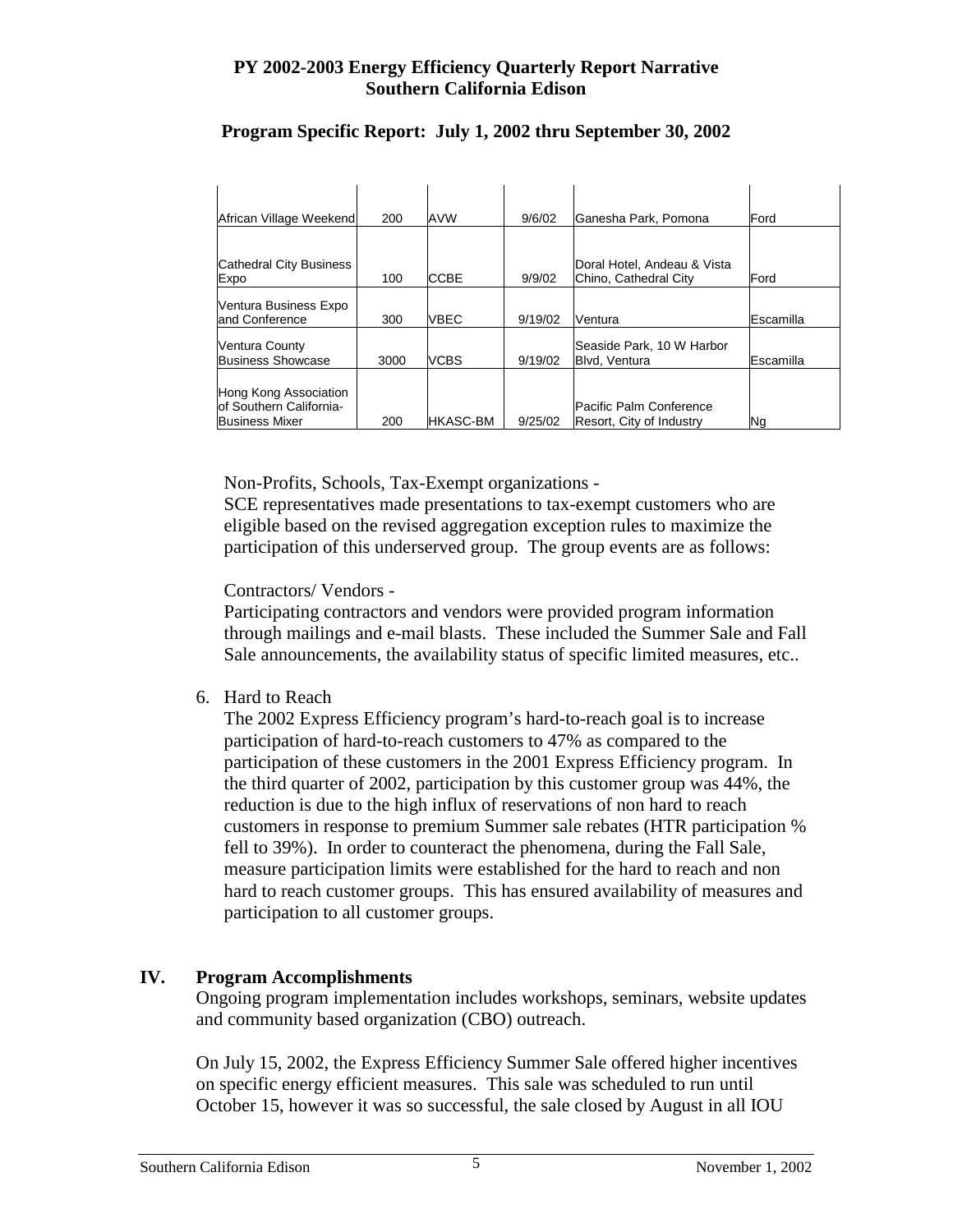**PY 2002-2003 Energy Efficiency Quarterly Report Narrative**
**Southern California Edison**

**Program Specific Report: July 1, 2002 thru September 30, 2002**

| | | | | | |
|---|---|---|---|---|---|
| African Village Weekend | 200 | AVW | 9/6/02 | Ganesha Park, Pomona | Ford |
| Cathedral City Business Expo | 100 | CCBE | 9/9/02 | Doral Hotel, Andeau & Vista Chino, Cathedral City | Ford |
| Ventura Business Expo and Conference | 300 | VBEC | 9/19/02 | Ventura | Escamilla |
| Ventura County Business Showcase | 3000 | VCBS | 9/19/02 | Seaside Park, 10 W Harbor Blvd, Ventura | Escamilla |
| Hong Kong Association of Southern California-Business Mixer | 200 | HKASC-BM | 9/25/02 | Pacific Palm Conference Resort, City of Industry | Ng |

Non-Profits, Schools, Tax-Exempt organizations -
SCE representatives made presentations to tax-exempt customers who are eligible based on the revised aggregation exception rules to maximize the participation of this underserved group. The group events are as follows:

Contractors/ Vendors -
Participating contractors and vendors were provided program information through mailings and e-mail blasts. These included the Summer Sale and Fall Sale announcements, the availability status of specific limited measures, etc..

6. Hard to Reach
   The 2002 Express Efficiency program's hard-to-reach goal is to increase participation of hard-to-reach customers to 47% as compared to the participation of these customers in the 2001 Express Efficiency program. In the third quarter of 2002, participation by this customer group was 44%, the reduction is due to the high influx of reservations of non hard to reach customers in response to premium Summer sale rebates (HTR participation % fell to 39%). In order to counteract the phenomena, during the Fall Sale, measure participation limits were established for the hard to reach and non hard to reach customer groups. This has ensured availability of measures and participation to all customer groups.

## IV. Program Accomplishments

Ongoing program implementation includes workshops, seminars, website updates and community based organization (CBO) outreach.

On July 15, 2002, the Express Efficiency Summer Sale offered higher incentives on specific energy efficient measures. This sale was scheduled to run until October 15, however it was so successful, the sale closed by August in all IOU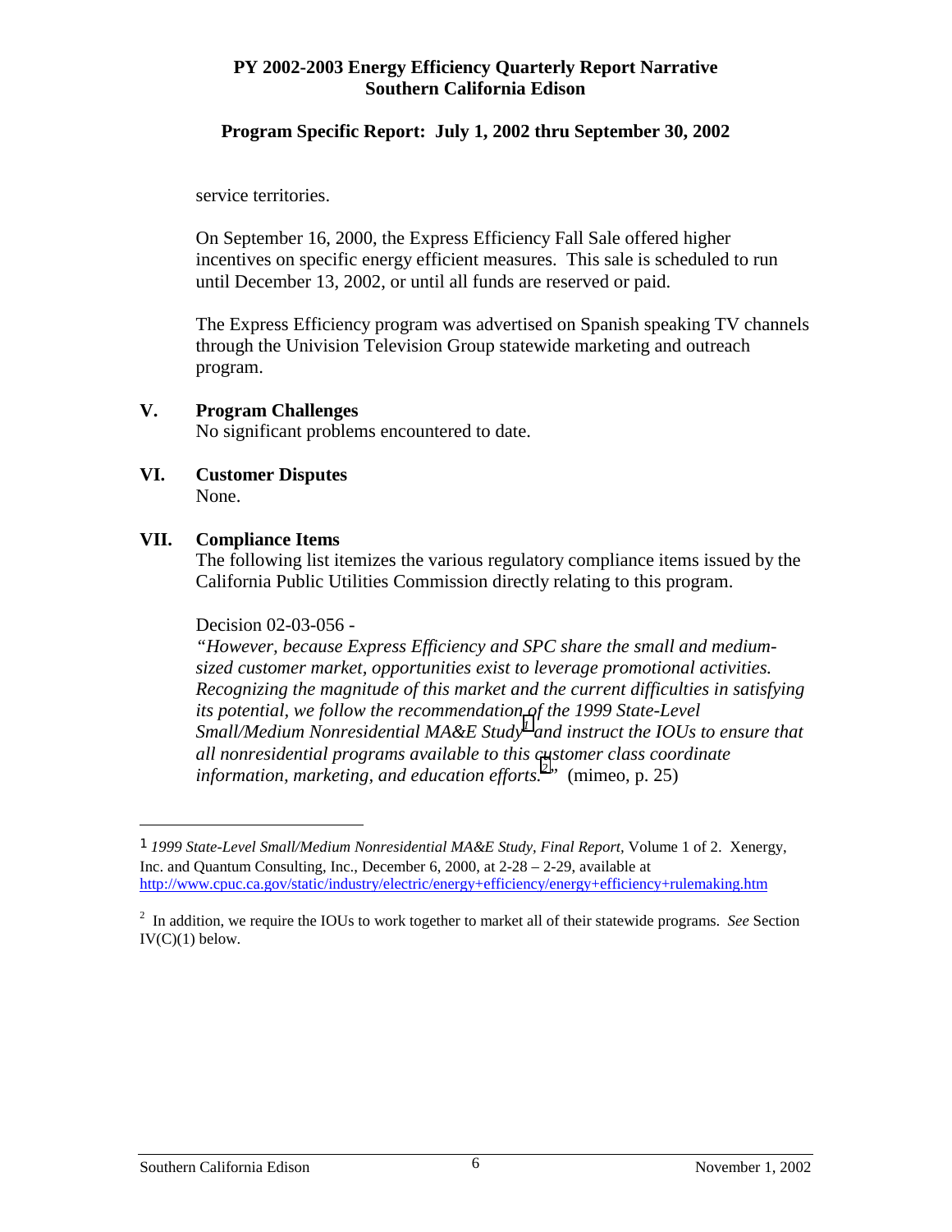service territories.

On September 16, 2000, the Express Efficiency Fall Sale offered higher incentives on specific energy efficient measures. This sale is scheduled to run until December 13, 2002, or until all funds are reserved or paid.

The Express Efficiency program was advertised on Spanish speaking TV channels through the Univision Television Group statewide marketing and outreach program.

## V. Program Challenges

No significant problems encountered to date.

## VI. Customer Disputes

None.

## VII. Compliance Items

The following list itemizes the various regulatory compliance items issued by the California Public Utilities Commission directly relating to this program.

Decision 02-03-056 -

*"However, because Express Efficiency and SPC share the small and medium-sized customer market, opportunities exist to leverage promotional activities. Recognizing the magnitude of this market and the current difficulties in satisfying its potential, we follow the recommendation of the 1999 State-Level Small/Medium Nonresidential MA&E Study*[1] *and instruct the IOUs to ensure that all nonresidential programs available to this customer class coordinate information, marketing, and education efforts.*[2]" (mimeo, p. 25)

---

[1] *1999 State-Level Small/Medium Nonresidential MA&E Study, Final Report*, Volume 1 of 2. Xenergy, Inc. and Quantum Consulting, Inc., December 6, 2000, at 2-28 – 2-29, available at http://www.cpuc.ca.gov/static/industry/electric/energy+efficiency/energy+efficiency+rulemaking.htm

[2] In addition, we require the IOUs to work together to market all of their statewide programs. *See* Section IV(C)(1) below.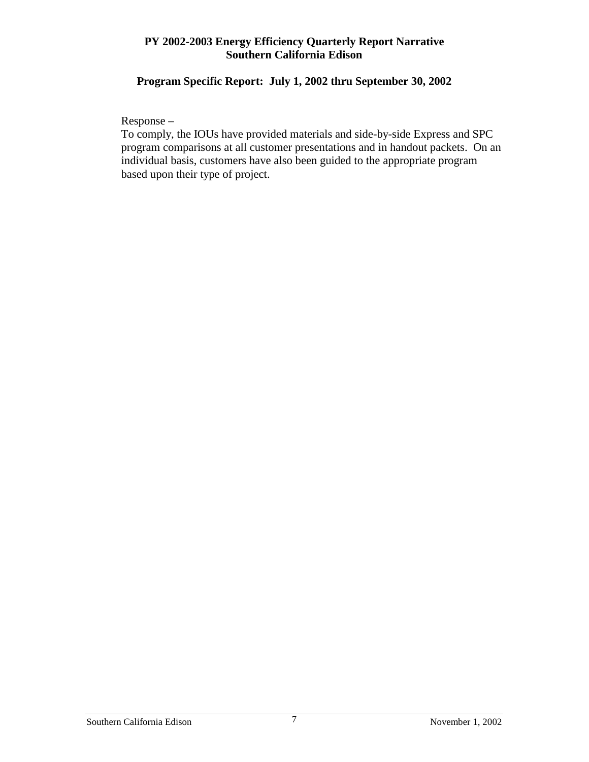Response –

To comply, the IOUs have provided materials and side-by-side Express and SPC program comparisons at all customer presentations and in handout packets. On an individual basis, customers have also been guided to the appropriate program based upon their type of project.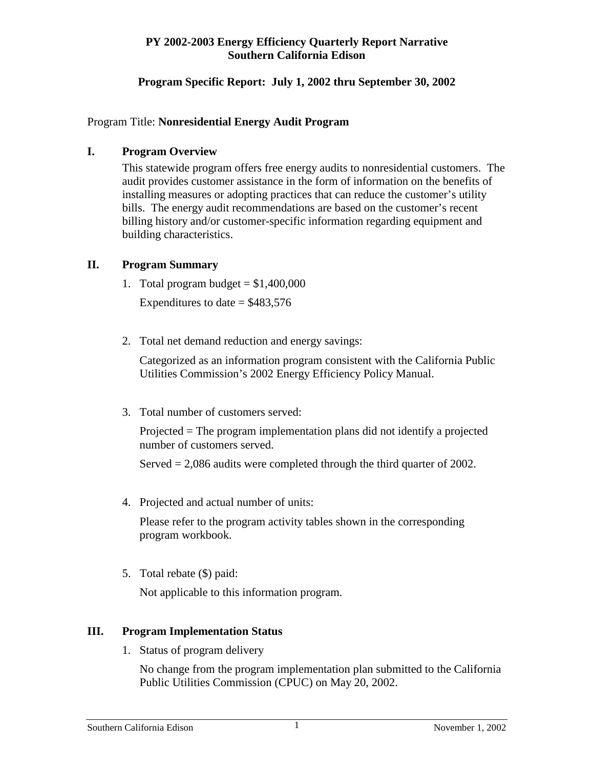**PY 2002-2003 Energy Efficiency Quarterly Report Narrative**
**Southern California Edison**

**Program Specific Report: July 1, 2002 thru September 30, 2002**

Program Title: **Nonresidential Energy Audit Program**

## I. Program Overview

This statewide program offers free energy audits to nonresidential customers. The audit provides customer assistance in the form of information on the benefits of installing measures or adopting practices that can reduce the customer's utility bills. The energy audit recommendations are based on the customer's recent billing history and/or customer-specific information regarding equipment and building characteristics.

## II. Program Summary

1. Total program budget = $1,400,000

   Expenditures to date = $483,576

2. Total net demand reduction and energy savings:

   Categorized as an information program consistent with the California Public Utilities Commission's 2002 Energy Efficiency Policy Manual.

3. Total number of customers served:

   Projected = The program implementation plans did not identify a projected number of customers served.

   Served = 2,086 audits were completed through the third quarter of 2002.

4. Projected and actual number of units:

   Please refer to the program activity tables shown in the corresponding program workbook.

5. Total rebate ($) paid:

   Not applicable to this information program.

## III. Program Implementation Status

1. Status of program delivery

   No change from the program implementation plan submitted to the California Public Utilities Commission (CPUC) on May 20, 2002.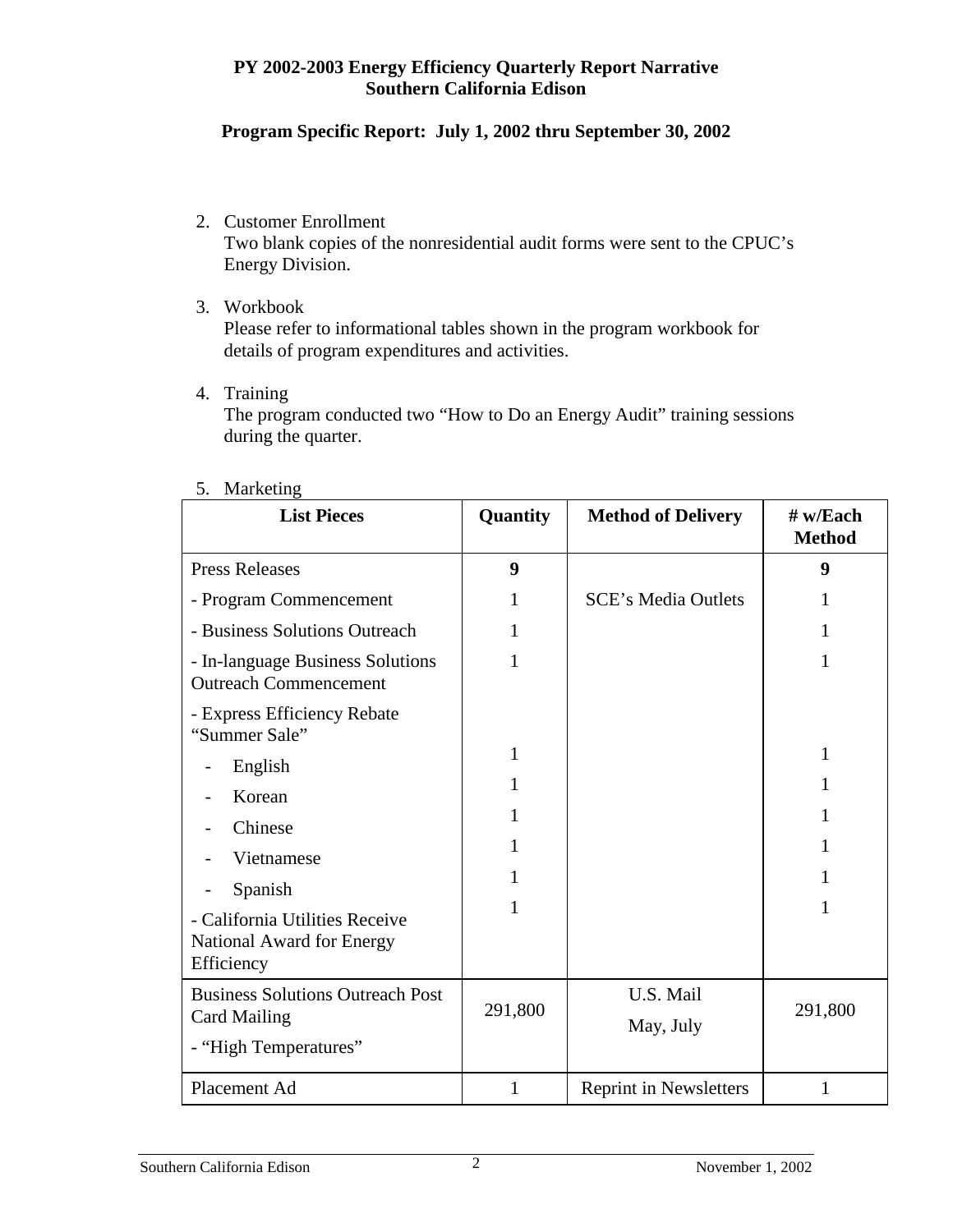**PY 2002-2003 Energy Efficiency Quarterly Report Narrative**
**Southern California Edison**

**Program Specific Report: July 1, 2002 thru September 30, 2002**

2. Customer Enrollment
   Two blank copies of the nonresidential audit forms were sent to the CPUC's Energy Division.

3. Workbook
   Please refer to informational tables shown in the program workbook for details of program expenditures and activities.

4. Training
   The program conducted two "How to Do an Energy Audit" training sessions during the quarter.

5. Marketing

| List Pieces | Quantity | Method of Delivery | # w/Each Method |
|---|---|---|---|
| Press Releases | **9** | | **9** |
| - Program Commencement | 1 | SCE's Media Outlets | 1 |
| - Business Solutions Outreach | 1 | | 1 |
| - In-language Business Solutions Outreach Commencement | 1 | | 1 |
| - Express Efficiency Rebate "Summer Sale" | | | |
| - English | 1 | | 1 |
| - Korean | 1 | | 1 |
| - Chinese | 1 | | 1 |
| - Vietnamese | 1 | | 1 |
| - Spanish | 1 | | 1 |
| - California Utilities Receive National Award for Energy Efficiency | 1 | | 1 |
| Business Solutions Outreach Post Card Mailing - "High Temperatures" | 291,800 | U.S. Mail May, July | 291,800 |
| Placement Ad | 1 | Reprint in Newsletters | 1 |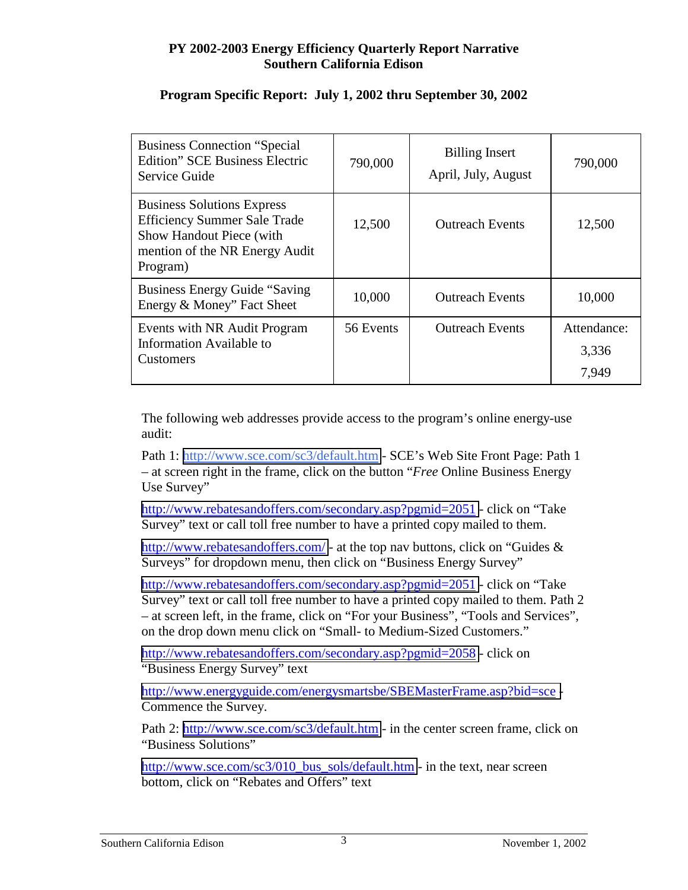**PY 2002-2003 Energy Efficiency Quarterly Report Narrative**
**Southern California Edison**

**Program Specific Report: July 1, 2002 thru September 30, 2002**

| | | | |
|---|---|---|---|
| Business Connection "Special Edition" SCE Business Electric Service Guide | 790,000 | Billing Insert April, July, August | 790,000 |
| Business Solutions Express Efficiency Summer Sale Trade Show Handout Piece (with mention of the NR Energy Audit Program) | 12,500 | Outreach Events | 12,500 |
| Business Energy Guide "Saving Energy & Money" Fact Sheet | 10,000 | Outreach Events | 10,000 |
| Events with NR Audit Program Information Available to Customers | 56 Events | Outreach Events | Attendance: 3,336 7,949 |

The following web addresses provide access to the program's online energy-use audit:

Path 1: http://www.sce.com/sc3/default.htm - SCE's Web Site Front Page: Path 1 – at screen right in the frame, click on the button "*Free* Online Business Energy Use Survey"

http://www.rebatesandoffers.com/secondary.asp?pgmid=2051 - click on "Take Survey" text or call toll free number to have a printed copy mailed to them.

http://www.rebatesandoffers.com/ - at the top nav buttons, click on "Guides & Surveys" for dropdown menu, then click on "Business Energy Survey"

http://www.rebatesandoffers.com/secondary.asp?pgmid=2051 - click on "Take Survey" text or call toll free number to have a printed copy mailed to them. Path 2 – at screen left, in the frame, click on "For your Business", "Tools and Services", on the drop down menu click on "Small- to Medium-Sized Customers."

http://www.rebatesandoffers.com/secondary.asp?pgmid=2058 - click on "Business Energy Survey" text

http://www.energyguide.com/energysmartsbe/SBEMasterFrame.asp?bid=sce - Commence the Survey.

Path 2: http://www.sce.com/sc3/default.htm - in the center screen frame, click on "Business Solutions"

http://www.sce.com/sc3/010_bus_sols/default.htm - in the text, near screen bottom, click on "Rebates and Offers" text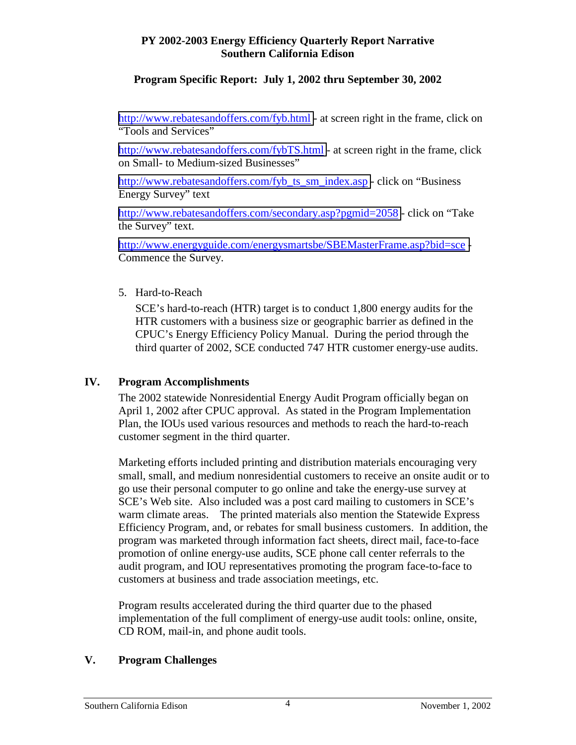http://www.rebatesandoffers.com/fyb.html - at screen right in the frame, click on "Tools and Services"

http://www.rebatesandoffers.com/fybTS.html - at screen right in the frame, click on Small- to Medium-sized Businesses"

http://www.rebatesandoffers.com/fyb_ts_sm_index.asp - click on "Business Energy Survey" text

http://www.rebatesandoffers.com/secondary.asp?pgmid=2058 - click on "Take the Survey" text.

http://www.energyguide.com/energysmartsbe/SBEMasterFrame.asp?bid=sce - Commence the Survey.

5. Hard-to-Reach

   SCE's hard-to-reach (HTR) target is to conduct 1,800 energy audits for the HTR customers with a business size or geographic barrier as defined in the CPUC's Energy Efficiency Policy Manual. During the period through the third quarter of 2002, SCE conducted 747 HTR customer energy-use audits.

## IV. Program Accomplishments

The 2002 statewide Nonresidential Energy Audit Program officially began on April 1, 2002 after CPUC approval. As stated in the Program Implementation Plan, the IOUs used various resources and methods to reach the hard-to-reach customer segment in the third quarter.

Marketing efforts included printing and distribution materials encouraging very small, small, and medium nonresidential customers to receive an onsite audit or to go use their personal computer to go online and take the energy-use survey at SCE's Web site. Also included was a post card mailing to customers in SCE's warm climate areas. The printed materials also mention the Statewide Express Efficiency Program, and, or rebates for small business customers. In addition, the program was marketed through information fact sheets, direct mail, face-to-face promotion of online energy-use audits, SCE phone call center referrals to the audit program, and IOU representatives promoting the program face-to-face to customers at business and trade association meetings, etc.

Program results accelerated during the third quarter due to the phased implementation of the full compliment of energy-use audit tools: online, onsite, CD ROM, mail-in, and phone audit tools.

## V. Program Challenges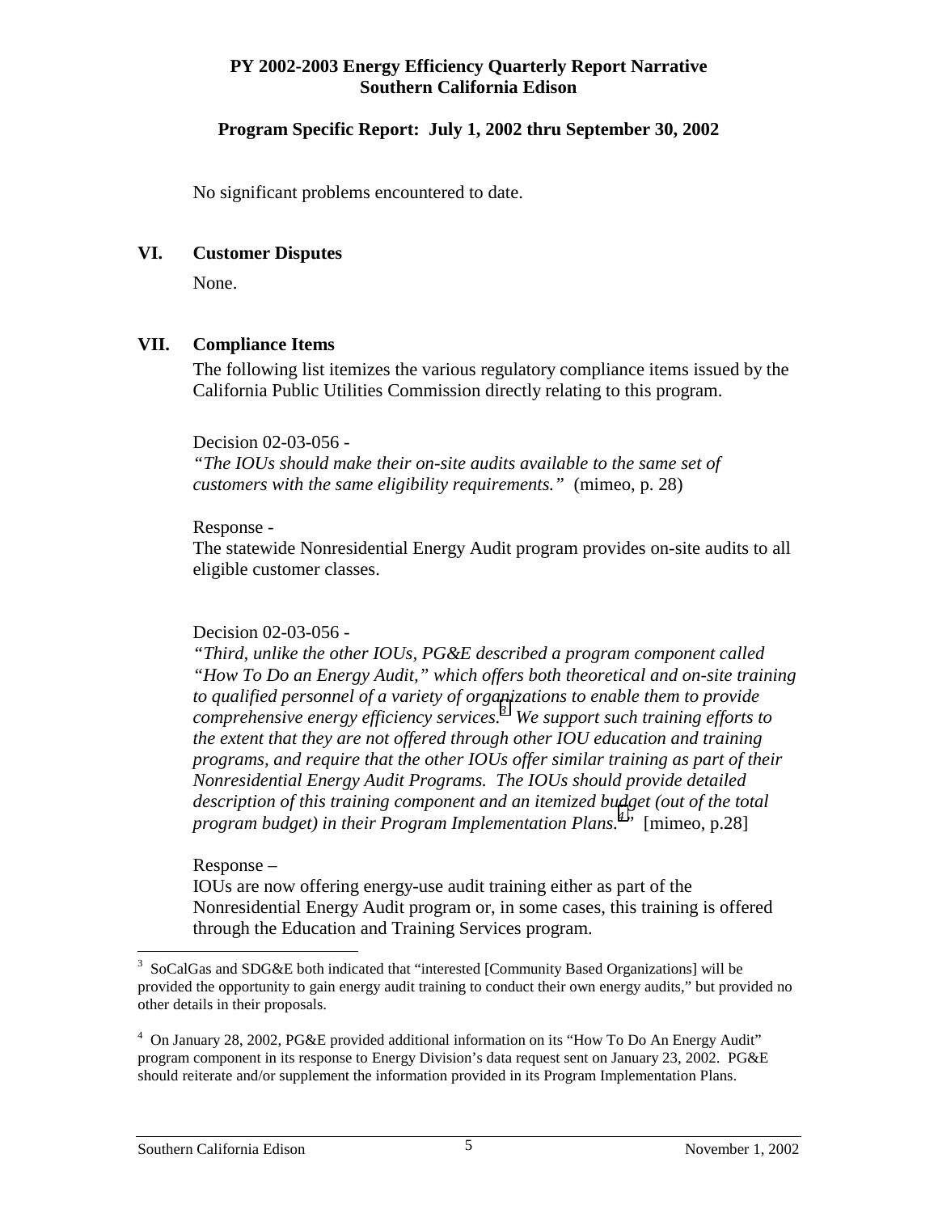No significant problems encountered to date.

## VI. Customer Disputes

None.

## VII. Compliance Items

The following list itemizes the various regulatory compliance items issued by the California Public Utilities Commission directly relating to this program.

Decision 02-03-056 -
*"The IOUs should make their on-site audits available to the same set of customers with the same eligibility requirements."* (mimeo, p. 28)

Response -
The statewide Nonresidential Energy Audit program provides on-site audits to all eligible customer classes.

Decision 02-03-056 -
*"Third, unlike the other IOUs, PG&E described a program component called "How To Do an Energy Audit," which offers both theoretical and on-site training to qualified personnel of a variety of organizations to enable them to provide comprehensive energy efficiency services.*[3] *We support such training efforts to the extent that they are not offered through other IOU education and training programs, and require that the other IOUs offer similar training as part of their Nonresidential Energy Audit Programs. The IOUs should provide detailed description of this training component and an itemized budget (out of the total program budget) in their Program Implementation Plans.*[4]*"* [mimeo, p.28]

Response –
IOUs are now offering energy-use audit training either as part of the Nonresidential Energy Audit program or, in some cases, this training is offered through the Education and Training Services program.

---

[3] SoCalGas and SDG&E both indicated that "interested [Community Based Organizations] will be provided the opportunity to gain energy audit training to conduct their own energy audits," but provided no other details in their proposals.

[4] On January 28, 2002, PG&E provided additional information on its "How To Do An Energy Audit" program component in its response to Energy Division's data request sent on January 23, 2002. PG&E should reiterate and/or supplement the information provided in its Program Implementation Plans.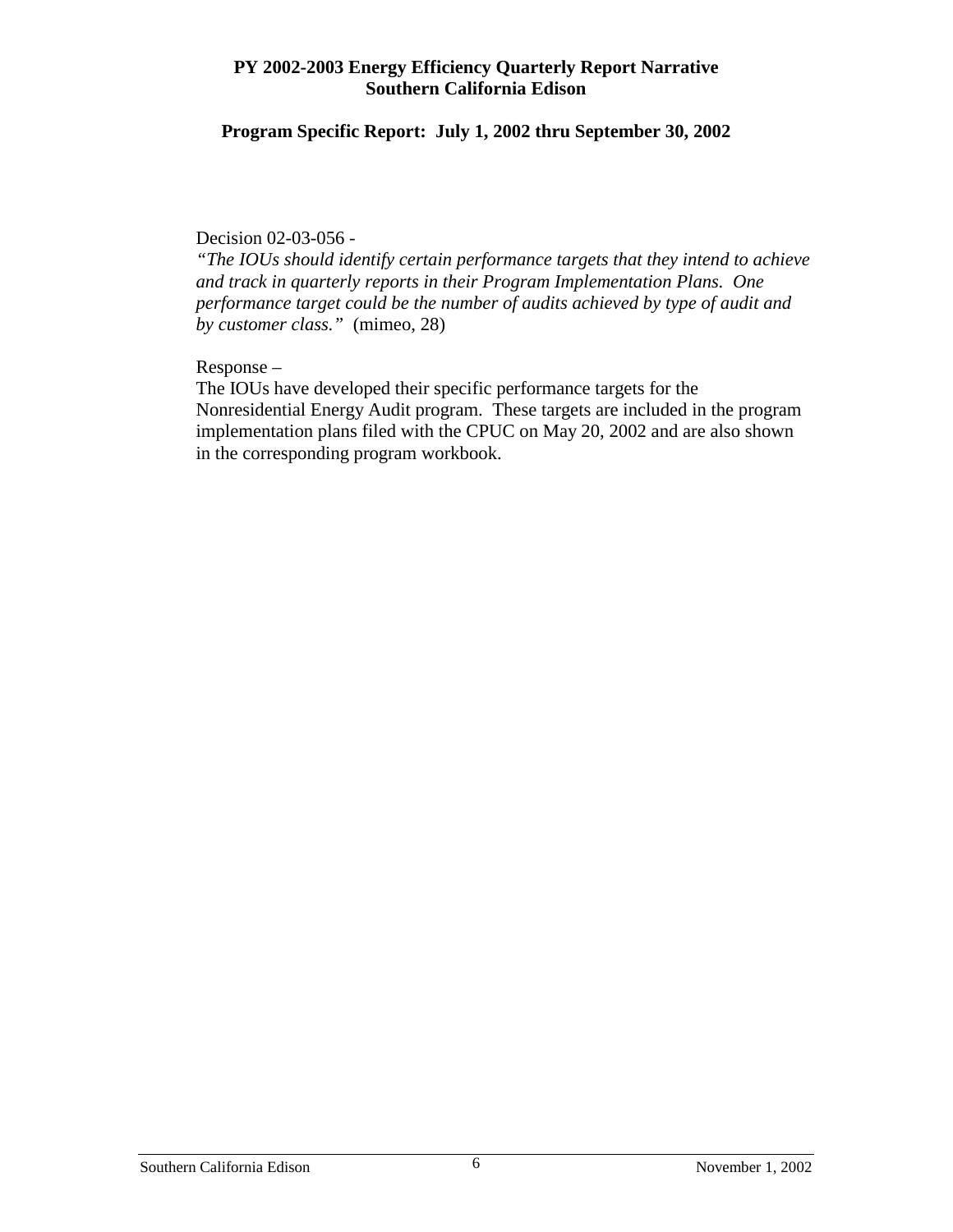**PY 2002-2003 Energy Efficiency Quarterly Report Narrative**
**Southern California Edison**

**Program Specific Report: July 1, 2002 thru September 30, 2002**

Decision 02-03-056 -
*"The IOUs should identify certain performance targets that they intend to achieve and track in quarterly reports in their Program Implementation Plans. One performance target could be the number of audits achieved by type of audit and by customer class."* (mimeo, 28)

Response –
The IOUs have developed their specific performance targets for the Nonresidential Energy Audit program. These targets are included in the program implementation plans filed with the CPUC on May 20, 2002 and are also shown in the corresponding program workbook.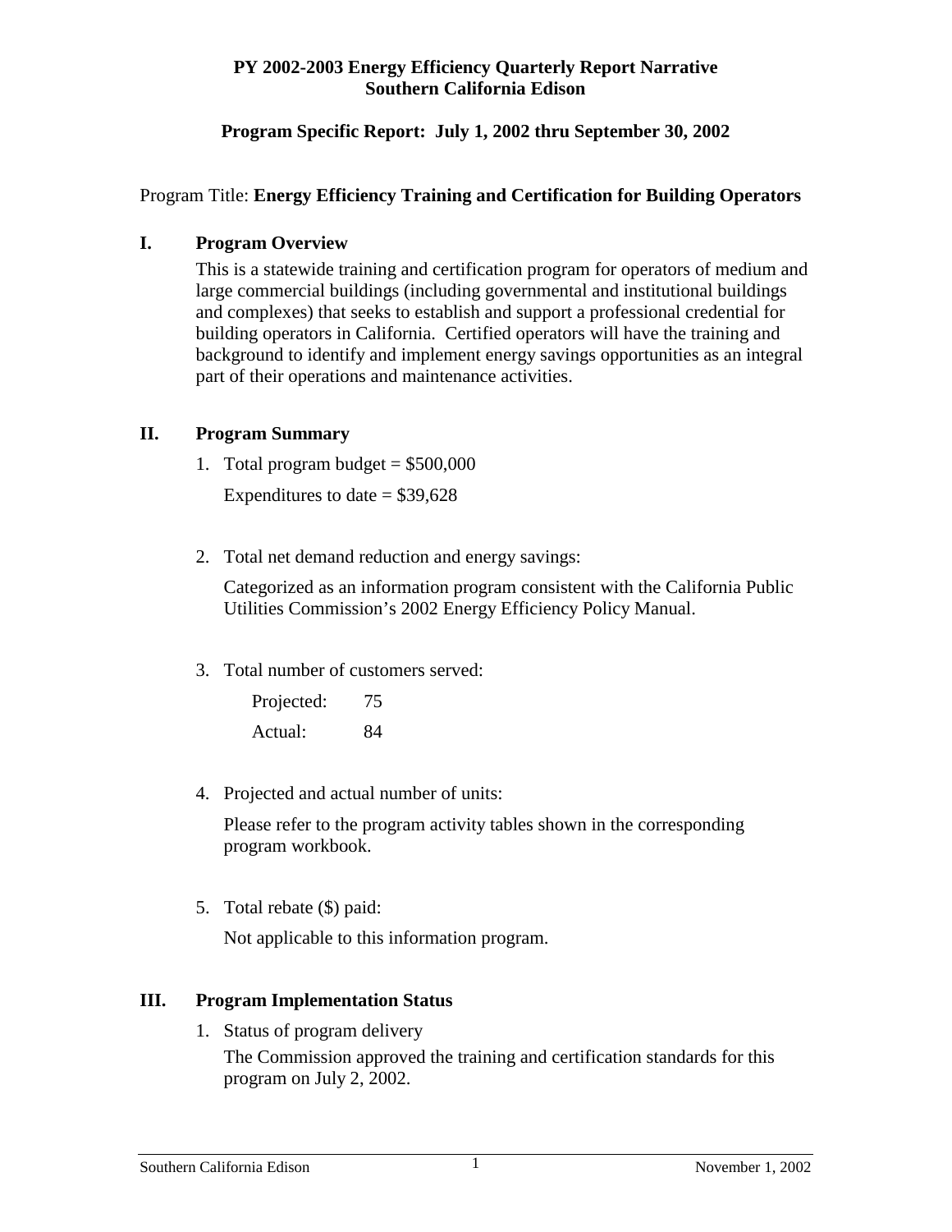**PY 2002-2003 Energy Efficiency Quarterly Report Narrative**
**Southern California Edison**

**Program Specific Report: July 1, 2002 thru September 30, 2002**

Program Title: **Energy Efficiency Training and Certification for Building Operators**

## I. Program Overview

This is a statewide training and certification program for operators of medium and large commercial buildings (including governmental and institutional buildings and complexes) that seeks to establish and support a professional credential for building operators in California. Certified operators will have the training and background to identify and implement energy savings opportunities as an integral part of their operations and maintenance activities.

## II. Program Summary

1. Total program budget = $500,000

   Expenditures to date = $39,628

2. Total net demand reduction and energy savings:

   Categorized as an information program consistent with the California Public Utilities Commission's 2002 Energy Efficiency Policy Manual.

3. Total number of customers served:

   Projected: 75

   Actual: 84

4. Projected and actual number of units:

   Please refer to the program activity tables shown in the corresponding program workbook.

5. Total rebate ($) paid:

   Not applicable to this information program.

## III. Program Implementation Status

1. Status of program delivery

   The Commission approved the training and certification standards for this program on July 2, 2002.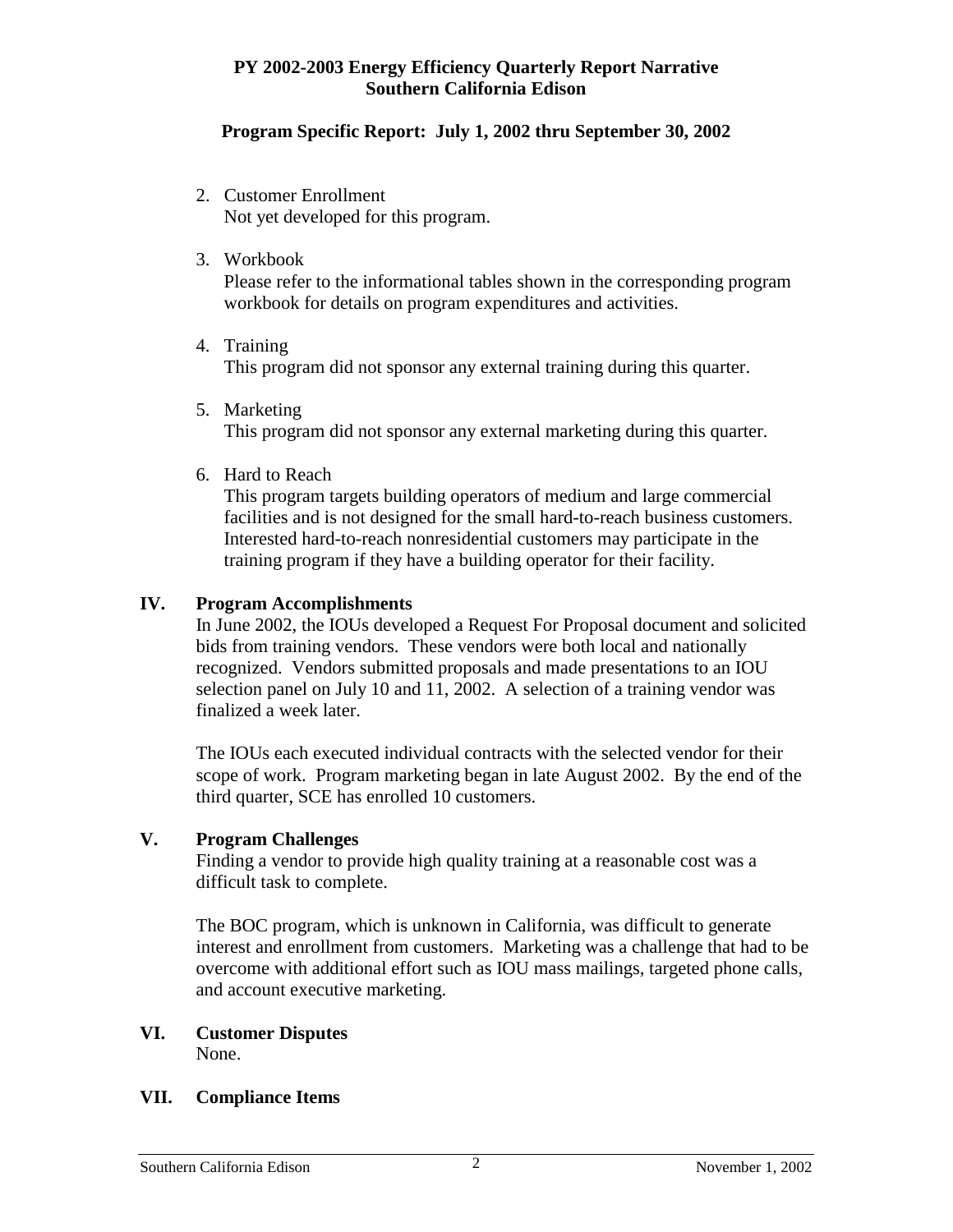**PY 2002-2003 Energy Efficiency Quarterly Report Narrative**
**Southern California Edison**

**Program Specific Report: July 1, 2002 thru September 30, 2002**

2. Customer Enrollment
   Not yet developed for this program.

3. Workbook
   Please refer to the informational tables shown in the corresponding program workbook for details on program expenditures and activities.

4. Training
   This program did not sponsor any external training during this quarter.

5. Marketing
   This program did not sponsor any external marketing during this quarter.

6. Hard to Reach
   This program targets building operators of medium and large commercial facilities and is not designed for the small hard-to-reach business customers. Interested hard-to-reach nonresidential customers may participate in the training program if they have a building operator for their facility.

## IV. Program Accomplishments

In June 2002, the IOUs developed a Request For Proposal document and solicited bids from training vendors. These vendors were both local and nationally recognized. Vendors submitted proposals and made presentations to an IOU selection panel on July 10 and 11, 2002. A selection of a training vendor was finalized a week later.

The IOUs each executed individual contracts with the selected vendor for their scope of work. Program marketing began in late August 2002. By the end of the third quarter, SCE has enrolled 10 customers.

## V. Program Challenges

Finding a vendor to provide high quality training at a reasonable cost was a difficult task to complete.

The BOC program, which is unknown in California, was difficult to generate interest and enrollment from customers. Marketing was a challenge that had to be overcome with additional effort such as IOU mass mailings, targeted phone calls, and account executive marketing.

## VI. Customer Disputes

None.

## VII. Compliance Items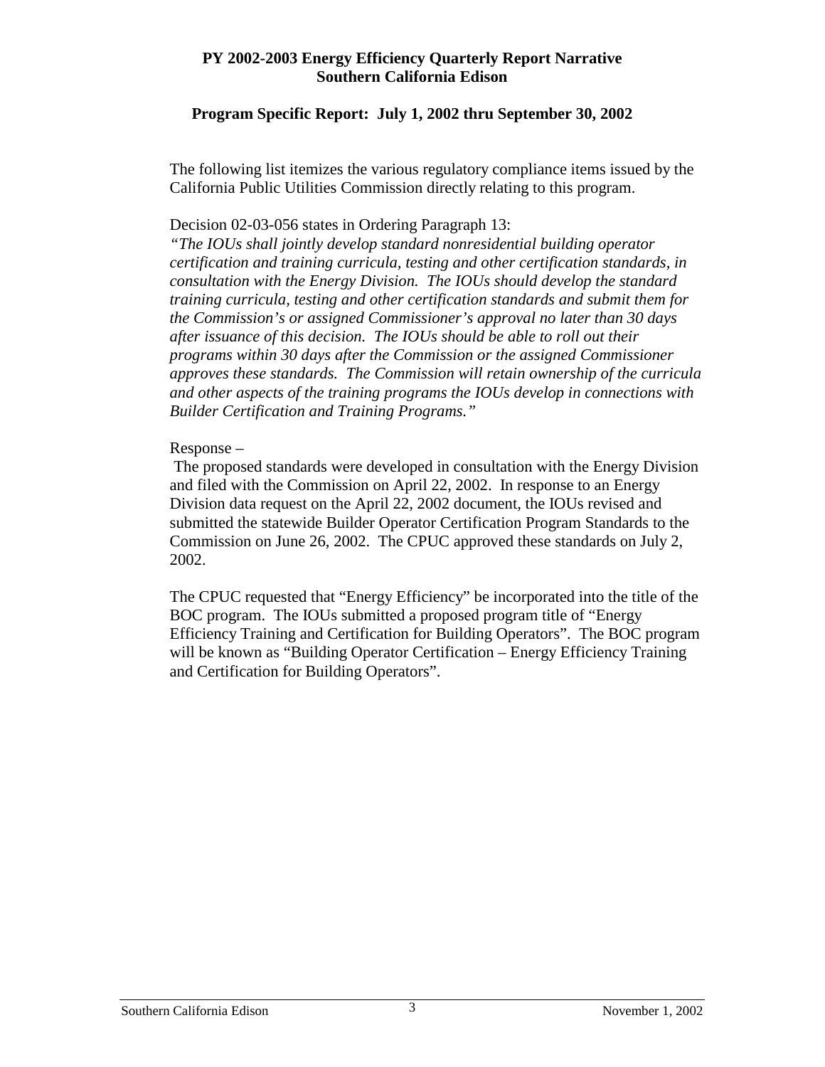**PY 2002-2003 Energy Efficiency Quarterly Report Narrative**
**Southern California Edison**

**Program Specific Report: July 1, 2002 thru September 30, 2002**

The following list itemizes the various regulatory compliance items issued by the California Public Utilities Commission directly relating to this program.

Decision 02-03-056 states in Ordering Paragraph 13:
*"The IOUs shall jointly develop standard nonresidential building operator certification and training curricula, testing and other certification standards, in consultation with the Energy Division. The IOUs should develop the standard training curricula, testing and other certification standards and submit them for the Commission's or assigned Commissioner's approval no later than 30 days after issuance of this decision. The IOUs should be able to roll out their programs within 30 days after the Commission or the assigned Commissioner approves these standards. The Commission will retain ownership of the curricula and other aspects of the training programs the IOUs develop in connections with Builder Certification and Training Programs."*

Response –
The proposed standards were developed in consultation with the Energy Division and filed with the Commission on April 22, 2002. In response to an Energy Division data request on the April 22, 2002 document, the IOUs revised and submitted the statewide Builder Operator Certification Program Standards to the Commission on June 26, 2002. The CPUC approved these standards on July 2, 2002.

The CPUC requested that "Energy Efficiency" be incorporated into the title of the BOC program. The IOUs submitted a proposed program title of "Energy Efficiency Training and Certification for Building Operators". The BOC program will be known as "Building Operator Certification – Energy Efficiency Training and Certification for Building Operators".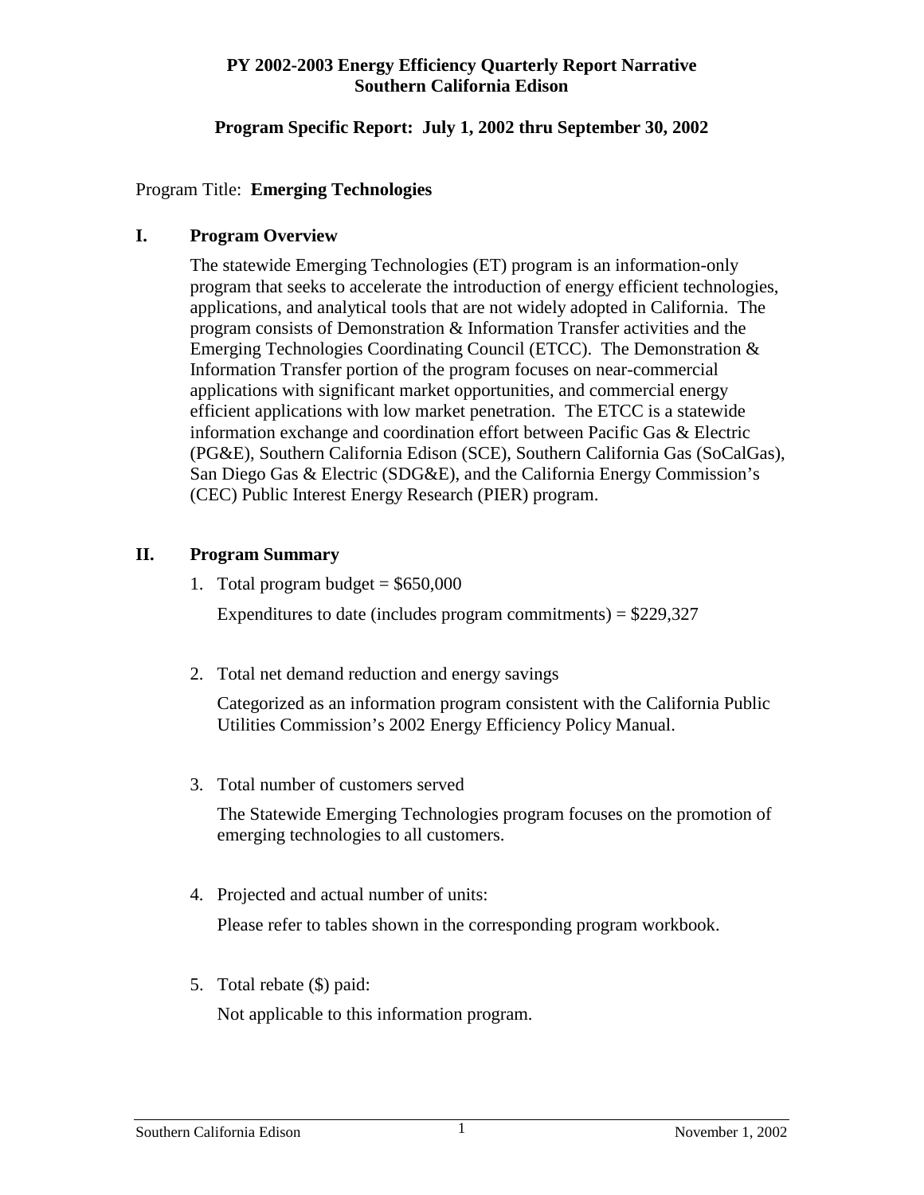**PY 2002-2003 Energy Efficiency Quarterly Report Narrative**
**Southern California Edison**

**Program Specific Report: July 1, 2002 thru September 30, 2002**

Program Title: **Emerging Technologies**

## I. Program Overview

The statewide Emerging Technologies (ET) program is an information-only program that seeks to accelerate the introduction of energy efficient technologies, applications, and analytical tools that are not widely adopted in California. The program consists of Demonstration & Information Transfer activities and the Emerging Technologies Coordinating Council (ETCC). The Demonstration & Information Transfer portion of the program focuses on near-commercial applications with significant market opportunities, and commercial energy efficient applications with low market penetration. The ETCC is a statewide information exchange and coordination effort between Pacific Gas & Electric (PG&E), Southern California Edison (SCE), Southern California Gas (SoCalGas), San Diego Gas & Electric (SDG&E), and the California Energy Commission's (CEC) Public Interest Energy Research (PIER) program.

## II. Program Summary

1. Total program budget = $650,000

   Expenditures to date (includes program commitments) = $229,327

2. Total net demand reduction and energy savings

   Categorized as an information program consistent with the California Public Utilities Commission's 2002 Energy Efficiency Policy Manual.

3. Total number of customers served

   The Statewide Emerging Technologies program focuses on the promotion of emerging technologies to all customers.

4. Projected and actual number of units:

   Please refer to tables shown in the corresponding program workbook.

5. Total rebate ($) paid:

   Not applicable to this information program.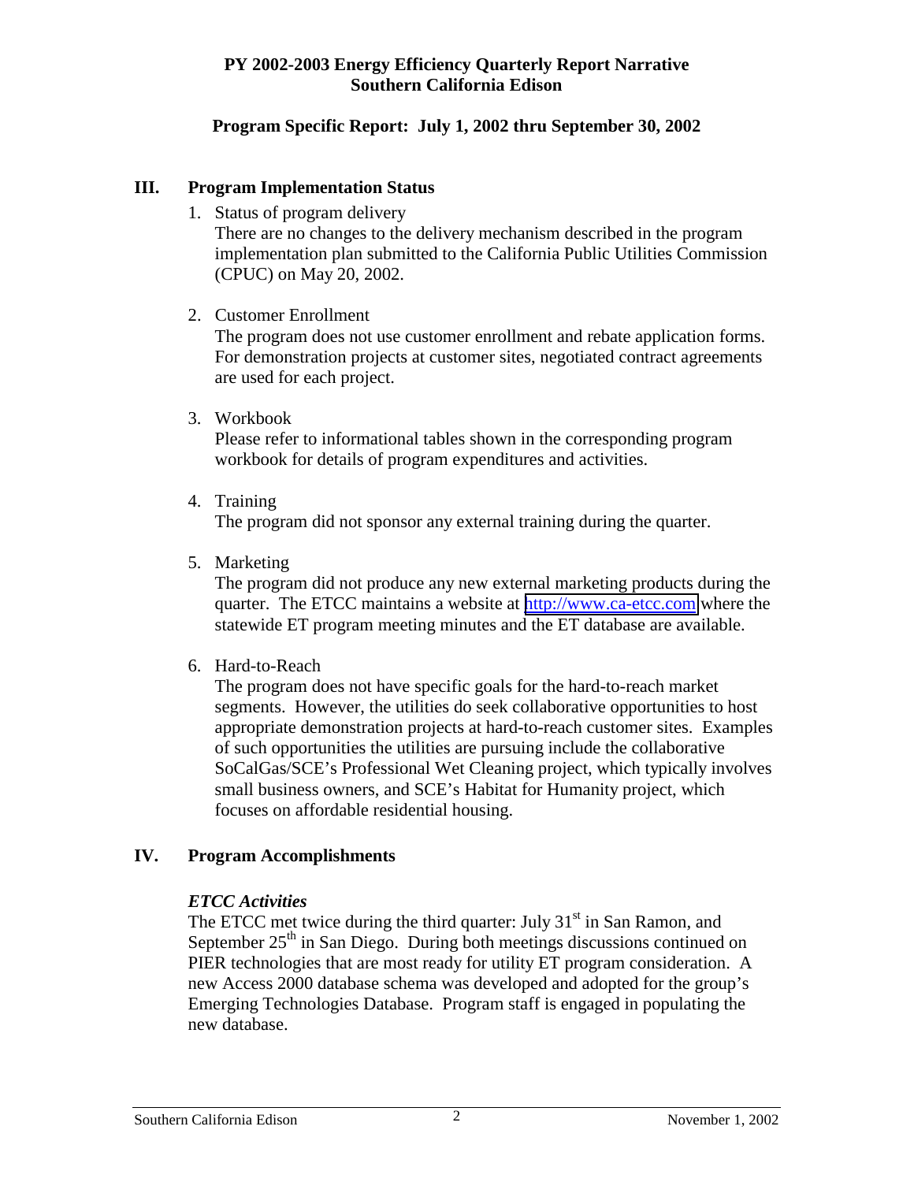**PY 2002-2003 Energy Efficiency Quarterly Report Narrative**
**Southern California Edison**

**Program Specific Report: July 1, 2002 thru September 30, 2002**

## III. Program Implementation Status

1. Status of program delivery
   There are no changes to the delivery mechanism described in the program implementation plan submitted to the California Public Utilities Commission (CPUC) on May 20, 2002.

2. Customer Enrollment
   The program does not use customer enrollment and rebate application forms. For demonstration projects at customer sites, negotiated contract agreements are used for each project.

3. Workbook
   Please refer to informational tables shown in the corresponding program workbook for details of program expenditures and activities.

4. Training
   The program did not sponsor any external training during the quarter.

5. Marketing
   The program did not produce any new external marketing products during the quarter. The ETCC maintains a website at http://www.ca-etcc.com where the statewide ET program meeting minutes and the ET database are available.

6. Hard-to-Reach
   The program does not have specific goals for the hard-to-reach market segments. However, the utilities do seek collaborative opportunities to host appropriate demonstration projects at hard-to-reach customer sites. Examples of such opportunities the utilities are pursuing include the collaborative SoCalGas/SCE's Professional Wet Cleaning project, which typically involves small business owners, and SCE's Habitat for Humanity project, which focuses on affordable residential housing.

## IV. Program Accomplishments

***ETCC Activities***

The ETCC met twice during the third quarter: July 31st in San Ramon, and September 25th in San Diego. During both meetings discussions continued on PIER technologies that are most ready for utility ET program consideration. A new Access 2000 database schema was developed and adopted for the group's Emerging Technologies Database. Program staff is engaged in populating the new database.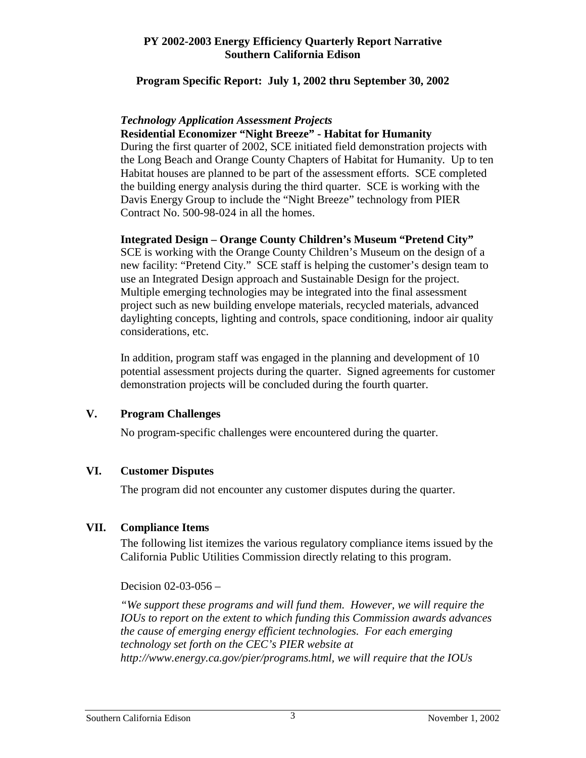*Technology Application Assessment Projects*

**Residential Economizer "Night Breeze" - Habitat for Humanity**

During the first quarter of 2002, SCE initiated field demonstration projects with the Long Beach and Orange County Chapters of Habitat for Humanity. Up to ten Habitat houses are planned to be part of the assessment efforts. SCE completed the building energy analysis during the third quarter. SCE is working with the Davis Energy Group to include the "Night Breeze" technology from PIER Contract No. 500-98-024 in all the homes.

**Integrated Design – Orange County Children's Museum "Pretend City"**

SCE is working with the Orange County Children's Museum on the design of a new facility: "Pretend City." SCE staff is helping the customer's design team to use an Integrated Design approach and Sustainable Design for the project. Multiple emerging technologies may be integrated into the final assessment project such as new building envelope materials, recycled materials, advanced daylighting concepts, lighting and controls, space conditioning, indoor air quality considerations, etc.

In addition, program staff was engaged in the planning and development of 10 potential assessment projects during the quarter. Signed agreements for customer demonstration projects will be concluded during the fourth quarter.

## V. Program Challenges

No program-specific challenges were encountered during the quarter.

## VI. Customer Disputes

The program did not encounter any customer disputes during the quarter.

## VII. Compliance Items

The following list itemizes the various regulatory compliance items issued by the California Public Utilities Commission directly relating to this program.

Decision 02-03-056 –

*"We support these programs and will fund them. However, we will require the IOUs to report on the extent to which funding this Commission awards advances the cause of emerging energy efficient technologies. For each emerging technology set forth on the CEC's PIER website at http://www.energy.ca.gov/pier/programs.html, we will require that the IOUs*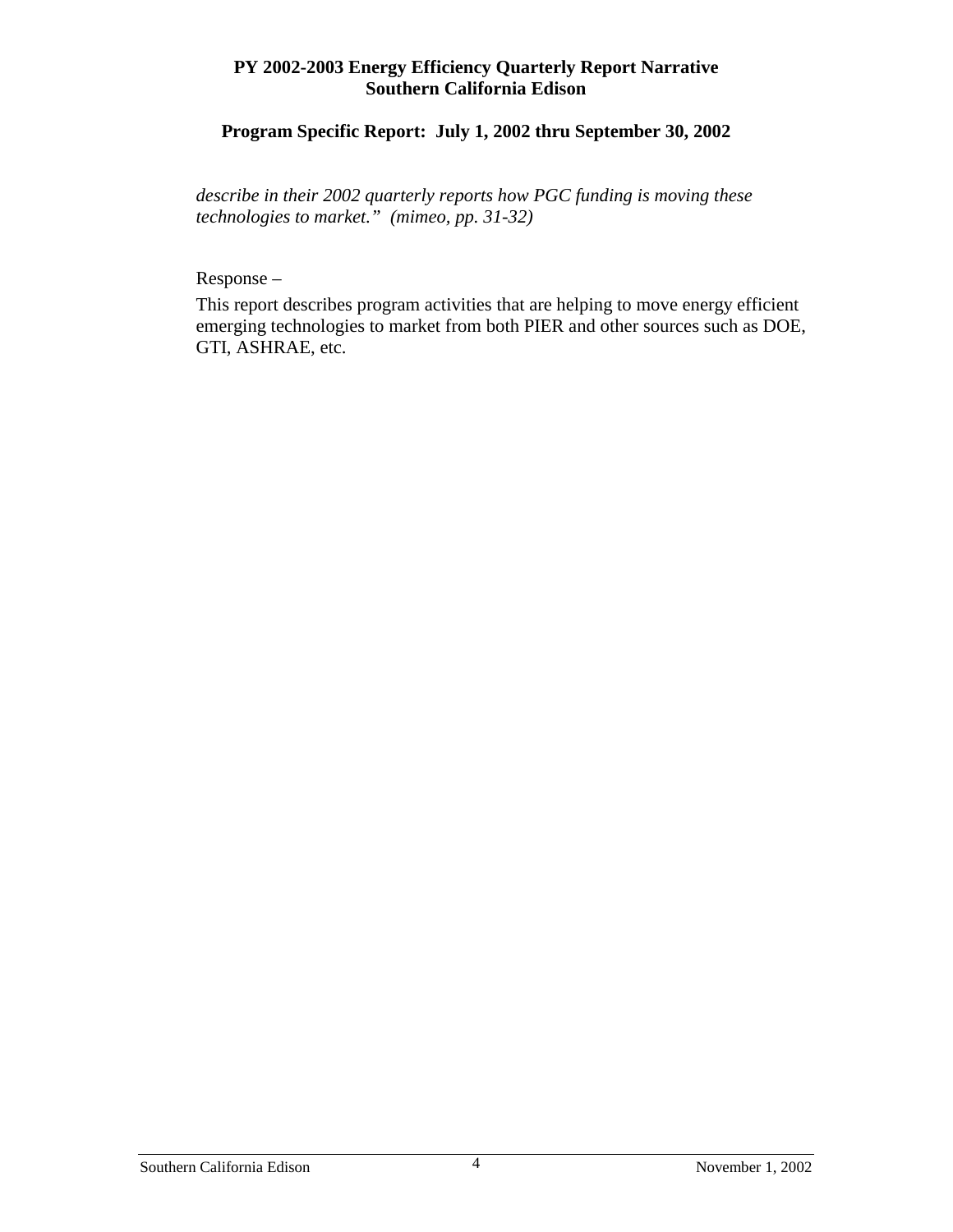*describe in their 2002 quarterly reports how PGC funding is moving these technologies to market." (mimeo, pp. 31-32)*

Response –

This report describes program activities that are helping to move energy efficient emerging technologies to market from both PIER and other sources such as DOE, GTI, ASHRAE, etc.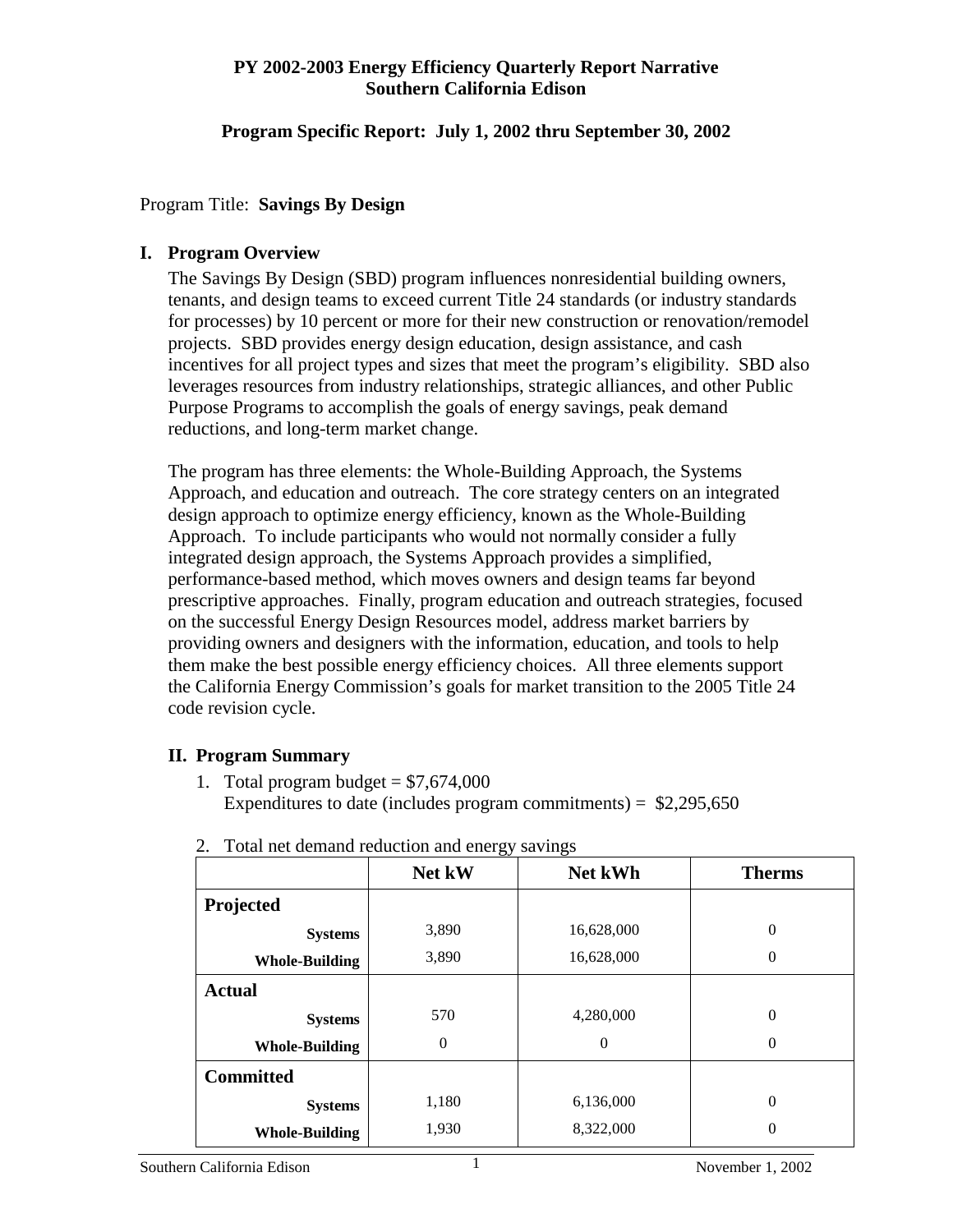**PY 2002-2003 Energy Efficiency Quarterly Report Narrative**
**Southern California Edison**

**Program Specific Report: July 1, 2002 thru September 30, 2002**

Program Title: **Savings By Design**

## I. Program Overview

The Savings By Design (SBD) program influences nonresidential building owners, tenants, and design teams to exceed current Title 24 standards (or industry standards for processes) by 10 percent or more for their new construction or renovation/remodel projects. SBD provides energy design education, design assistance, and cash incentives for all project types and sizes that meet the program's eligibility. SBD also leverages resources from industry relationships, strategic alliances, and other Public Purpose Programs to accomplish the goals of energy savings, peak demand reductions, and long-term market change.

The program has three elements: the Whole-Building Approach, the Systems Approach, and education and outreach. The core strategy centers on an integrated design approach to optimize energy efficiency, known as the Whole-Building Approach. To include participants who would not normally consider a fully integrated design approach, the Systems Approach provides a simplified, performance-based method, which moves owners and design teams far beyond prescriptive approaches. Finally, program education and outreach strategies, focused on the successful Energy Design Resources model, address market barriers by providing owners and designers with the information, education, and tools to help them make the best possible energy efficiency choices. All three elements support the California Energy Commission's goals for market transition to the 2005 Title 24 code revision cycle.

## II. Program Summary

1. Total program budget = $7,674,000
   Expenditures to date (includes program commitments) = $2,295,650

2. Total net demand reduction and energy savings

| | Net kW | Net kWh | Therms |
|---|---|---|---|
| **Projected** | | | |
| **Systems** | 3,890 | 16,628,000 | 0 |
| **Whole-Building** | 3,890 | 16,628,000 | 0 |
| **Actual** | | | |
| **Systems** | 570 | 4,280,000 | 0 |
| **Whole-Building** | 0 | 0 | 0 |
| **Committed** | | | |
| **Systems** | 1,180 | 6,136,000 | 0 |
| **Whole-Building** | 1,930 | 8,322,000 | 0 |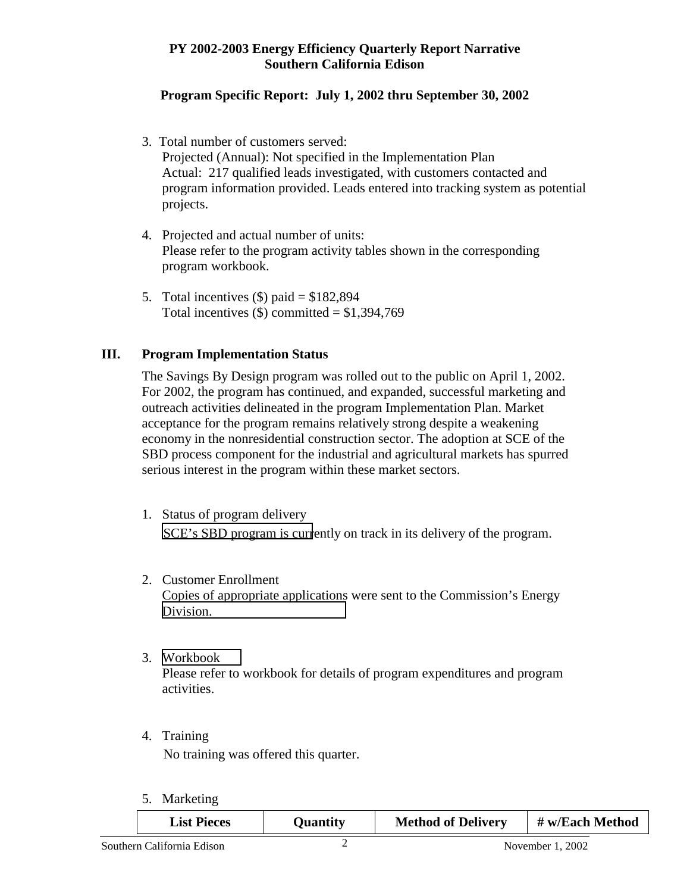**PY 2002-2003 Energy Efficiency Quarterly Report Narrative**
**Southern California Edison**

**Program Specific Report: July 1, 2002 thru September 30, 2002**

3. Total number of customers served:
   Projected (Annual): Not specified in the Implementation Plan
   Actual: 217 qualified leads investigated, with customers contacted and program information provided. Leads entered into tracking system as potential projects.

4. Projected and actual number of units:
   Please refer to the program activity tables shown in the corresponding program workbook.

5. Total incentives ($) paid = $182,894
   Total incentives ($) committed = $1,394,769

## III. Program Implementation Status

The Savings By Design program was rolled out to the public on April 1, 2002. For 2002, the program has continued, and expanded, successful marketing and outreach activities delineated in the program Implementation Plan. Market acceptance for the program remains relatively strong despite a weakening economy in the nonresidential construction sector. The adoption at SCE of the SBD process component for the industrial and agricultural markets has spurred serious interest in the program within these market sectors.

1. Status of program delivery
   SCE's SBD program is currently on track in its delivery of the program.

2. Customer Enrollment
   Copies of appropriate applications were sent to the Commission's Energy Division.

3. Workbook
   Please refer to workbook for details of program expenditures and program activities.

4. Training
   No training was offered this quarter.

5. Marketing

| List Pieces | Quantity | Method of Delivery | # w/Each Method |
|---|---|---|---|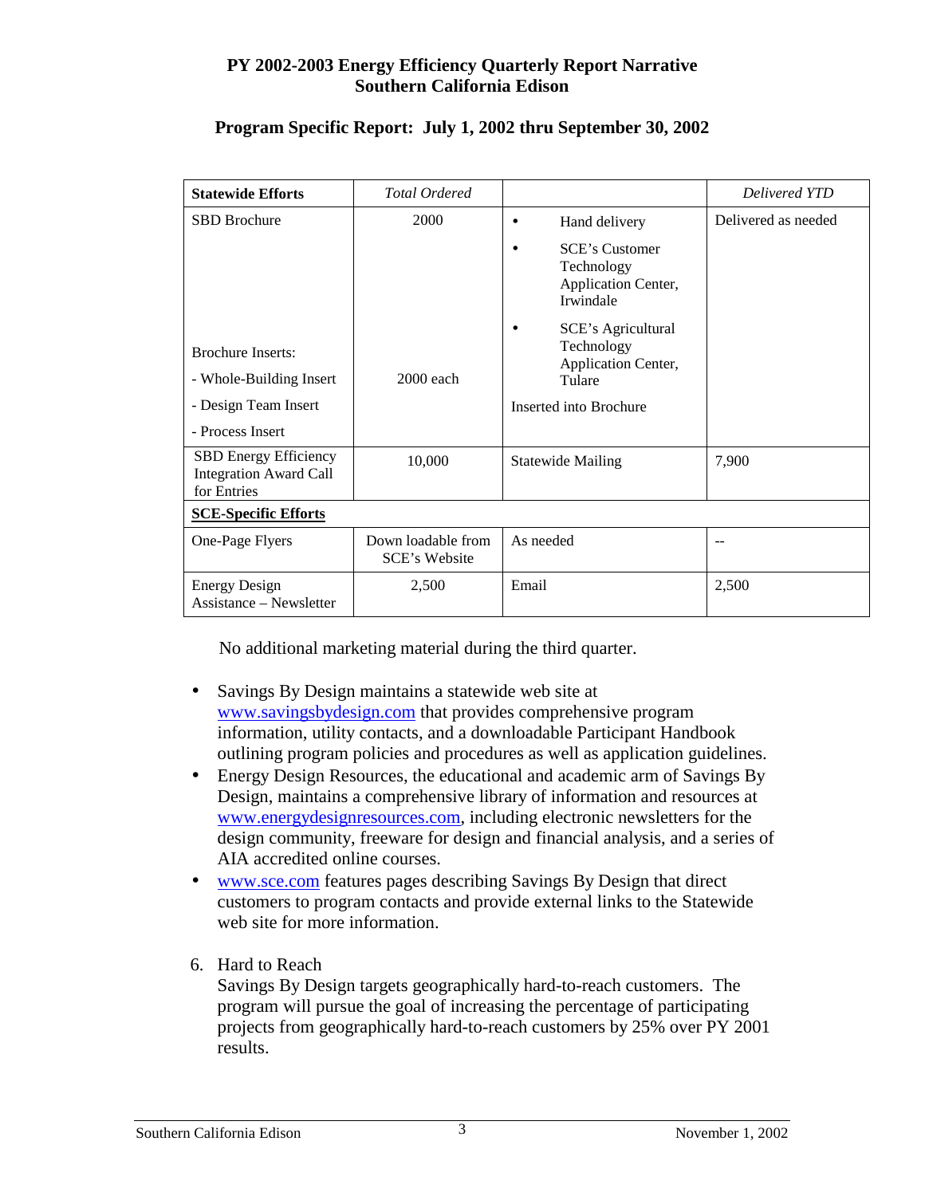**PY 2002-2003 Energy Efficiency Quarterly Report Narrative**
**Southern California Edison**

**Program Specific Report: July 1, 2002 thru September 30, 2002**

| **Statewide Efforts** | *Total Ordered* | | *Delivered YTD* |
|---|---|---|---|
| SBD Brochure<br><br>Brochure Inserts:<br>- Whole-Building Insert<br>- Design Team Insert<br>- Process Insert | 2000<br><br>2000 each | • Hand delivery<br>• SCE's Customer Technology Application Center, Irwindale<br>• SCE's Agricultural Technology Application Center, Tulare<br>Inserted into Brochure | Delivered as needed |
| SBD Energy Efficiency Integration Award Call for Entries | 10,000 | Statewide Mailing | 7,900 |
| **SCE-Specific Efforts** | | | |
| One-Page Flyers | Down loadable from SCE's Website | As needed | -- |
| Energy Design Assistance – Newsletter | 2,500 | Email | 2,500 |

No additional marketing material during the third quarter.

- Savings By Design maintains a statewide web site at www.savingsbydesign.com that provides comprehensive program information, utility contacts, and a downloadable Participant Handbook outlining program policies and procedures as well as application guidelines.
- Energy Design Resources, the educational and academic arm of Savings By Design, maintains a comprehensive library of information and resources at www.energydesignresources.com, including electronic newsletters for the design community, freeware for design and financial analysis, and a series of AIA accredited online courses.
- www.sce.com features pages describing Savings By Design that direct customers to program contacts and provide external links to the Statewide web site for more information.

6. Hard to Reach
   Savings By Design targets geographically hard-to-reach customers. The program will pursue the goal of increasing the percentage of participating projects from geographically hard-to-reach customers by 25% over PY 2001 results.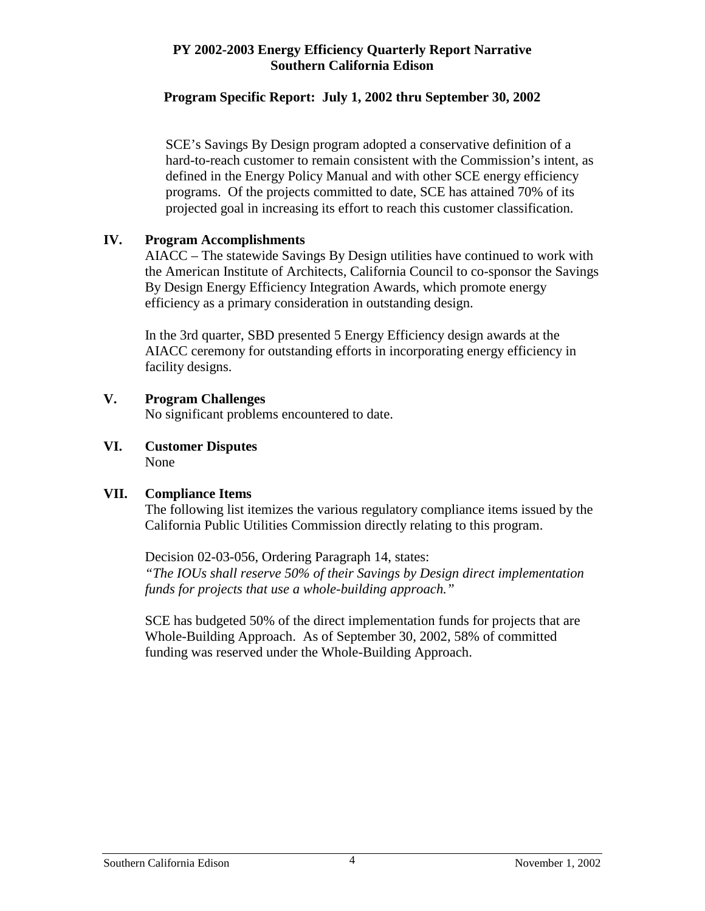SCE's Savings By Design program adopted a conservative definition of a hard-to-reach customer to remain consistent with the Commission's intent, as defined in the Energy Policy Manual and with other SCE energy efficiency programs. Of the projects committed to date, SCE has attained 70% of its projected goal in increasing its effort to reach this customer classification.

## IV. Program Accomplishments

AIACC – The statewide Savings By Design utilities have continued to work with the American Institute of Architects, California Council to co-sponsor the Savings By Design Energy Efficiency Integration Awards, which promote energy efficiency as a primary consideration in outstanding design.

In the 3rd quarter, SBD presented 5 Energy Efficiency design awards at the AIACC ceremony for outstanding efforts in incorporating energy efficiency in facility designs.

## V. Program Challenges

No significant problems encountered to date.

## VI. Customer Disputes

None

## VII. Compliance Items

The following list itemizes the various regulatory compliance items issued by the California Public Utilities Commission directly relating to this program.

Decision 02-03-056, Ordering Paragraph 14, states:
*"The IOUs shall reserve 50% of their Savings by Design direct implementation funds for projects that use a whole-building approach."*

SCE has budgeted 50% of the direct implementation funds for projects that are Whole-Building Approach. As of September 30, 2002, 58% of committed funding was reserved under the Whole-Building Approach.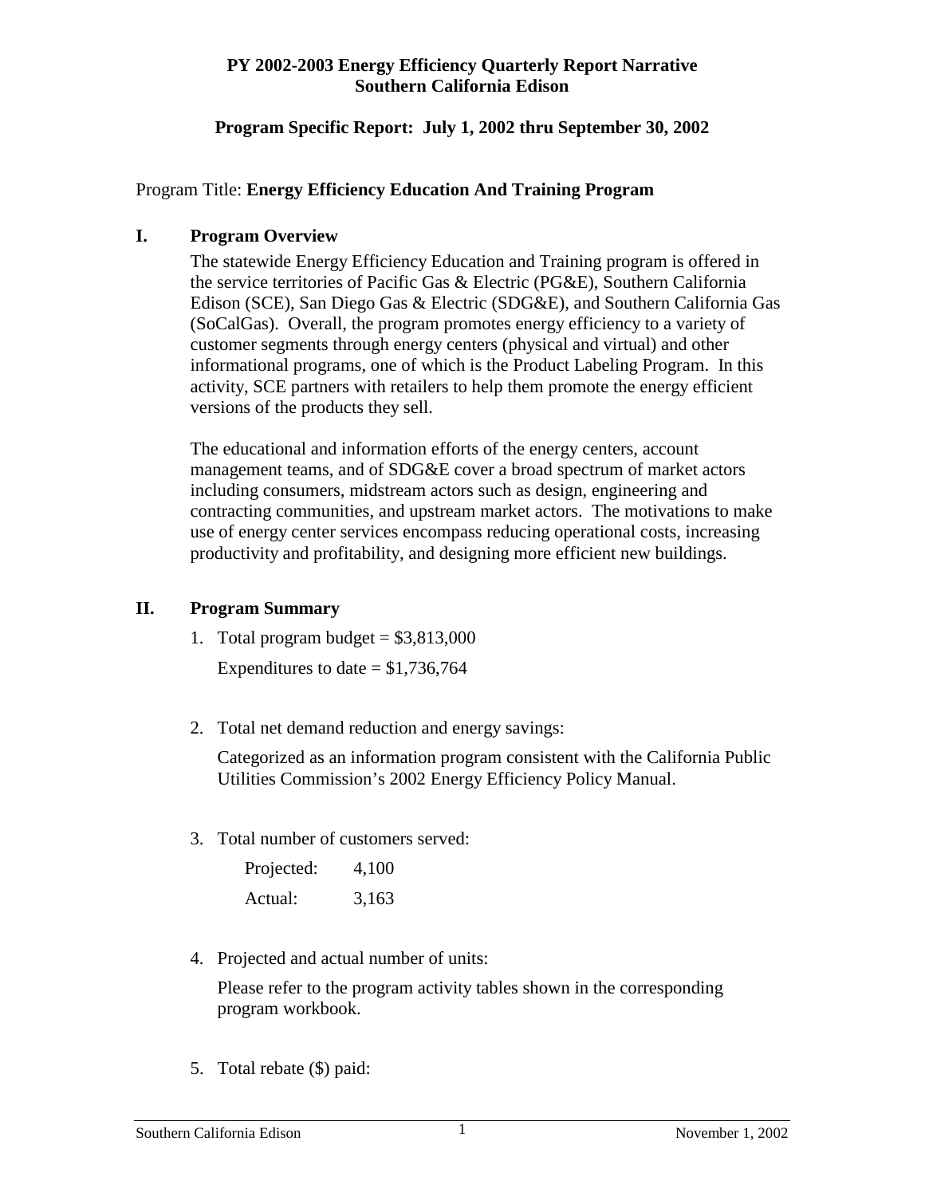**PY 2002-2003 Energy Efficiency Quarterly Report Narrative**
**Southern California Edison**

**Program Specific Report: July 1, 2002 thru September 30, 2002**

Program Title: **Energy Efficiency Education And Training Program**

## I. Program Overview

The statewide Energy Efficiency Education and Training program is offered in the service territories of Pacific Gas & Electric (PG&E), Southern California Edison (SCE), San Diego Gas & Electric (SDG&E), and Southern California Gas (SoCalGas). Overall, the program promotes energy efficiency to a variety of customer segments through energy centers (physical and virtual) and other informational programs, one of which is the Product Labeling Program. In this activity, SCE partners with retailers to help them promote the energy efficient versions of the products they sell.

The educational and information efforts of the energy centers, account management teams, and of SDG&E cover a broad spectrum of market actors including consumers, midstream actors such as design, engineering and contracting communities, and upstream market actors. The motivations to make use of energy center services encompass reducing operational costs, increasing productivity and profitability, and designing more efficient new buildings.

## II. Program Summary

1. Total program budget = $3,813,000

   Expenditures to date = $1,736,764

2. Total net demand reduction and energy savings:

   Categorized as an information program consistent with the California Public Utilities Commission's 2002 Energy Efficiency Policy Manual.

3. Total number of customers served:

   Projected: 4,100

   Actual: 3,163

4. Projected and actual number of units:

   Please refer to the program activity tables shown in the corresponding program workbook.

5. Total rebate ($) paid: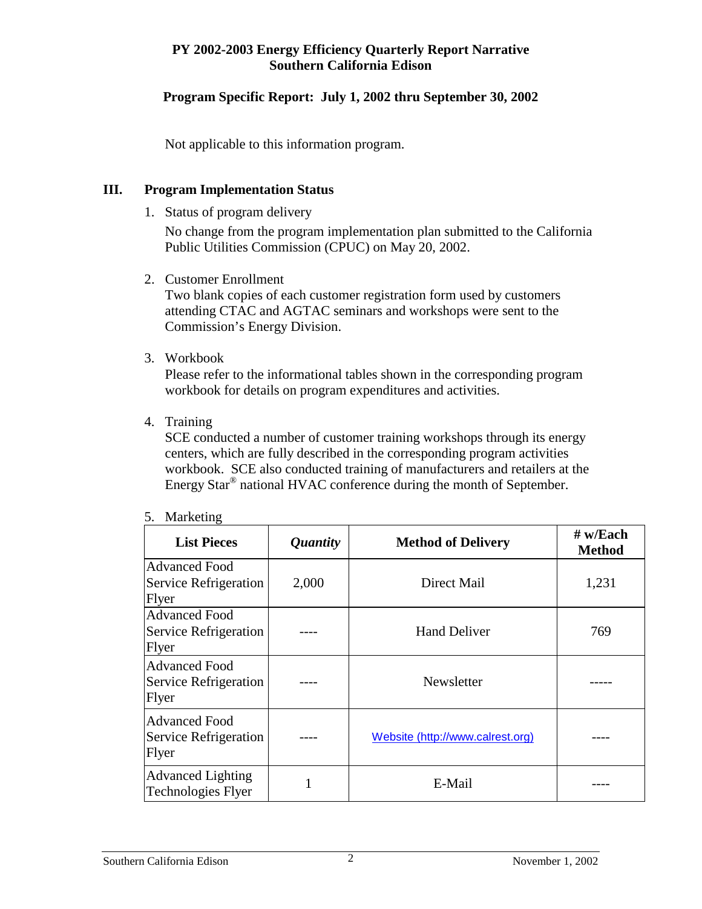**PY 2002-2003 Energy Efficiency Quarterly Report Narrative**
**Southern California Edison**

**Program Specific Report: July 1, 2002 thru September 30, 2002**

Not applicable to this information program.

## III. Program Implementation Status

1. Status of program delivery

   No change from the program implementation plan submitted to the California Public Utilities Commission (CPUC) on May 20, 2002.

2. Customer Enrollment

   Two blank copies of each customer registration form used by customers attending CTAC and AGTAC seminars and workshops were sent to the Commission's Energy Division.

3. Workbook

   Please refer to the informational tables shown in the corresponding program workbook for details on program expenditures and activities.

4. Training

   SCE conducted a number of customer training workshops through its energy centers, which are fully described in the corresponding program activities workbook. SCE also conducted training of manufacturers and retailers at the Energy Star® national HVAC conference during the month of September.

5. Marketing

| List Pieces | *Quantity* | Method of Delivery | # w/Each Method |
|---|---|---|---|
| Advanced Food Service Refrigeration Flyer | 2,000 | Direct Mail | 1,231 |
| Advanced Food Service Refrigeration Flyer | ---- | Hand Deliver | 769 |
| Advanced Food Service Refrigeration Flyer | ---- | Newsletter | ----- |
| Advanced Food Service Refrigeration Flyer | ---- | Website (http://www.calrest.org) | ---- |
| Advanced Lighting Technologies Flyer | 1 | E-Mail | ---- |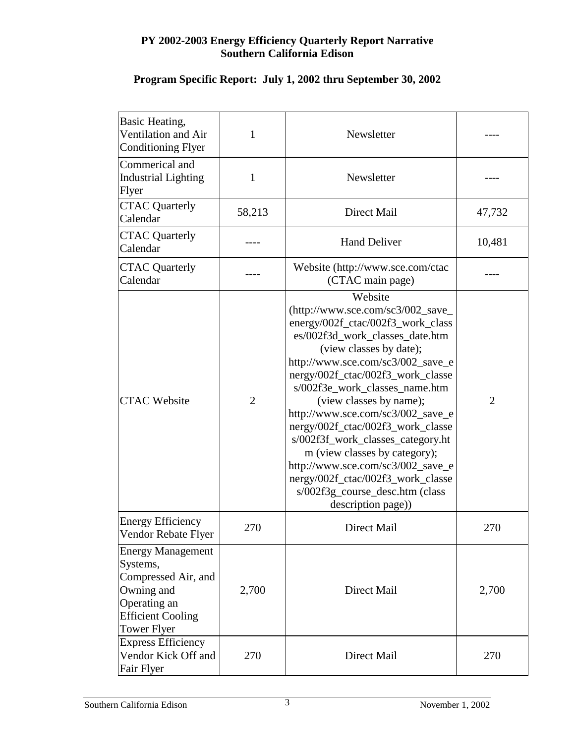**PY 2002-2003 Energy Efficiency Quarterly Report Narrative**
**Southern California Edison**

**Program Specific Report: July 1, 2002 thru September 30, 2002**

| | | | |
|---|---|---|---|
| Basic Heating, Ventilation and Air Conditioning Flyer | 1 | Newsletter | ---- |
| Commerical and Industrial Lighting Flyer | 1 | Newsletter | ---- |
| CTAC Quarterly Calendar | 58,213 | Direct Mail | 47,732 |
| CTAC Quarterly Calendar | ---- | Hand Deliver | 10,481 |
| CTAC Quarterly Calendar | ---- | Website (http://www.sce.com/ctac (CTAC main page) | ---- |
| CTAC Website | 2 | Website (http://www.sce.com/sc3/002_save_energy/002f_ctac/002f3_work_classes/002f3d_work_classes_date.htm (view classes by date); http://www.sce.com/sc3/002_save_energy/002f_ctac/002f3_work_classes/002f3e_work_classes_name.htm (view classes by name); http://www.sce.com/sc3/002_save_energy/002f_ctac/002f3_work_classes/002f3f_work_classes_category.htm (view classes by category); http://www.sce.com/sc3/002_save_energy/002f_ctac/002f3_work_classes/002f3g_course_desc.htm (class description page)) | 2 |
| Energy Efficiency Vendor Rebate Flyer | 270 | Direct Mail | 270 |
| Energy Management Systems, Compressed Air, and Owning and Operating an Efficient Cooling Tower Flyer | 2,700 | Direct Mail | 2,700 |
| Express Efficiency Vendor Kick Off and Fair Flyer | 270 | Direct Mail | 270 |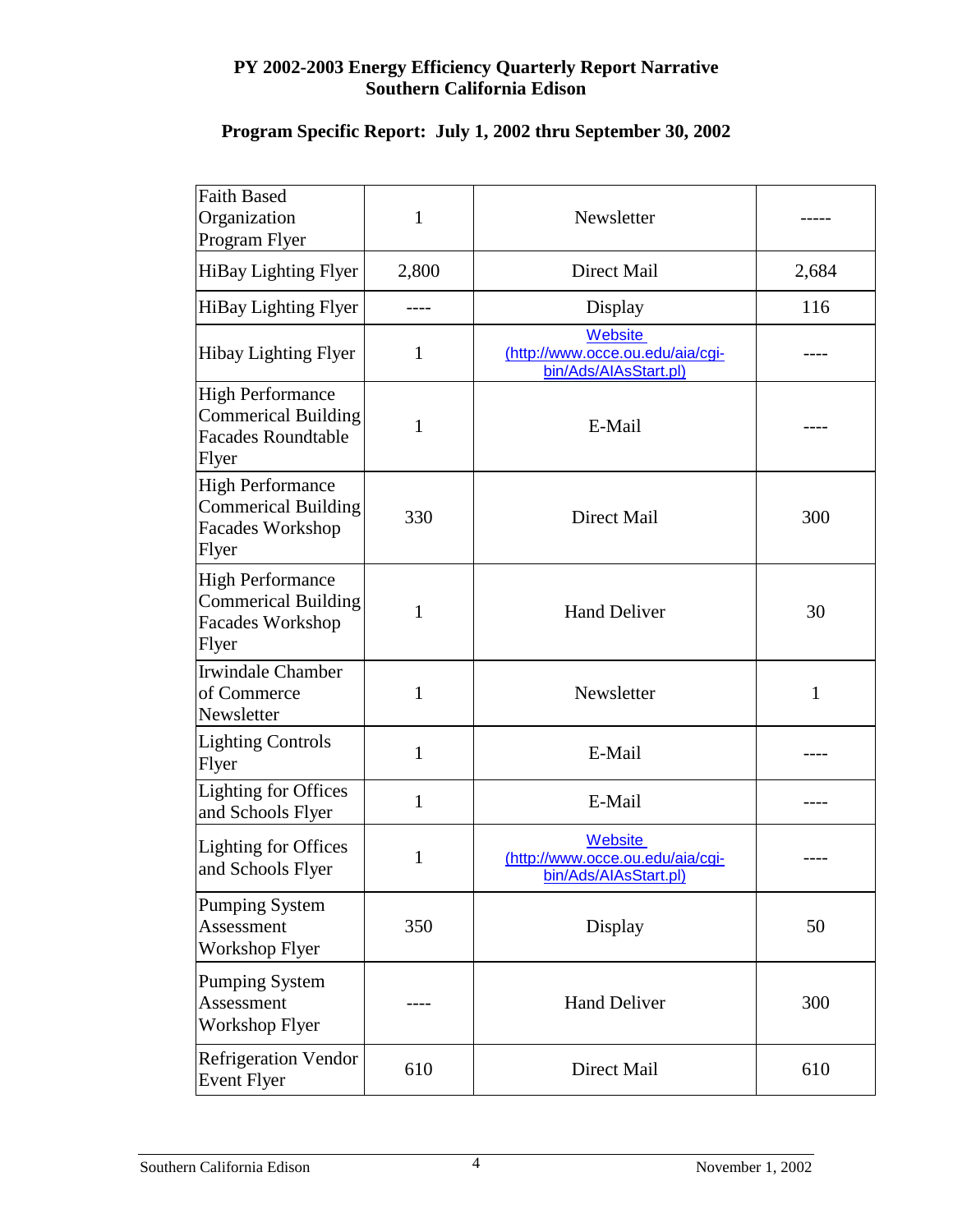**PY 2002-2003 Energy Efficiency Quarterly Report Narrative**
**Southern California Edison**

**Program Specific Report: July 1, 2002 thru September 30, 2002**

| | | | |
|---|---|---|---|
| Faith Based Organization Program Flyer | 1 | Newsletter | ----- |
| HiBay Lighting Flyer | 2,800 | Direct Mail | 2,684 |
| HiBay Lighting Flyer | ---- | Display | 116 |
| Hibay Lighting Flyer | 1 | Website (http://www.occe.ou.edu/aia/cgi-bin/Ads/AIAsStart.pl) | ---- |
| High Performance Commerical Building Facades Roundtable Flyer | 1 | E-Mail | ---- |
| High Performance Commerical Building Facades Workshop Flyer | 330 | Direct Mail | 300 |
| High Performance Commerical Building Facades Workshop Flyer | 1 | Hand Deliver | 30 |
| Irwindale Chamber of Commerce Newsletter | 1 | Newsletter | 1 |
| Lighting Controls Flyer | 1 | E-Mail | ---- |
| Lighting for Offices and Schools Flyer | 1 | E-Mail | ---- |
| Lighting for Offices and Schools Flyer | 1 | Website (http://www.occe.ou.edu/aia/cgi-bin/Ads/AIAsStart.pl) | ---- |
| Pumping System Assessment Workshop Flyer | 350 | Display | 50 |
| Pumping System Assessment Workshop Flyer | ---- | Hand Deliver | 300 |
| Refrigeration Vendor Event Flyer | 610 | Direct Mail | 610 |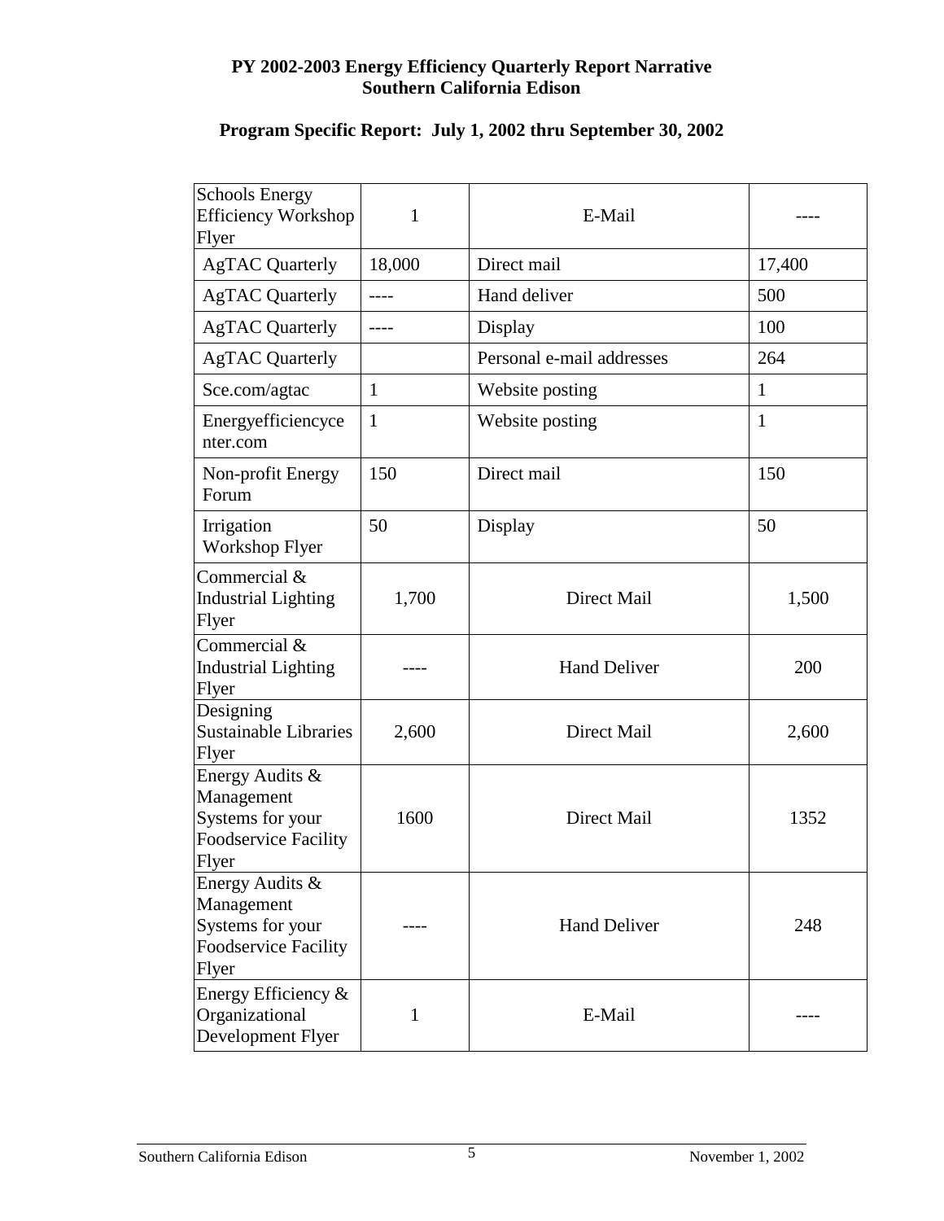**PY 2002-2003 Energy Efficiency Quarterly Report Narrative**
**Southern California Edison**

**Program Specific Report: July 1, 2002 thru September 30, 2002**

| | | | |
|---|---|---|---|
| Schools Energy Efficiency Workshop Flyer | 1 | E-Mail | ---- |
| AgTAC Quarterly | 18,000 | Direct mail | 17,400 |
| AgTAC Quarterly | ---- | Hand deliver | 500 |
| AgTAC Quarterly | ---- | Display | 100 |
| AgTAC Quarterly | | Personal e-mail addresses | 264 |
| Sce.com/agtac | 1 | Website posting | 1 |
| Energyefficiencycenter.com | 1 | Website posting | 1 |
| Non-profit Energy Forum | 150 | Direct mail | 150 |
| Irrigation Workshop Flyer | 50 | Display | 50 |
| Commercial & Industrial Lighting Flyer | 1,700 | Direct Mail | 1,500 |
| Commercial & Industrial Lighting Flyer | ---- | Hand Deliver | 200 |
| Designing Sustainable Libraries Flyer | 2,600 | Direct Mail | 2,600 |
| Energy Audits & Management Systems for your Foodservice Facility Flyer | 1600 | Direct Mail | 1352 |
| Energy Audits & Management Systems for your Foodservice Facility Flyer | ---- | Hand Deliver | 248 |
| Energy Efficiency & Organizational Development Flyer | 1 | E-Mail | ---- |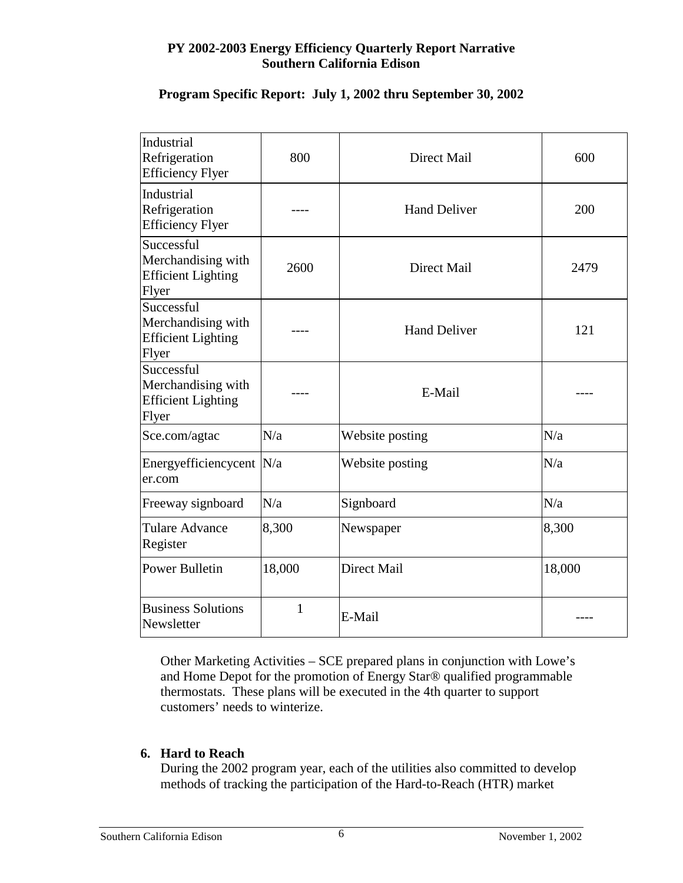**PY 2002-2003 Energy Efficiency Quarterly Report Narrative**
**Southern California Edison**

**Program Specific Report: July 1, 2002 thru September 30, 2002**

| | | | |
|---|---|---|---|
| Industrial Refrigeration Efficiency Flyer | 800 | Direct Mail | 600 |
| Industrial Refrigeration Efficiency Flyer | ---- | Hand Deliver | 200 |
| Successful Merchandising with Efficient Lighting Flyer | 2600 | Direct Mail | 2479 |
| Successful Merchandising with Efficient Lighting Flyer | ---- | Hand Deliver | 121 |
| Successful Merchandising with Efficient Lighting Flyer | ---- | E-Mail | ---- |
| Sce.com/agtac | N/a | Website posting | N/a |
| Energyefficiencycenter.com | N/a | Website posting | N/a |
| Freeway signboard | N/a | Signboard | N/a |
| Tulare Advance Register | 8,300 | Newspaper | 8,300 |
| Power Bulletin | 18,000 | Direct Mail | 18,000 |
| Business Solutions Newsletter | 1 | E-Mail | ---- |

Other Marketing Activities – SCE prepared plans in conjunction with Lowe's and Home Depot for the promotion of Energy Star® qualified programmable thermostats. These plans will be executed in the 4th quarter to support customers' needs to winterize.

**6. Hard to Reach**

During the 2002 program year, each of the utilities also committed to develop methods of tracking the participation of the Hard-to-Reach (HTR) market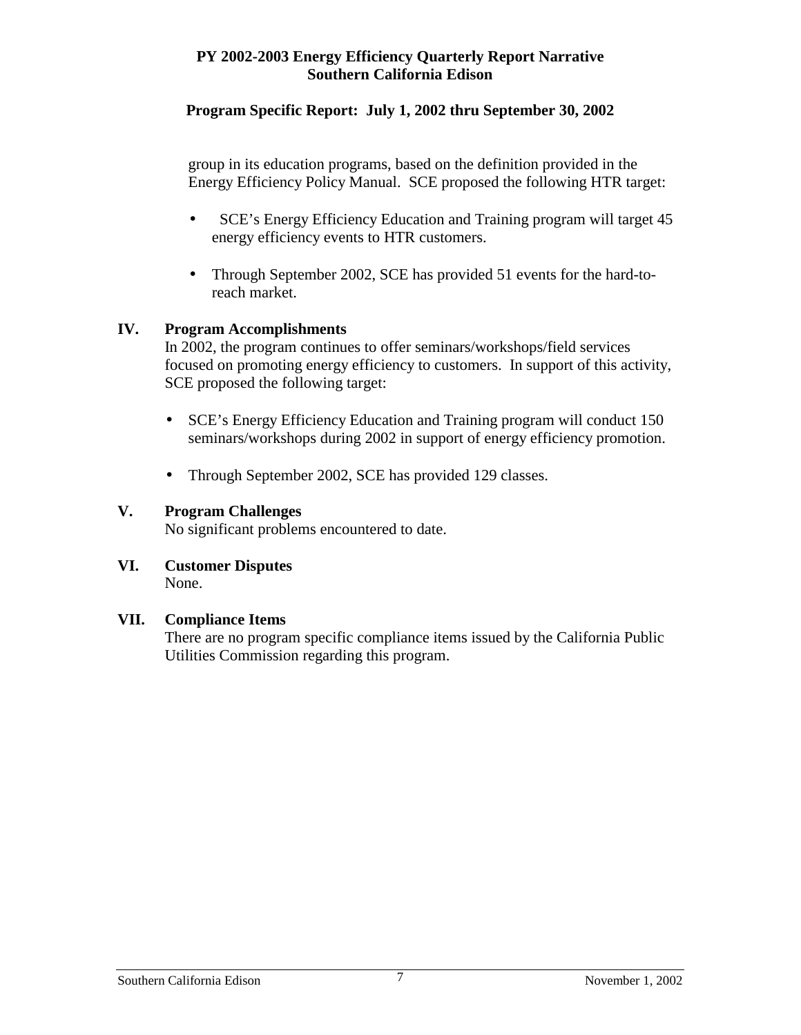group in its education programs, based on the definition provided in the Energy Efficiency Policy Manual. SCE proposed the following HTR target:

- SCE's Energy Efficiency Education and Training program will target 45 energy efficiency events to HTR customers.
- Through September 2002, SCE has provided 51 events for the hard-to-reach market.

## IV. Program Accomplishments

In 2002, the program continues to offer seminars/workshops/field services focused on promoting energy efficiency to customers. In support of this activity, SCE proposed the following target:

- SCE's Energy Efficiency Education and Training program will conduct 150 seminars/workshops during 2002 in support of energy efficiency promotion.
- Through September 2002, SCE has provided 129 classes.

## V. Program Challenges

No significant problems encountered to date.

## VI. Customer Disputes

None.

## VII. Compliance Items

There are no program specific compliance items issued by the California Public Utilities Commission regarding this program.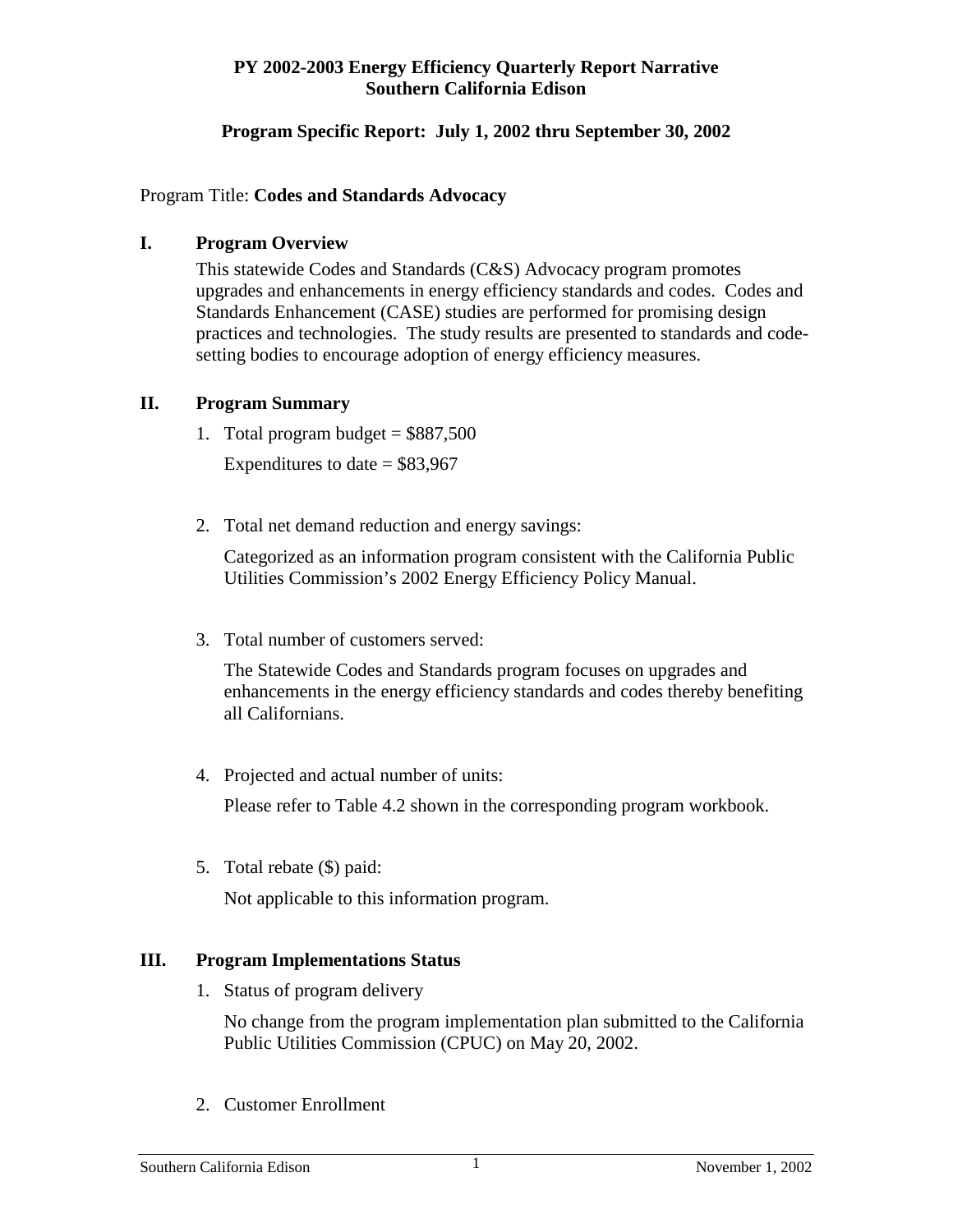**PY 2002-2003 Energy Efficiency Quarterly Report Narrative**
**Southern California Edison**

**Program Specific Report: July 1, 2002 thru September 30, 2002**

Program Title: **Codes and Standards Advocacy**

## I. Program Overview

This statewide Codes and Standards (C&S) Advocacy program promotes upgrades and enhancements in energy efficiency standards and codes. Codes and Standards Enhancement (CASE) studies are performed for promising design practices and technologies. The study results are presented to standards and code-setting bodies to encourage adoption of energy efficiency measures.

## II. Program Summary

1. Total program budget = $887,500

   Expenditures to date = $83,967

2. Total net demand reduction and energy savings:

   Categorized as an information program consistent with the California Public Utilities Commission's 2002 Energy Efficiency Policy Manual.

3. Total number of customers served:

   The Statewide Codes and Standards program focuses on upgrades and enhancements in the energy efficiency standards and codes thereby benefiting all Californians.

4. Projected and actual number of units:

   Please refer to Table 4.2 shown in the corresponding program workbook.

5. Total rebate ($) paid:

   Not applicable to this information program.

## III. Program Implementations Status

1. Status of program delivery

   No change from the program implementation plan submitted to the California Public Utilities Commission (CPUC) on May 20, 2002.

2. Customer Enrollment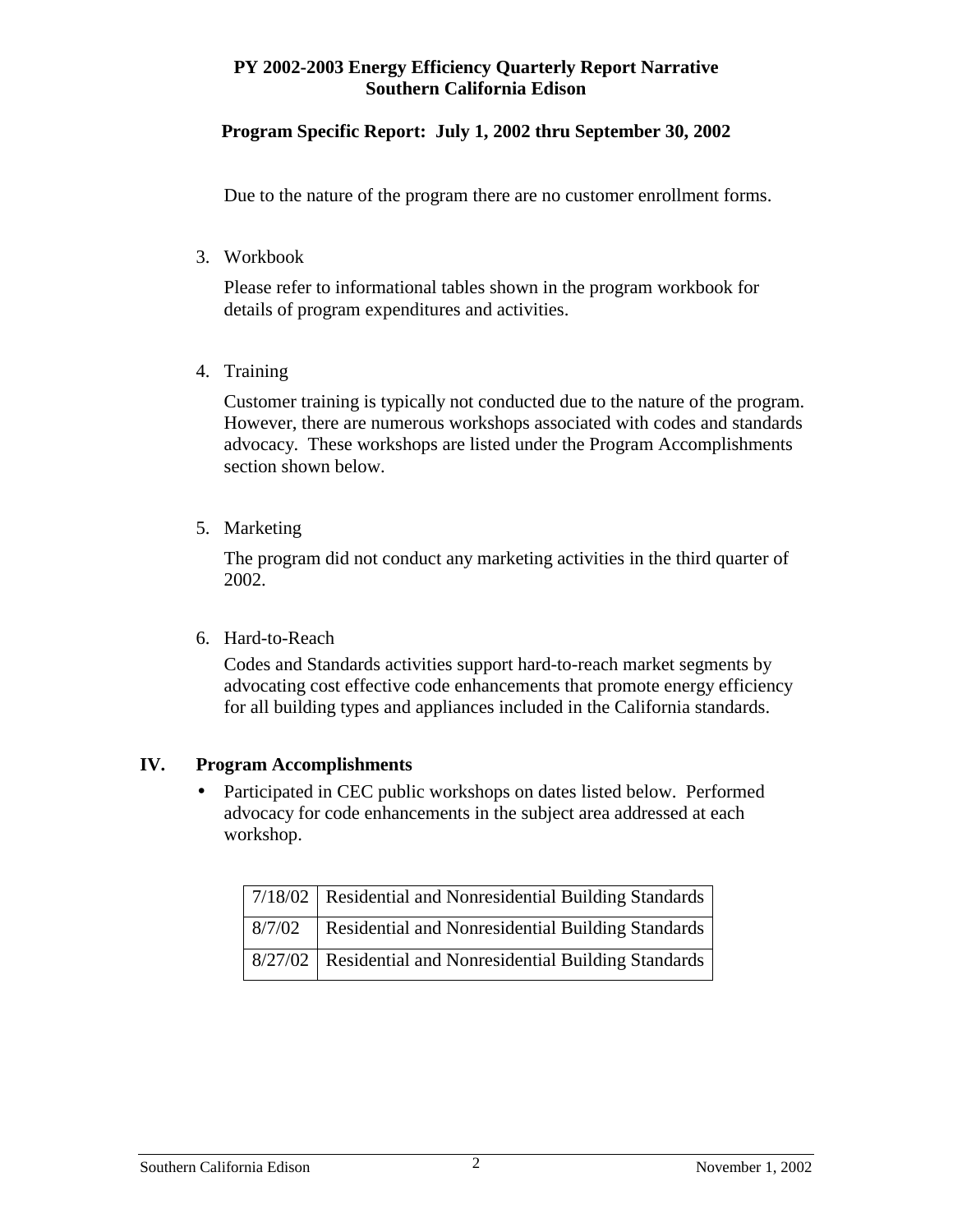Due to the nature of the program there are no customer enrollment forms.

3. Workbook

   Please refer to informational tables shown in the program workbook for details of program expenditures and activities.

4. Training

   Customer training is typically not conducted due to the nature of the program. However, there are numerous workshops associated with codes and standards advocacy. These workshops are listed under the Program Accomplishments section shown below.

5. Marketing

   The program did not conduct any marketing activities in the third quarter of 2002.

6. Hard-to-Reach

   Codes and Standards activities support hard-to-reach market segments by advocating cost effective code enhancements that promote energy efficiency for all building types and appliances included in the California standards.

## IV. Program Accomplishments

- Participated in CEC public workshops on dates listed below. Performed advocacy for code enhancements in the subject area addressed at each workshop.

| | |
|---|---|
| 7/18/02 | Residential and Nonresidential Building Standards |
| 8/7/02 | Residential and Nonresidential Building Standards |
| 8/27/02 | Residential and Nonresidential Building Standards |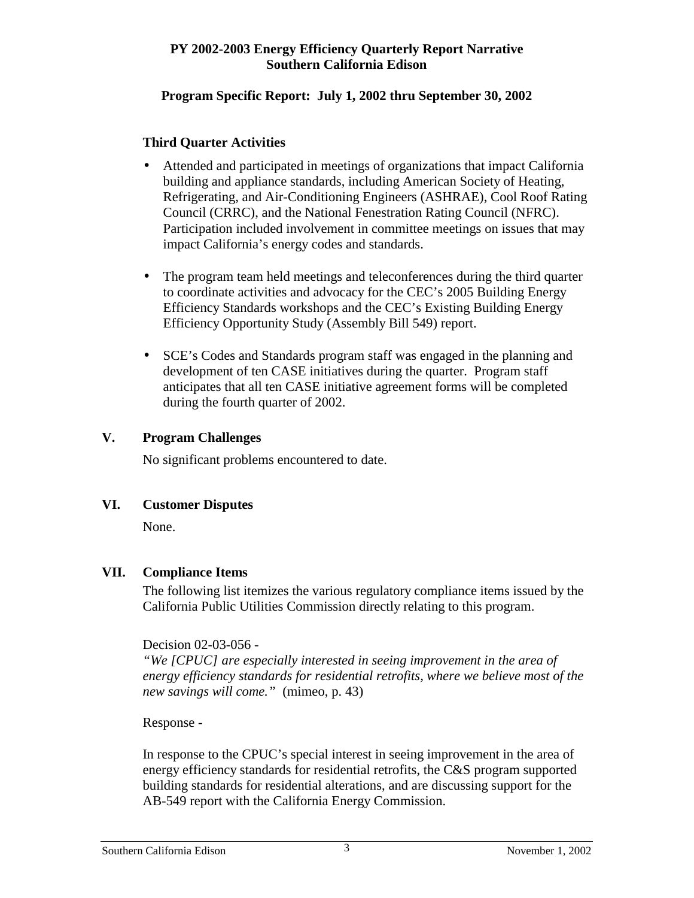**PY 2002-2003 Energy Efficiency Quarterly Report Narrative**
**Southern California Edison**

**Program Specific Report: July 1, 2002 thru September 30, 2002**

### Third Quarter Activities

- Attended and participated in meetings of organizations that impact California building and appliance standards, including American Society of Heating, Refrigerating, and Air-Conditioning Engineers (ASHRAE), Cool Roof Rating Council (CRRC), and the National Fenestration Rating Council (NFRC). Participation included involvement in committee meetings on issues that may impact California's energy codes and standards.

- The program team held meetings and teleconferences during the third quarter to coordinate activities and advocacy for the CEC's 2005 Building Energy Efficiency Standards workshops and the CEC's Existing Building Energy Efficiency Opportunity Study (Assembly Bill 549) report.

- SCE's Codes and Standards program staff was engaged in the planning and development of ten CASE initiatives during the quarter. Program staff anticipates that all ten CASE initiative agreement forms will be completed during the fourth quarter of 2002.

## V. Program Challenges

No significant problems encountered to date.

## VI. Customer Disputes

None.

## VII. Compliance Items

The following list itemizes the various regulatory compliance items issued by the California Public Utilities Commission directly relating to this program.

Decision 02-03-056 -
*"We [CPUC] are especially interested in seeing improvement in the area of energy efficiency standards for residential retrofits, where we believe most of the new savings will come."* (mimeo, p. 43)

Response -

In response to the CPUC's special interest in seeing improvement in the area of energy efficiency standards for residential retrofits, the C&S program supported building standards for residential alterations, and are discussing support for the AB-549 report with the California Energy Commission.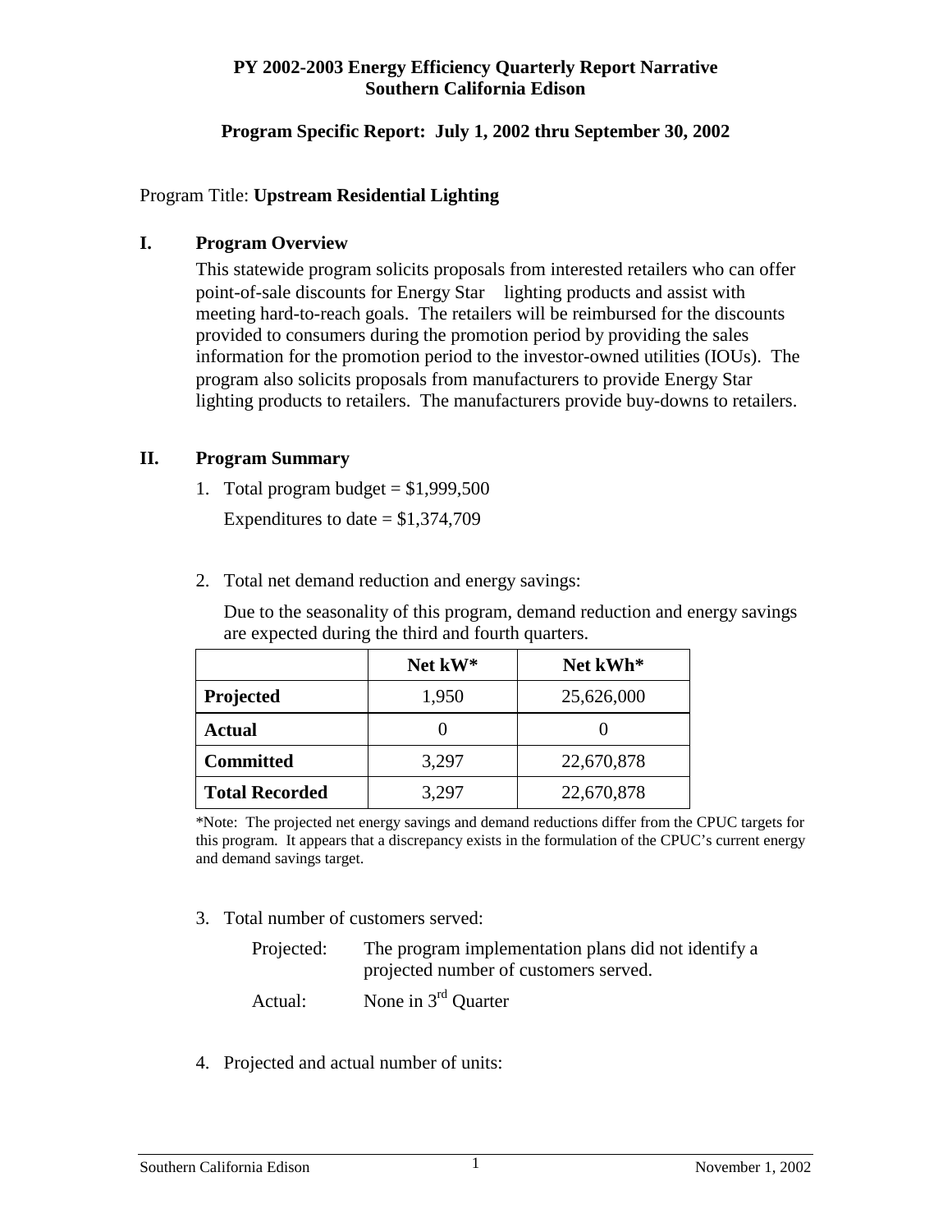**PY 2002-2003 Energy Efficiency Quarterly Report Narrative**
**Southern California Edison**

**Program Specific Report: July 1, 2002 thru September 30, 2002**

Program Title: **Upstream Residential Lighting**

## I. Program Overview

This statewide program solicits proposals from interested retailers who can offer point-of-sale discounts for Energy Star lighting products and assist with meeting hard-to-reach goals. The retailers will be reimbursed for the discounts provided to consumers during the promotion period by providing the sales information for the promotion period to the investor-owned utilities (IOUs). The program also solicits proposals from manufacturers to provide Energy Star lighting products to retailers. The manufacturers provide buy-downs to retailers.

## II. Program Summary

1. Total program budget = $1,999,500

   Expenditures to date = $1,374,709

2. Total net demand reduction and energy savings:

   Due to the seasonality of this program, demand reduction and energy savings are expected during the third and fourth quarters.

| | Net kW* | Net kWh* |
|---|---|---|
| **Projected** | 1,950 | 25,626,000 |
| **Actual** | 0 | 0 |
| **Committed** | 3,297 | 22,670,878 |
| **Total Recorded** | 3,297 | 22,670,878 |

*Note: The projected net energy savings and demand reductions differ from the CPUC targets for this program. It appears that a discrepancy exists in the formulation of the CPUC's current energy and demand savings target.

3. Total number of customers served:

   Projected: The program implementation plans did not identify a projected number of customers served.

   Actual: None in 3rd Quarter

4. Projected and actual number of units: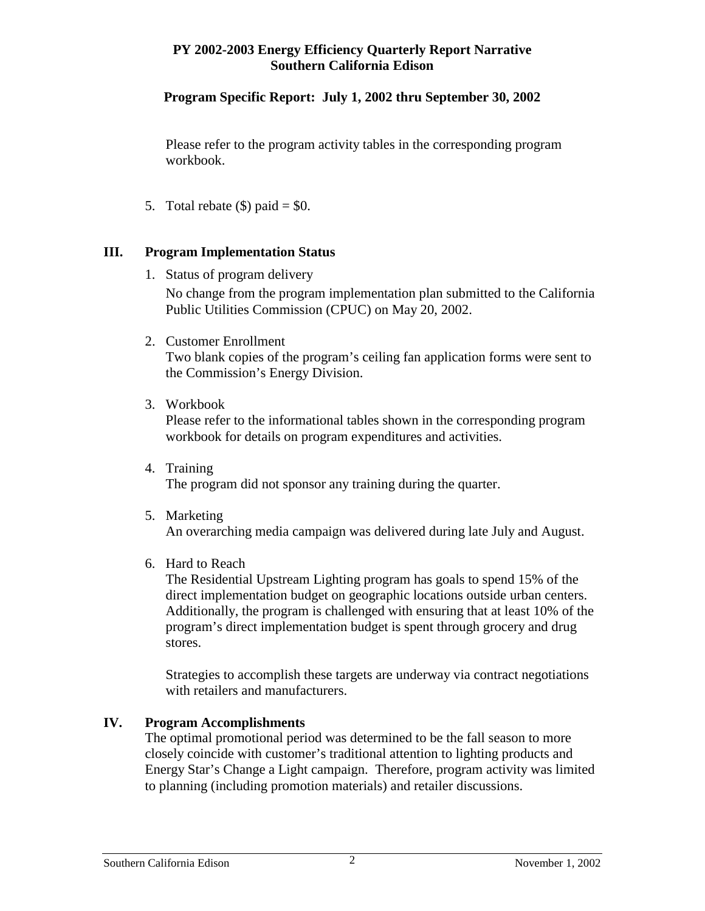Please refer to the program activity tables in the corresponding program workbook.

5. Total rebate ($) paid = $0.

## III. Program Implementation Status

1. Status of program delivery

   No change from the program implementation plan submitted to the California Public Utilities Commission (CPUC) on May 20, 2002.

2. Customer Enrollment

   Two blank copies of the program's ceiling fan application forms were sent to the Commission's Energy Division.

3. Workbook

   Please refer to the informational tables shown in the corresponding program workbook for details on program expenditures and activities.

4. Training

   The program did not sponsor any training during the quarter.

5. Marketing

   An overarching media campaign was delivered during late July and August.

6. Hard to Reach

   The Residential Upstream Lighting program has goals to spend 15% of the direct implementation budget on geographic locations outside urban centers. Additionally, the program is challenged with ensuring that at least 10% of the program's direct implementation budget is spent through grocery and drug stores.

   Strategies to accomplish these targets are underway via contract negotiations with retailers and manufacturers.

## IV. Program Accomplishments

The optimal promotional period was determined to be the fall season to more closely coincide with customer's traditional attention to lighting products and Energy Star's Change a Light campaign. Therefore, program activity was limited to planning (including promotion materials) and retailer discussions.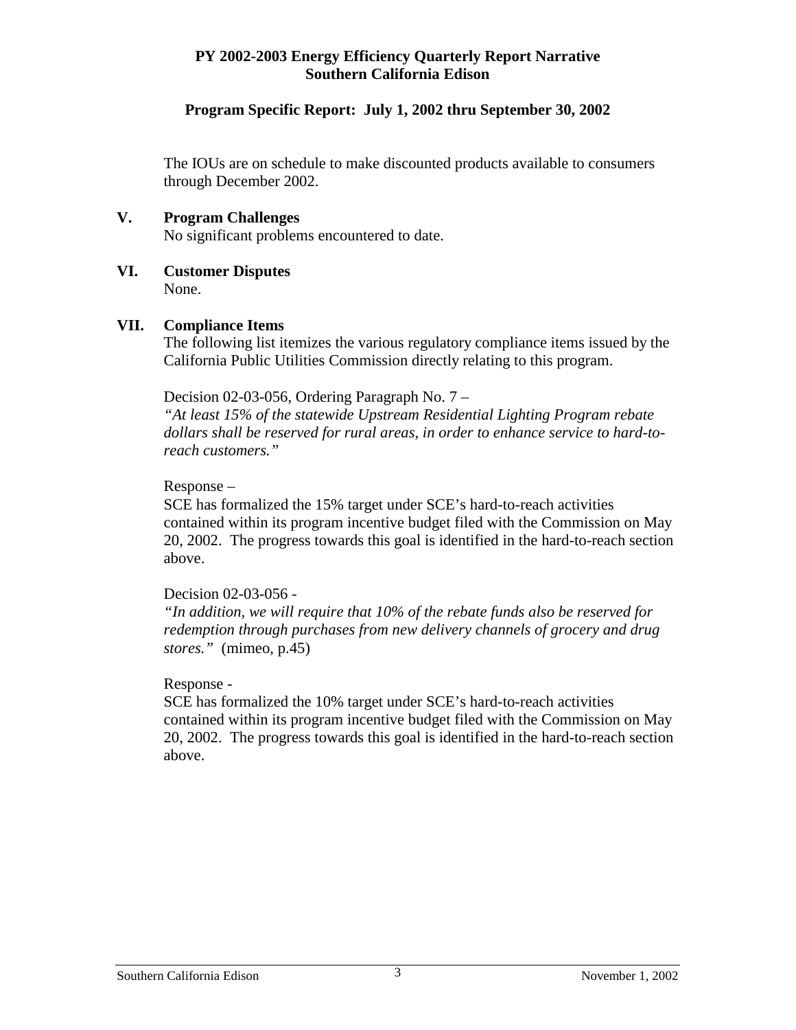The IOUs are on schedule to make discounted products available to consumers through December 2002.

## V. Program Challenges

No significant problems encountered to date.

## VI. Customer Disputes

None.

## VII. Compliance Items

The following list itemizes the various regulatory compliance items issued by the California Public Utilities Commission directly relating to this program.

Decision 02-03-056, Ordering Paragraph No. 7 –
*"At least 15% of the statewide Upstream Residential Lighting Program rebate dollars shall be reserved for rural areas, in order to enhance service to hard-to-reach customers."*

Response –
SCE has formalized the 15% target under SCE's hard-to-reach activities contained within its program incentive budget filed with the Commission on May 20, 2002. The progress towards this goal is identified in the hard-to-reach section above.

Decision 02-03-056 -
*"In addition, we will require that 10% of the rebate funds also be reserved for redemption through purchases from new delivery channels of grocery and drug stores."* (mimeo, p.45)

Response -
SCE has formalized the 10% target under SCE's hard-to-reach activities contained within its program incentive budget filed with the Commission on May 20, 2002. The progress towards this goal is identified in the hard-to-reach section above.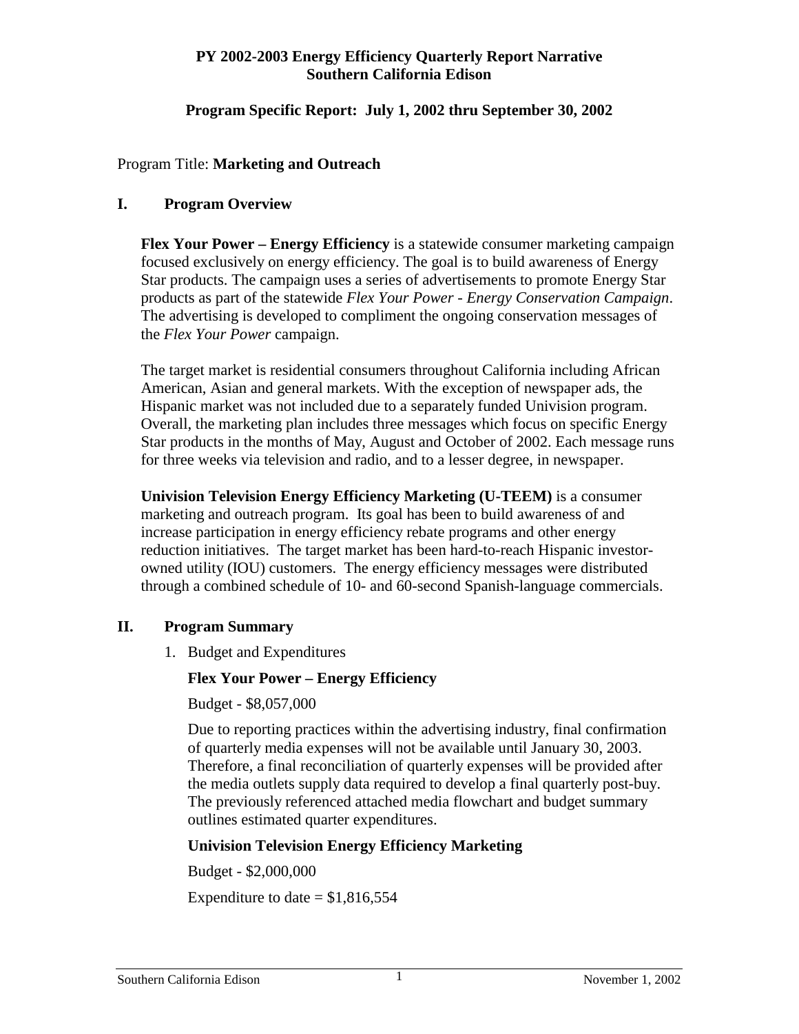**PY 2002-2003 Energy Efficiency Quarterly Report Narrative**
**Southern California Edison**

**Program Specific Report: July 1, 2002 thru September 30, 2002**

Program Title: **Marketing and Outreach**

## I. Program Overview

**Flex Your Power – Energy Efficiency** is a statewide consumer marketing campaign focused exclusively on energy efficiency. The goal is to build awareness of Energy Star products. The campaign uses a series of advertisements to promote Energy Star products as part of the statewide *Flex Your Power - Energy Conservation Campaign*. The advertising is developed to compliment the ongoing conservation messages of the *Flex Your Power* campaign.

The target market is residential consumers throughout California including African American, Asian and general markets. With the exception of newspaper ads, the Hispanic market was not included due to a separately funded Univision program. Overall, the marketing plan includes three messages which focus on specific Energy Star products in the months of May, August and October of 2002. Each message runs for three weeks via television and radio, and to a lesser degree, in newspaper.

**Univision Television Energy Efficiency Marketing (U-TEEM)** is a consumer marketing and outreach program. Its goal has been to build awareness of and increase participation in energy efficiency rebate programs and other energy reduction initiatives. The target market has been hard-to-reach Hispanic investor-owned utility (IOU) customers. The energy efficiency messages were distributed through a combined schedule of 10- and 60-second Spanish-language commercials.

## II. Program Summary

1. Budget and Expenditures

   **Flex Your Power – Energy Efficiency**

   Budget - $8,057,000

   Due to reporting practices within the advertising industry, final confirmation of quarterly media expenses will not be available until January 30, 2003. Therefore, a final reconciliation of quarterly expenses will be provided after the media outlets supply data required to develop a final quarterly post-buy. The previously referenced attached media flowchart and budget summary outlines estimated quarter expenditures.

   **Univision Television Energy Efficiency Marketing**

   Budget - $2,000,000

   Expenditure to date = $1,816,554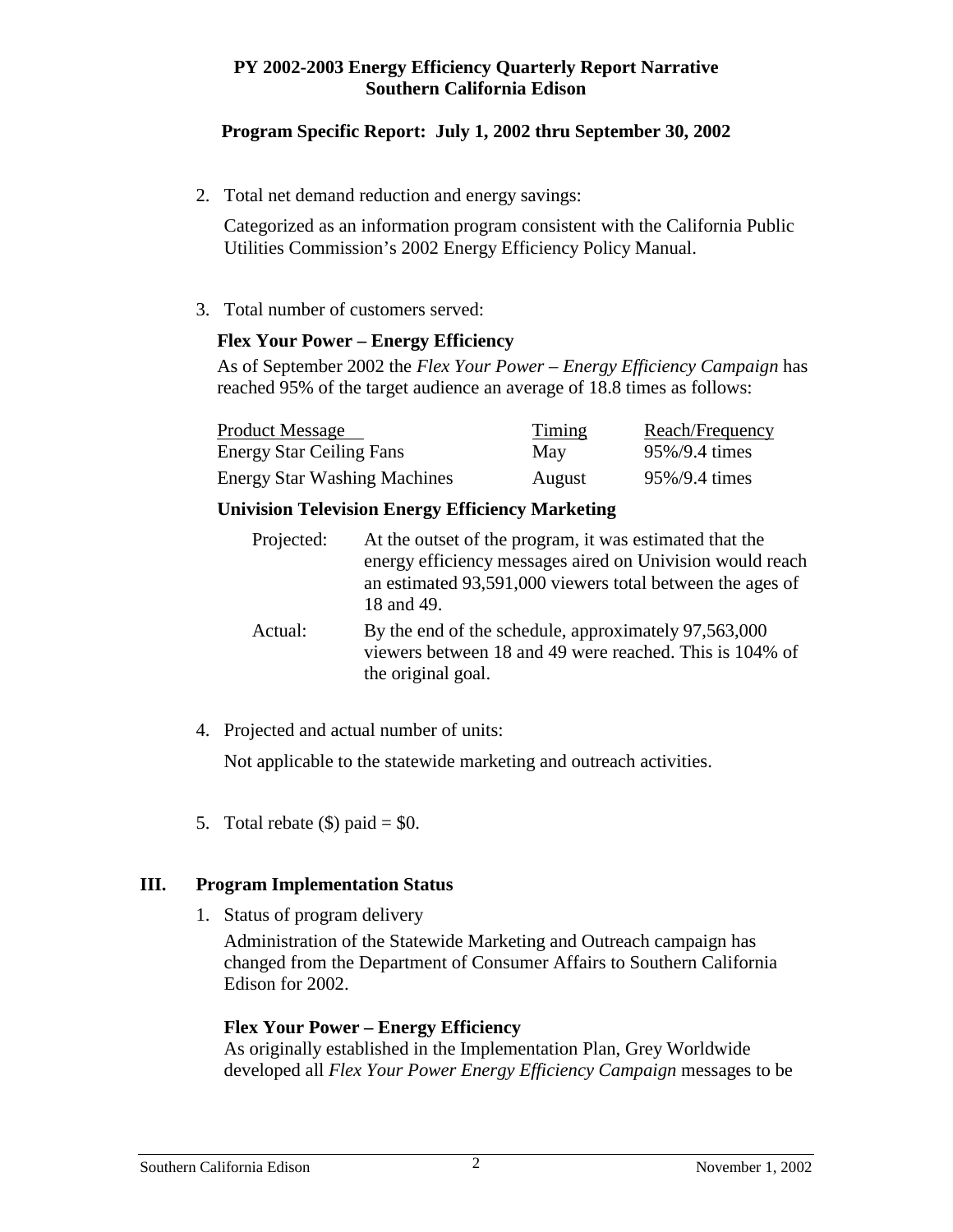**PY 2002-2003 Energy Efficiency Quarterly Report Narrative**
**Southern California Edison**

**Program Specific Report: July 1, 2002 thru September 30, 2002**

2. Total net demand reduction and energy savings:

   Categorized as an information program consistent with the California Public Utilities Commission's 2002 Energy Efficiency Policy Manual.

3. Total number of customers served:

   **Flex Your Power – Energy Efficiency**

   As of September 2002 the *Flex Your Power – Energy Efficiency Campaign* has reached 95% of the target audience an average of 18.8 times as follows:

| Product Message | Timing | Reach/Frequency |
|---|---|---|
| Energy Star Ceiling Fans | May | 95%/9.4 times |
| Energy Star Washing Machines | August | 95%/9.4 times |

   **Univision Television Energy Efficiency Marketing**

   Projected: At the outset of the program, it was estimated that the energy efficiency messages aired on Univision would reach an estimated 93,591,000 viewers total between the ages of 18 and 49.

   Actual: By the end of the schedule, approximately 97,563,000 viewers between 18 and 49 were reached. This is 104% of the original goal.

4. Projected and actual number of units:

   Not applicable to the statewide marketing and outreach activities.

5. Total rebate ($) paid = $0.

## III. Program Implementation Status

1. Status of program delivery

   Administration of the Statewide Marketing and Outreach campaign has changed from the Department of Consumer Affairs to Southern California Edison for 2002.

   **Flex Your Power – Energy Efficiency**

   As originally established in the Implementation Plan, Grey Worldwide developed all *Flex Your Power Energy Efficiency Campaign* messages to be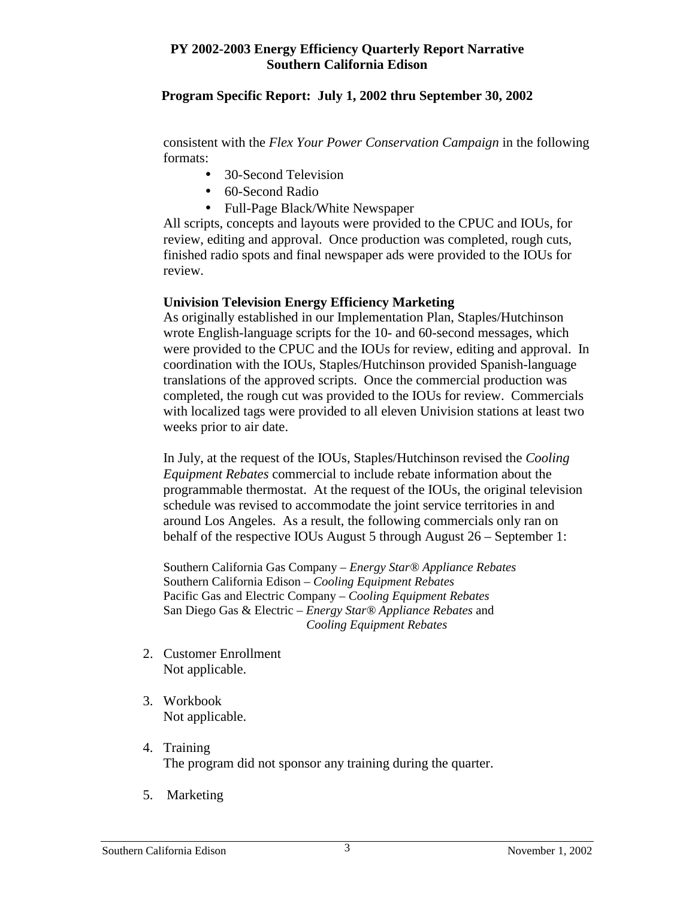consistent with the *Flex Your Power Conservation Campaign* in the following formats:

- 30-Second Television
- 60-Second Radio
- Full-Page Black/White Newspaper

All scripts, concepts and layouts were provided to the CPUC and IOUs, for review, editing and approval. Once production was completed, rough cuts, finished radio spots and final newspaper ads were provided to the IOUs for review.

**Univision Television Energy Efficiency Marketing**

As originally established in our Implementation Plan, Staples/Hutchinson wrote English-language scripts for the 10- and 60-second messages, which were provided to the CPUC and the IOUs for review, editing and approval. In coordination with the IOUs, Staples/Hutchinson provided Spanish-language translations of the approved scripts. Once the commercial production was completed, the rough cut was provided to the IOUs for review. Commercials with localized tags were provided to all eleven Univision stations at least two weeks prior to air date.

In July, at the request of the IOUs, Staples/Hutchinson revised the *Cooling Equipment Rebates* commercial to include rebate information about the programmable thermostat. At the request of the IOUs, the original television schedule was revised to accommodate the joint service territories in and around Los Angeles. As a result, the following commercials only ran on behalf of the respective IOUs August 5 through August 26 – September 1:

Southern California Gas Company – *Energy Star® Appliance Rebates*
Southern California Edison – *Cooling Equipment Rebates*
Pacific Gas and Electric Company – *Cooling Equipment Rebates*
San Diego Gas & Electric – *Energy Star® Appliance Rebates* and *Cooling Equipment Rebates*

2. Customer Enrollment
   Not applicable.

3. Workbook
   Not applicable.

4. Training
   The program did not sponsor any training during the quarter.

5. Marketing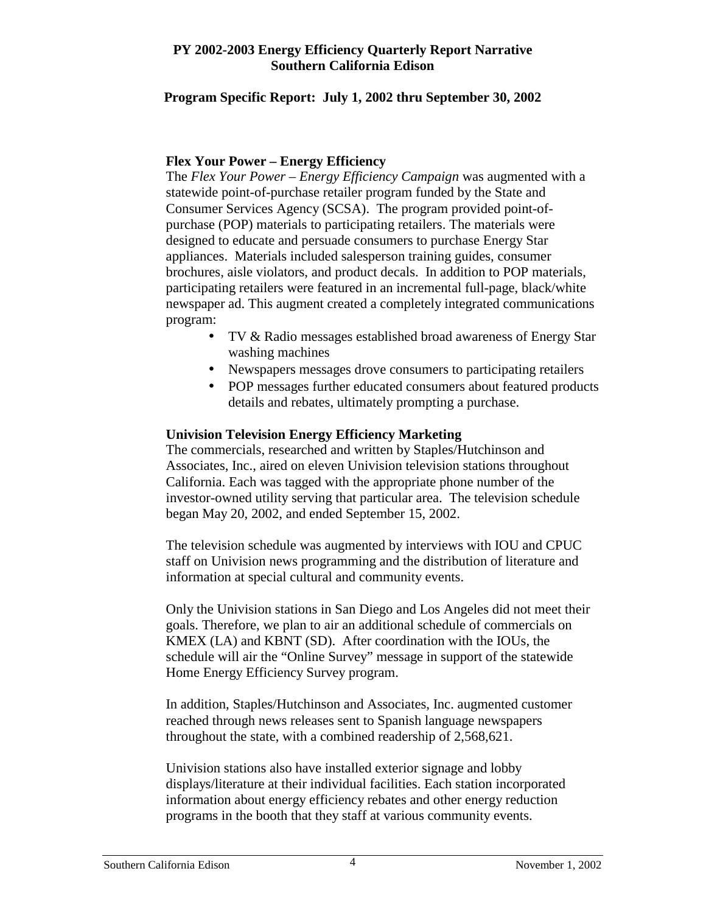**PY 2002-2003 Energy Efficiency Quarterly Report Narrative**
**Southern California Edison**

**Program Specific Report: July 1, 2002 thru September 30, 2002**

### Flex Your Power – Energy Efficiency

The *Flex Your Power – Energy Efficiency Campaign* was augmented with a statewide point-of-purchase retailer program funded by the State and Consumer Services Agency (SCSA). The program provided point-of-purchase (POP) materials to participating retailers. The materials were designed to educate and persuade consumers to purchase Energy Star appliances. Materials included salesperson training guides, consumer brochures, aisle violators, and product decals. In addition to POP materials, participating retailers were featured in an incremental full-page, black/white newspaper ad. This augment created a completely integrated communications program:

- TV & Radio messages established broad awareness of Energy Star washing machines
- Newspapers messages drove consumers to participating retailers
- POP messages further educated consumers about featured products details and rebates, ultimately prompting a purchase.

### Univision Television Energy Efficiency Marketing

The commercials, researched and written by Staples/Hutchinson and Associates, Inc., aired on eleven Univision television stations throughout California. Each was tagged with the appropriate phone number of the investor-owned utility serving that particular area. The television schedule began May 20, 2002, and ended September 15, 2002.

The television schedule was augmented by interviews with IOU and CPUC staff on Univision news programming and the distribution of literature and information at special cultural and community events.

Only the Univision stations in San Diego and Los Angeles did not meet their goals. Therefore, we plan to air an additional schedule of commercials on KMEX (LA) and KBNT (SD). After coordination with the IOUs, the schedule will air the "Online Survey" message in support of the statewide Home Energy Efficiency Survey program.

In addition, Staples/Hutchinson and Associates, Inc. augmented customer reached through news releases sent to Spanish language newspapers throughout the state, with a combined readership of 2,568,621.

Univision stations also have installed exterior signage and lobby displays/literature at their individual facilities. Each station incorporated information about energy efficiency rebates and other energy reduction programs in the booth that they staff at various community events.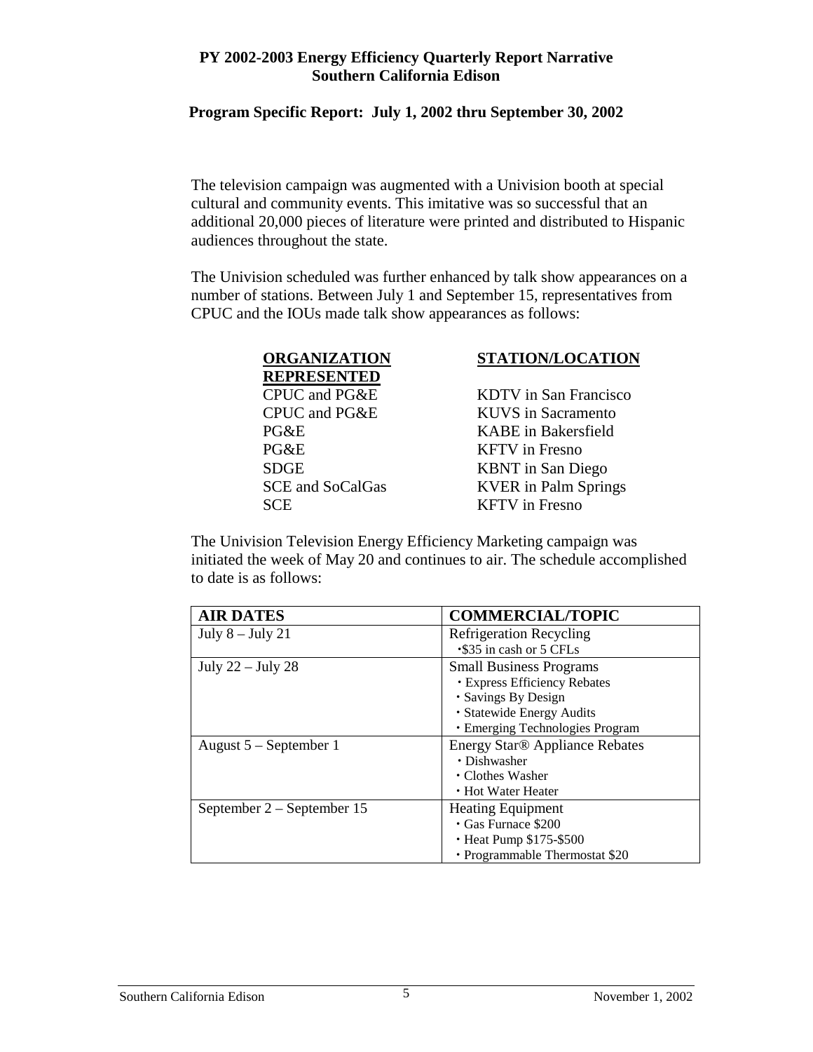The television campaign was augmented with a Univision booth at special cultural and community events. This imitative was so successful that an additional 20,000 pieces of literature were printed and distributed to Hispanic audiences throughout the state.

The Univision scheduled was further enhanced by talk show appearances on a number of stations. Between July 1 and September 15, representatives from CPUC and the IOUs made talk show appearances as follows:

| ORGANIZATION REPRESENTED | STATION/LOCATION |
|---|---|
| CPUC and PG&E | KDTV in San Francisco |
| CPUC and PG&E | KUVS in Sacramento |
| PG&E | KABE in Bakersfield |
| PG&E | KFTV in Fresno |
| SDGE | KBNT in San Diego |
| SCE and SoCalGas | KVER in Palm Springs |
| SCE | KFTV in Fresno |

The Univision Television Energy Efficiency Marketing campaign was initiated the week of May 20 and continues to air. The schedule accomplished to date is as follows:

| AIR DATES | COMMERCIAL/TOPIC |
|---|---|
| July 8 – July 21 | Refrigeration Recycling<br>• $35 in cash or 5 CFLs |
| July 22 – July 28 | Small Business Programs<br>• Express Efficiency Rebates<br>• Savings By Design<br>• Statewide Energy Audits<br>• Emerging Technologies Program |
| August 5 – September 1 | Energy Star® Appliance Rebates<br>• Dishwasher<br>• Clothes Washer<br>• Hot Water Heater |
| September 2 – September 15 | Heating Equipment<br>• Gas Furnace $200<br>• Heat Pump $175-$500<br>• Programmable Thermostat $20 |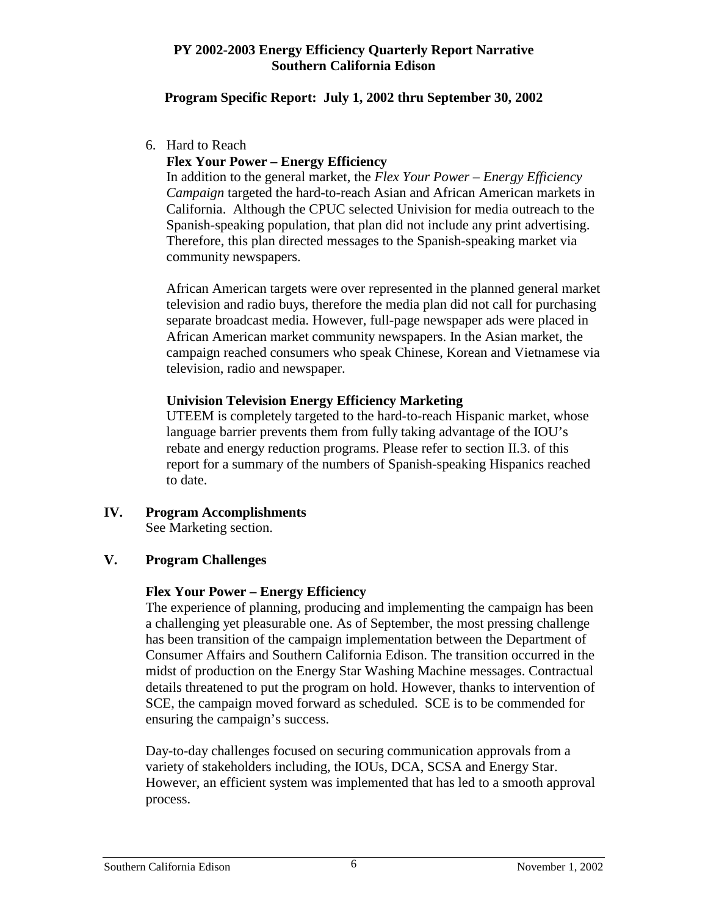6. Hard to Reach

**Flex Your Power – Energy Efficiency**

In addition to the general market, the *Flex Your Power – Energy Efficiency Campaign* targeted the hard-to-reach Asian and African American markets in California. Although the CPUC selected Univision for media outreach to the Spanish-speaking population, that plan did not include any print advertising. Therefore, this plan directed messages to the Spanish-speaking market via community newspapers.

African American targets were over represented in the planned general market television and radio buys, therefore the media plan did not call for purchasing separate broadcast media. However, full-page newspaper ads were placed in African American market community newspapers. In the Asian market, the campaign reached consumers who speak Chinese, Korean and Vietnamese via television, radio and newspaper.

**Univision Television Energy Efficiency Marketing**

UTEEM is completely targeted to the hard-to-reach Hispanic market, whose language barrier prevents them from fully taking advantage of the IOU's rebate and energy reduction programs. Please refer to section II.3. of this report for a summary of the numbers of Spanish-speaking Hispanics reached to date.

## IV. Program Accomplishments

See Marketing section.

## V. Program Challenges

**Flex Your Power – Energy Efficiency**

The experience of planning, producing and implementing the campaign has been a challenging yet pleasurable one. As of September, the most pressing challenge has been transition of the campaign implementation between the Department of Consumer Affairs and Southern California Edison. The transition occurred in the midst of production on the Energy Star Washing Machine messages. Contractual details threatened to put the program on hold. However, thanks to intervention of SCE, the campaign moved forward as scheduled. SCE is to be commended for ensuring the campaign's success.

Day-to-day challenges focused on securing communication approvals from a variety of stakeholders including, the IOUs, DCA, SCSA and Energy Star. However, an efficient system was implemented that has led to a smooth approval process.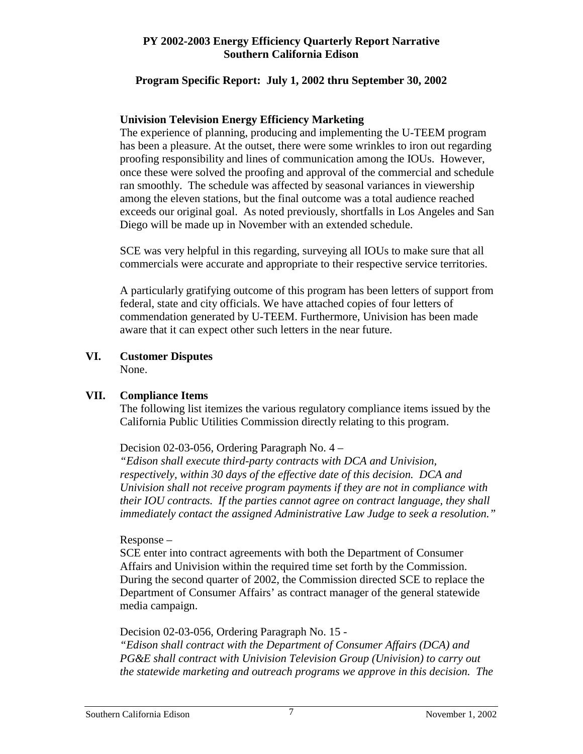**Univision Television Energy Efficiency Marketing**

The experience of planning, producing and implementing the U-TEEM program has been a pleasure. At the outset, there were some wrinkles to iron out regarding proofing responsibility and lines of communication among the IOUs. However, once these were solved the proofing and approval of the commercial and schedule ran smoothly. The schedule was affected by seasonal variances in viewership among the eleven stations, but the final outcome was a total audience reached exceeds our original goal. As noted previously, shortfalls in Los Angeles and San Diego will be made up in November with an extended schedule.

SCE was very helpful in this regarding, surveying all IOUs to make sure that all commercials were accurate and appropriate to their respective service territories.

A particularly gratifying outcome of this program has been letters of support from federal, state and city officials. We have attached copies of four letters of commendation generated by U-TEEM. Furthermore, Univision has been made aware that it can expect other such letters in the near future.

## VI. Customer Disputes

None.

## VII. Compliance Items

The following list itemizes the various regulatory compliance items issued by the California Public Utilities Commission directly relating to this program.

Decision 02-03-056, Ordering Paragraph No. 4 –

*"Edison shall execute third-party contracts with DCA and Univision, respectively, within 30 days of the effective date of this decision. DCA and Univision shall not receive program payments if they are not in compliance with their IOU contracts. If the parties cannot agree on contract language, they shall immediately contact the assigned Administrative Law Judge to seek a resolution."*

Response –

SCE enter into contract agreements with both the Department of Consumer Affairs and Univision within the required time set forth by the Commission. During the second quarter of 2002, the Commission directed SCE to replace the Department of Consumer Affairs' as contract manager of the general statewide media campaign.

Decision 02-03-056, Ordering Paragraph No. 15 -

*"Edison shall contract with the Department of Consumer Affairs (DCA) and PG&E shall contract with Univision Television Group (Univision) to carry out the statewide marketing and outreach programs we approve in this decision. The*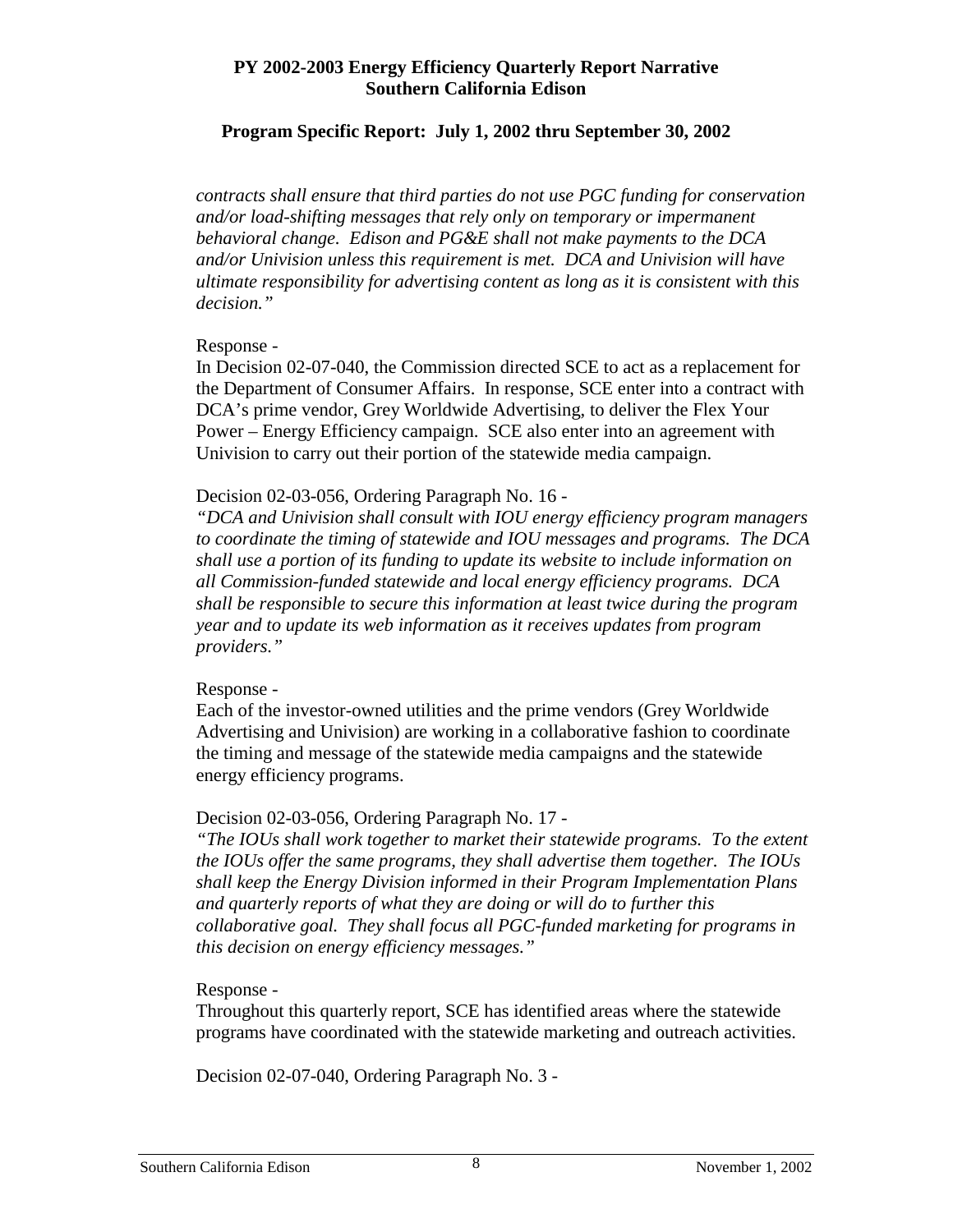*contracts shall ensure that third parties do not use PGC funding for conservation and/or load-shifting messages that rely only on temporary or impermanent behavioral change. Edison and PG&E shall not make payments to the DCA and/or Univision unless this requirement is met. DCA and Univision will have ultimate responsibility for advertising content as long as it is consistent with this decision."*

Response -

In Decision 02-07-040, the Commission directed SCE to act as a replacement for the Department of Consumer Affairs. In response, SCE enter into a contract with DCA's prime vendor, Grey Worldwide Advertising, to deliver the Flex Your Power – Energy Efficiency campaign. SCE also enter into an agreement with Univision to carry out their portion of the statewide media campaign.

Decision 02-03-056, Ordering Paragraph No. 16 -

*"DCA and Univision shall consult with IOU energy efficiency program managers to coordinate the timing of statewide and IOU messages and programs. The DCA shall use a portion of its funding to update its website to include information on all Commission-funded statewide and local energy efficiency programs. DCA shall be responsible to secure this information at least twice during the program year and to update its web information as it receives updates from program providers."*

Response -

Each of the investor-owned utilities and the prime vendors (Grey Worldwide Advertising and Univision) are working in a collaborative fashion to coordinate the timing and message of the statewide media campaigns and the statewide energy efficiency programs.

Decision 02-03-056, Ordering Paragraph No. 17 -

*"The IOUs shall work together to market their statewide programs. To the extent the IOUs offer the same programs, they shall advertise them together. The IOUs shall keep the Energy Division informed in their Program Implementation Plans and quarterly reports of what they are doing or will do to further this collaborative goal. They shall focus all PGC-funded marketing for programs in this decision on energy efficiency messages."*

Response -

Throughout this quarterly report, SCE has identified areas where the statewide programs have coordinated with the statewide marketing and outreach activities.

Decision 02-07-040, Ordering Paragraph No. 3 -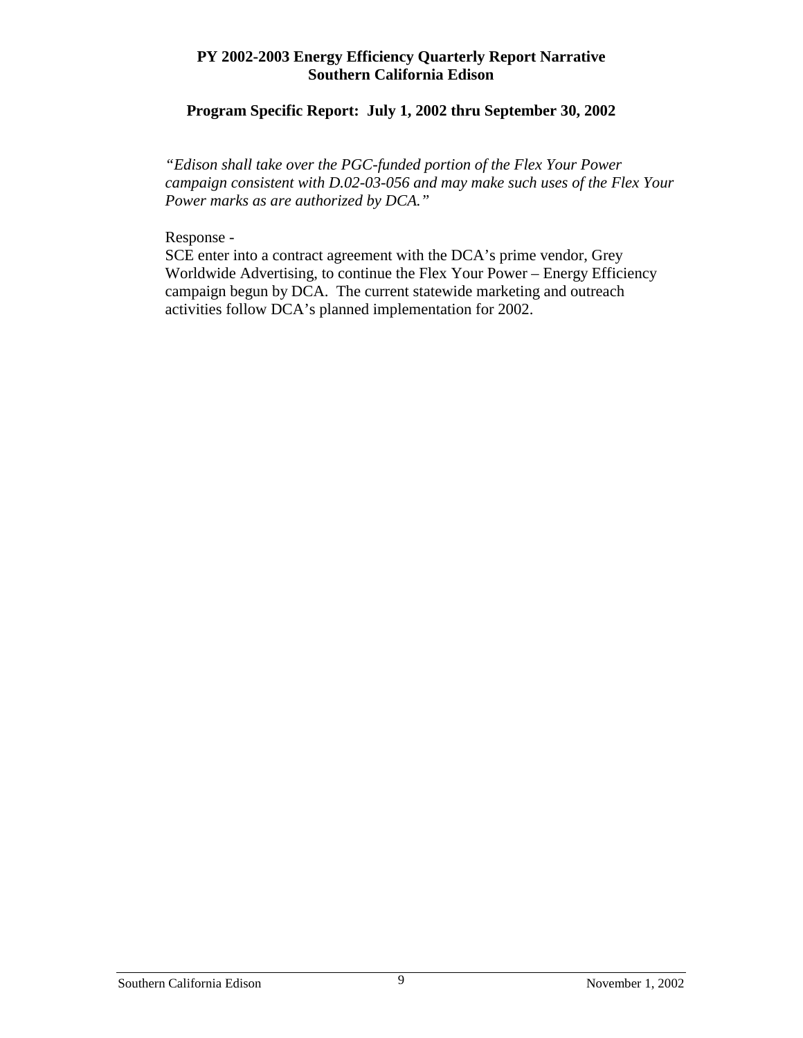**PY 2002-2003 Energy Efficiency Quarterly Report Narrative**
**Southern California Edison**

**Program Specific Report: July 1, 2002 thru September 30, 2002**

*"Edison shall take over the PGC-funded portion of the Flex Your Power campaign consistent with D.02-03-056 and may make such uses of the Flex Your Power marks as are authorized by DCA."*

Response -
SCE enter into a contract agreement with the DCA's prime vendor, Grey Worldwide Advertising, to continue the Flex Your Power – Energy Efficiency campaign begun by DCA. The current statewide marketing and outreach activities follow DCA's planned implementation for 2002.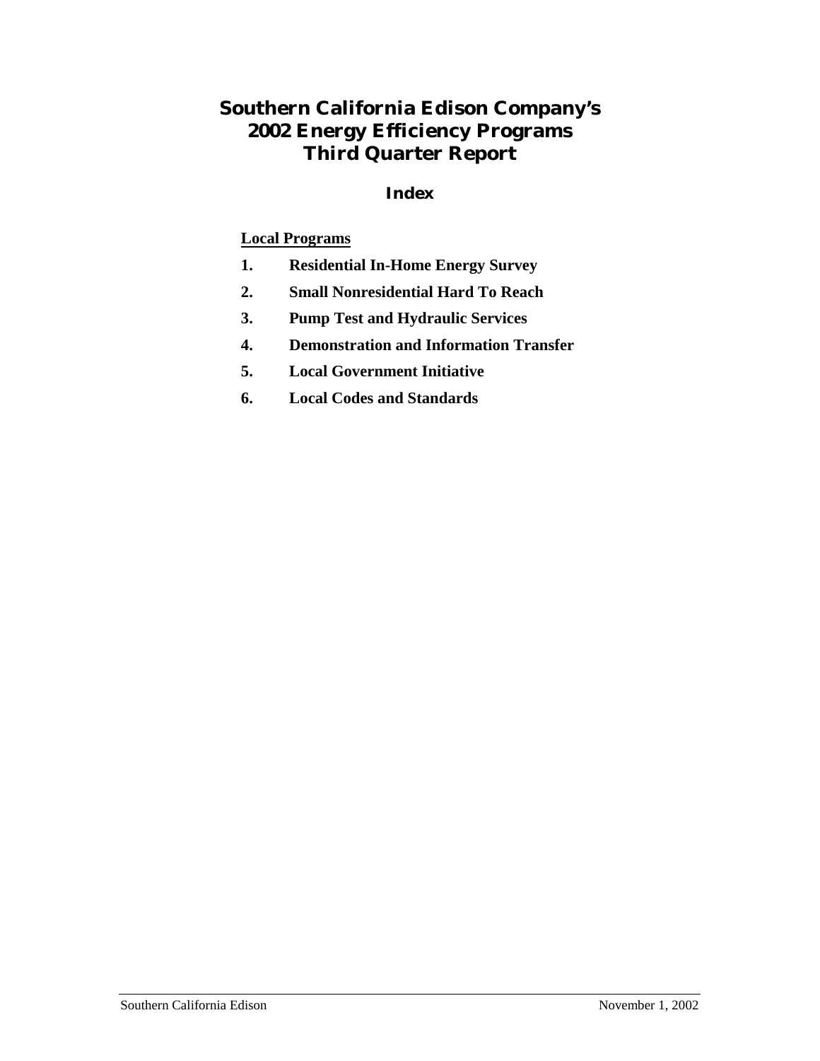# Southern California Edison Company's
# 2002 Energy Efficiency Programs
# Third Quarter Report

## Index

**Local Programs**

1. **Residential In-Home Energy Survey**
2. **Small Nonresidential Hard To Reach**
3. **Pump Test and Hydraulic Services**
4. **Demonstration and Information Transfer**
5. **Local Government Initiative**
6. **Local Codes and Standards**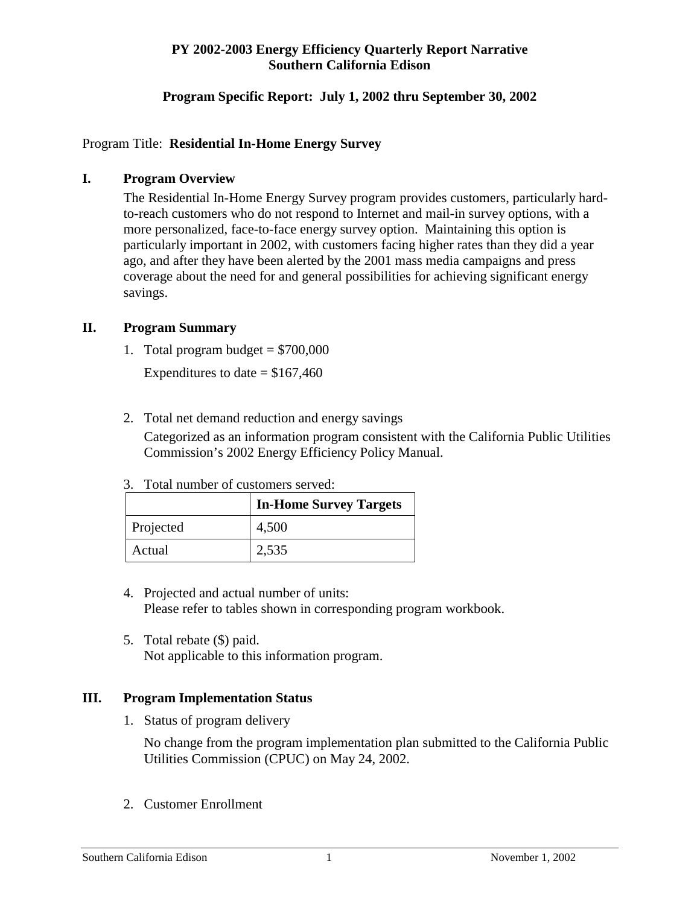**PY 2002-2003 Energy Efficiency Quarterly Report Narrative**
**Southern California Edison**

**Program Specific Report: July 1, 2002 thru September 30, 2002**

Program Title: **Residential In-Home Energy Survey**

## I. Program Overview

The Residential In-Home Energy Survey program provides customers, particularly hard-to-reach customers who do not respond to Internet and mail-in survey options, with a more personalized, face-to-face energy survey option. Maintaining this option is particularly important in 2002, with customers facing higher rates than they did a year ago, and after they have been alerted by the 2001 mass media campaigns and press coverage about the need for and general possibilities for achieving significant energy savings.

## II. Program Summary

1. Total program budget = $700,000

   Expenditures to date = $167,460

2. Total net demand reduction and energy savings

   Categorized as an information program consistent with the California Public Utilities Commission's 2002 Energy Efficiency Policy Manual.

3. Total number of customers served:

| | **In-Home Survey Targets** |
|---|---|
| Projected | 4,500 |
| Actual | 2,535 |

4. Projected and actual number of units:
   Please refer to tables shown in corresponding program workbook.

5. Total rebate ($) paid.
   Not applicable to this information program.

## III. Program Implementation Status

1. Status of program delivery

   No change from the program implementation plan submitted to the California Public Utilities Commission (CPUC) on May 24, 2002.

2. Customer Enrollment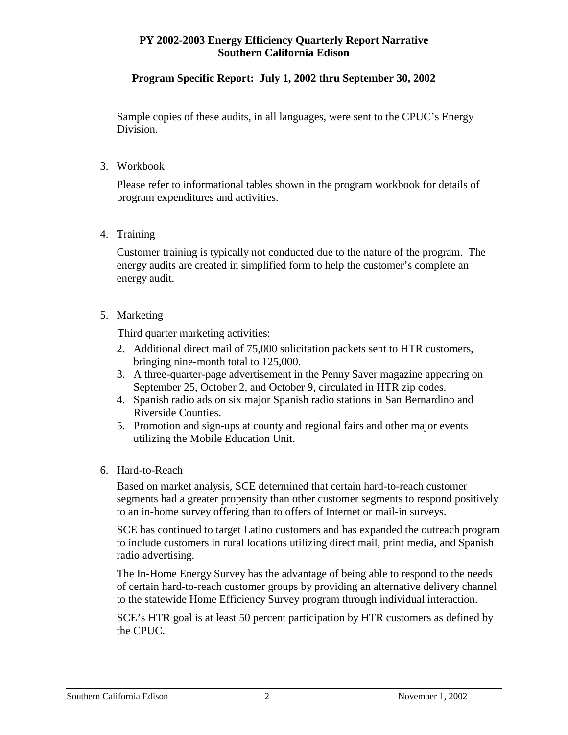Sample copies of these audits, in all languages, were sent to the CPUC's Energy Division.

3. Workbook

   Please refer to informational tables shown in the program workbook for details of program expenditures and activities.

4. Training

   Customer training is typically not conducted due to the nature of the program. The energy audits are created in simplified form to help the customer's complete an energy audit.

5. Marketing

   Third quarter marketing activities:

   2. Additional direct mail of 75,000 solicitation packets sent to HTR customers, bringing nine-month total to 125,000.
   3. A three-quarter-page advertisement in the Penny Saver magazine appearing on September 25, October 2, and October 9, circulated in HTR zip codes.
   4. Spanish radio ads on six major Spanish radio stations in San Bernardino and Riverside Counties.
   5. Promotion and sign-ups at county and regional fairs and other major events utilizing the Mobile Education Unit.

6. Hard-to-Reach

   Based on market analysis, SCE determined that certain hard-to-reach customer segments had a greater propensity than other customer segments to respond positively to an in-home survey offering than to offers of Internet or mail-in surveys.

   SCE has continued to target Latino customers and has expanded the outreach program to include customers in rural locations utilizing direct mail, print media, and Spanish radio advertising.

   The In-Home Energy Survey has the advantage of being able to respond to the needs of certain hard-to-reach customer groups by providing an alternative delivery channel to the statewide Home Efficiency Survey program through individual interaction.

   SCE's HTR goal is at least 50 percent participation by HTR customers as defined by the CPUC.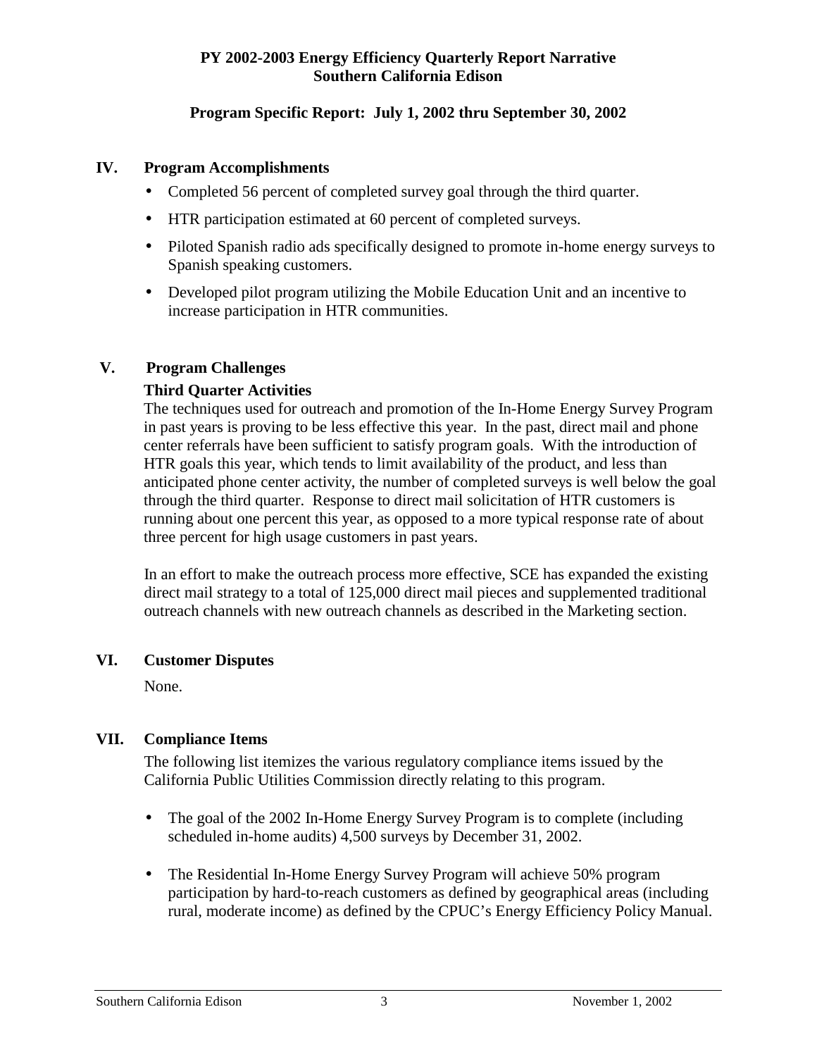**PY 2002-2003 Energy Efficiency Quarterly Report Narrative**
**Southern California Edison**

**Program Specific Report: July 1, 2002 thru September 30, 2002**

## IV. Program Accomplishments

- Completed 56 percent of completed survey goal through the third quarter.
- HTR participation estimated at 60 percent of completed surveys.
- Piloted Spanish radio ads specifically designed to promote in-home energy surveys to Spanish speaking customers.
- Developed pilot program utilizing the Mobile Education Unit and an incentive to increase participation in HTR communities.

## V. Program Challenges

### Third Quarter Activities

The techniques used for outreach and promotion of the In-Home Energy Survey Program in past years is proving to be less effective this year. In the past, direct mail and phone center referrals have been sufficient to satisfy program goals. With the introduction of HTR goals this year, which tends to limit availability of the product, and less than anticipated phone center activity, the number of completed surveys is well below the goal through the third quarter. Response to direct mail solicitation of HTR customers is running about one percent this year, as opposed to a more typical response rate of about three percent for high usage customers in past years.

In an effort to make the outreach process more effective, SCE has expanded the existing direct mail strategy to a total of 125,000 direct mail pieces and supplemented traditional outreach channels with new outreach channels as described in the Marketing section.

## VI. Customer Disputes

None.

## VII. Compliance Items

The following list itemizes the various regulatory compliance items issued by the California Public Utilities Commission directly relating to this program.

- The goal of the 2002 In-Home Energy Survey Program is to complete (including scheduled in-home audits) 4,500 surveys by December 31, 2002.
- The Residential In-Home Energy Survey Program will achieve 50% program participation by hard-to-reach customers as defined by geographical areas (including rural, moderate income) as defined by the CPUC's Energy Efficiency Policy Manual.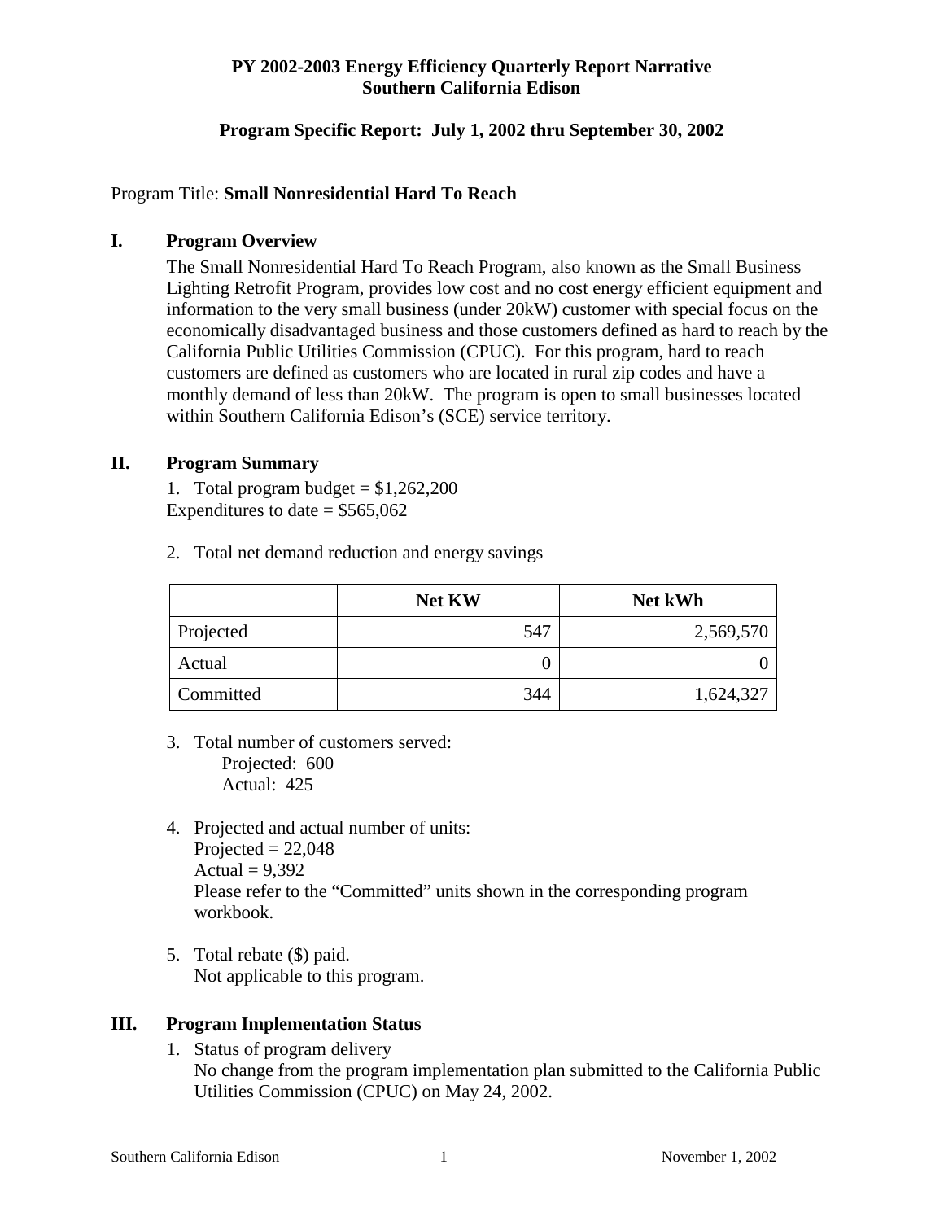**PY 2002-2003 Energy Efficiency Quarterly Report Narrative**
**Southern California Edison**

**Program Specific Report: July 1, 2002 thru September 30, 2002**

Program Title: **Small Nonresidential Hard To Reach**

## I. Program Overview

The Small Nonresidential Hard To Reach Program, also known as the Small Business Lighting Retrofit Program, provides low cost and no cost energy efficient equipment and information to the very small business (under 20kW) customer with special focus on the economically disadvantaged business and those customers defined as hard to reach by the California Public Utilities Commission (CPUC). For this program, hard to reach customers are defined as customers who are located in rural zip codes and have a monthly demand of less than 20kW. The program is open to small businesses located within Southern California Edison's (SCE) service territory.

## II. Program Summary

1. Total program budget = $1,262,200
   Expenditures to date = $565,062

2. Total net demand reduction and energy savings

| | Net KW | Net kWh |
|---|---|---|
| Projected | 547 | 2,569,570 |
| Actual | 0 | 0 |
| Committed | 344 | 1,624,327 |

3. Total number of customers served:
   Projected: 600
   Actual: 425

4. Projected and actual number of units:
   Projected = 22,048
   Actual = 9,392
   Please refer to the "Committed" units shown in the corresponding program workbook.

5. Total rebate ($) paid.
   Not applicable to this program.

## III. Program Implementation Status

1. Status of program delivery
   No change from the program implementation plan submitted to the California Public Utilities Commission (CPUC) on May 24, 2002.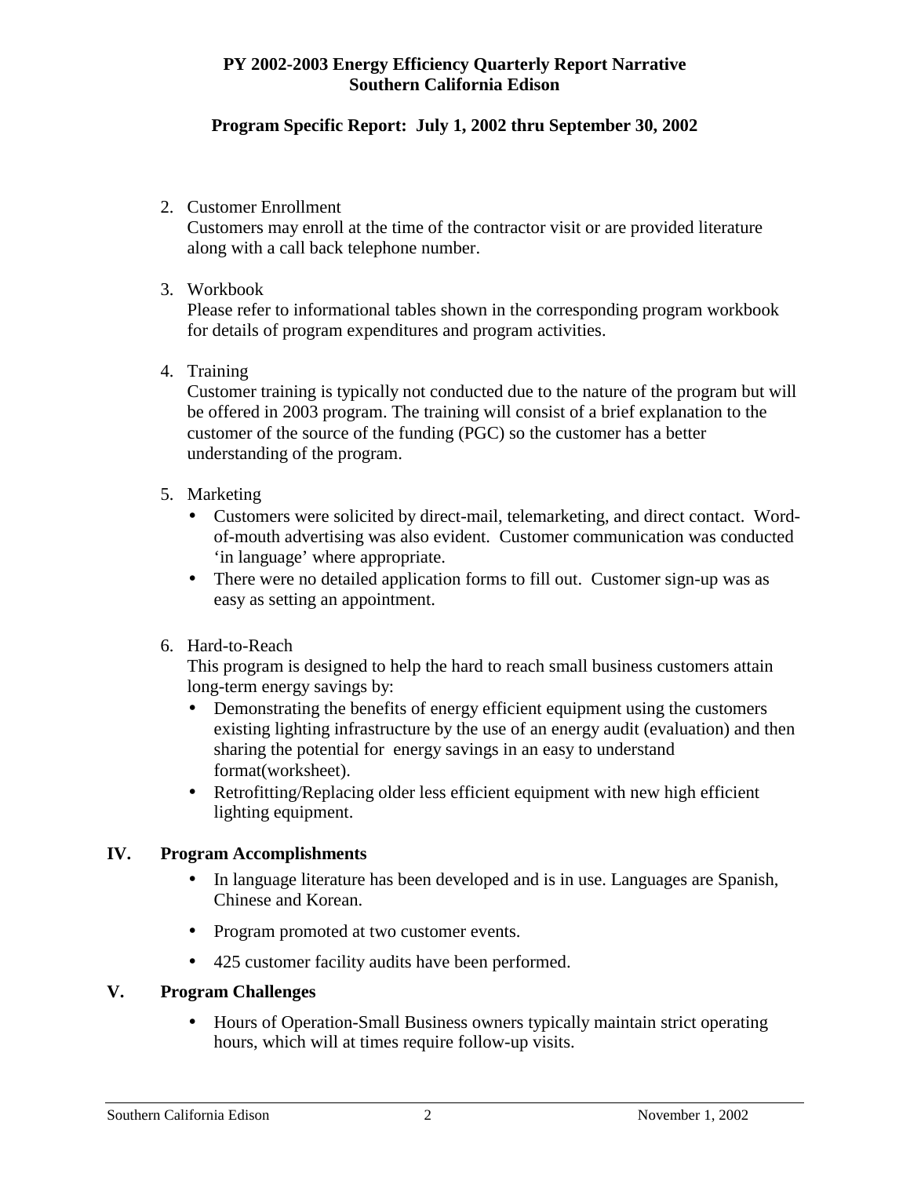**PY 2002-2003 Energy Efficiency Quarterly Report Narrative**
**Southern California Edison**

**Program Specific Report: July 1, 2002 thru September 30, 2002**

2. Customer Enrollment
   Customers may enroll at the time of the contractor visit or are provided literature along with a call back telephone number.

3. Workbook
   Please refer to informational tables shown in the corresponding program workbook for details of program expenditures and program activities.

4. Training
   Customer training is typically not conducted due to the nature of the program but will be offered in 2003 program. The training will consist of a brief explanation to the customer of the source of the funding (PGC) so the customer has a better understanding of the program.

5. Marketing
   - Customers were solicited by direct-mail, telemarketing, and direct contact. Word-of-mouth advertising was also evident. Customer communication was conducted ‘in language’ where appropriate.
   - There were no detailed application forms to fill out. Customer sign-up was as easy as setting an appointment.

6. Hard-to-Reach
   This program is designed to help the hard to reach small business customers attain long-term energy savings by:
   - Demonstrating the benefits of energy efficient equipment using the customers existing lighting infrastructure by the use of an energy audit (evaluation) and then sharing the potential for energy savings in an easy to understand format(worksheet).
   - Retrofitting/Replacing older less efficient equipment with new high efficient lighting equipment.

## IV. Program Accomplishments

- In language literature has been developed and is in use. Languages are Spanish, Chinese and Korean.
- Program promoted at two customer events.
- 425 customer facility audits have been performed.

## V. Program Challenges

- Hours of Operation-Small Business owners typically maintain strict operating hours, which will at times require follow-up visits.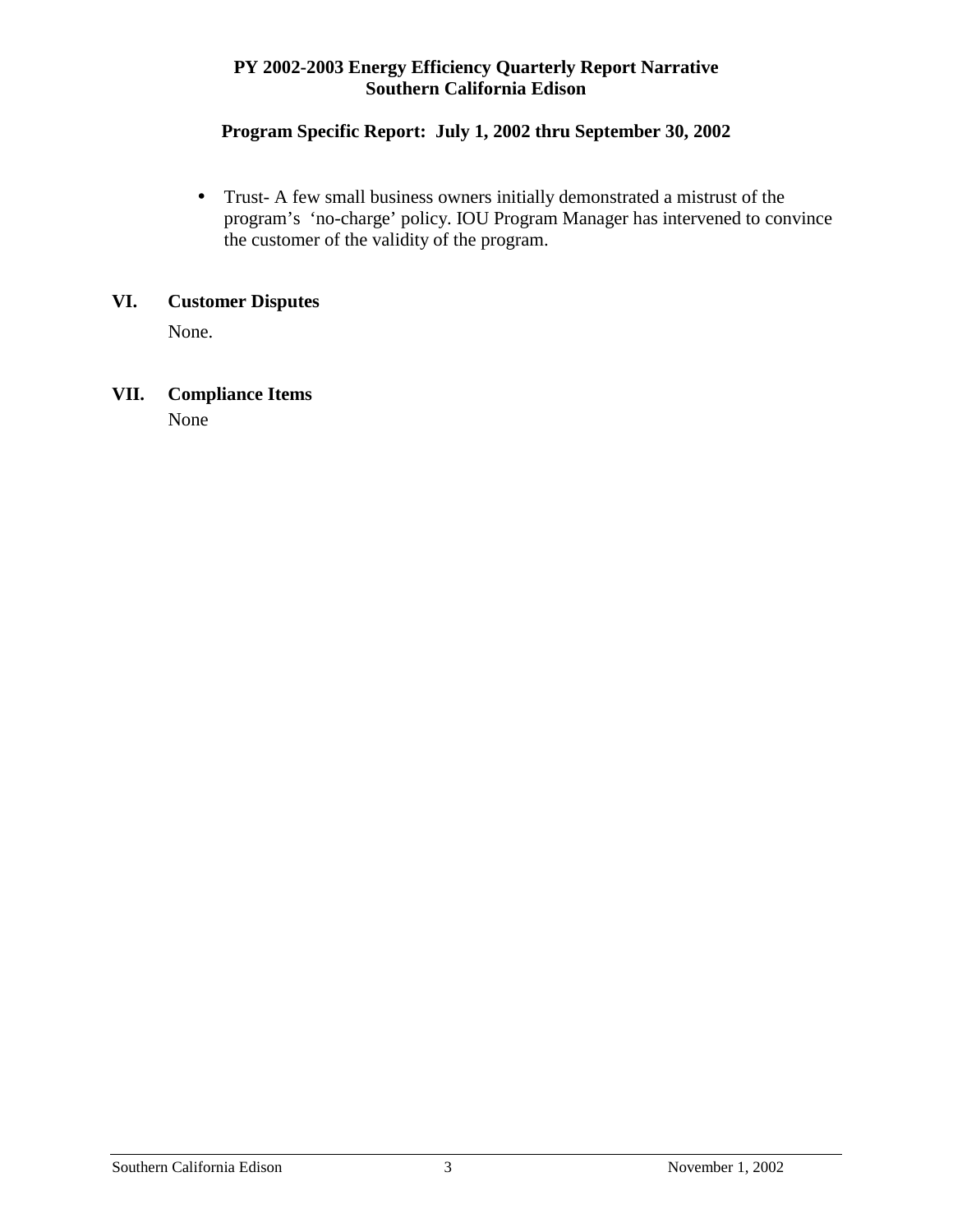- Trust- A few small business owners initially demonstrated a mistrust of the program's 'no-charge' policy. IOU Program Manager has intervened to convince the customer of the validity of the program.

## VI. Customer Disputes

None.

## VII. Compliance Items

None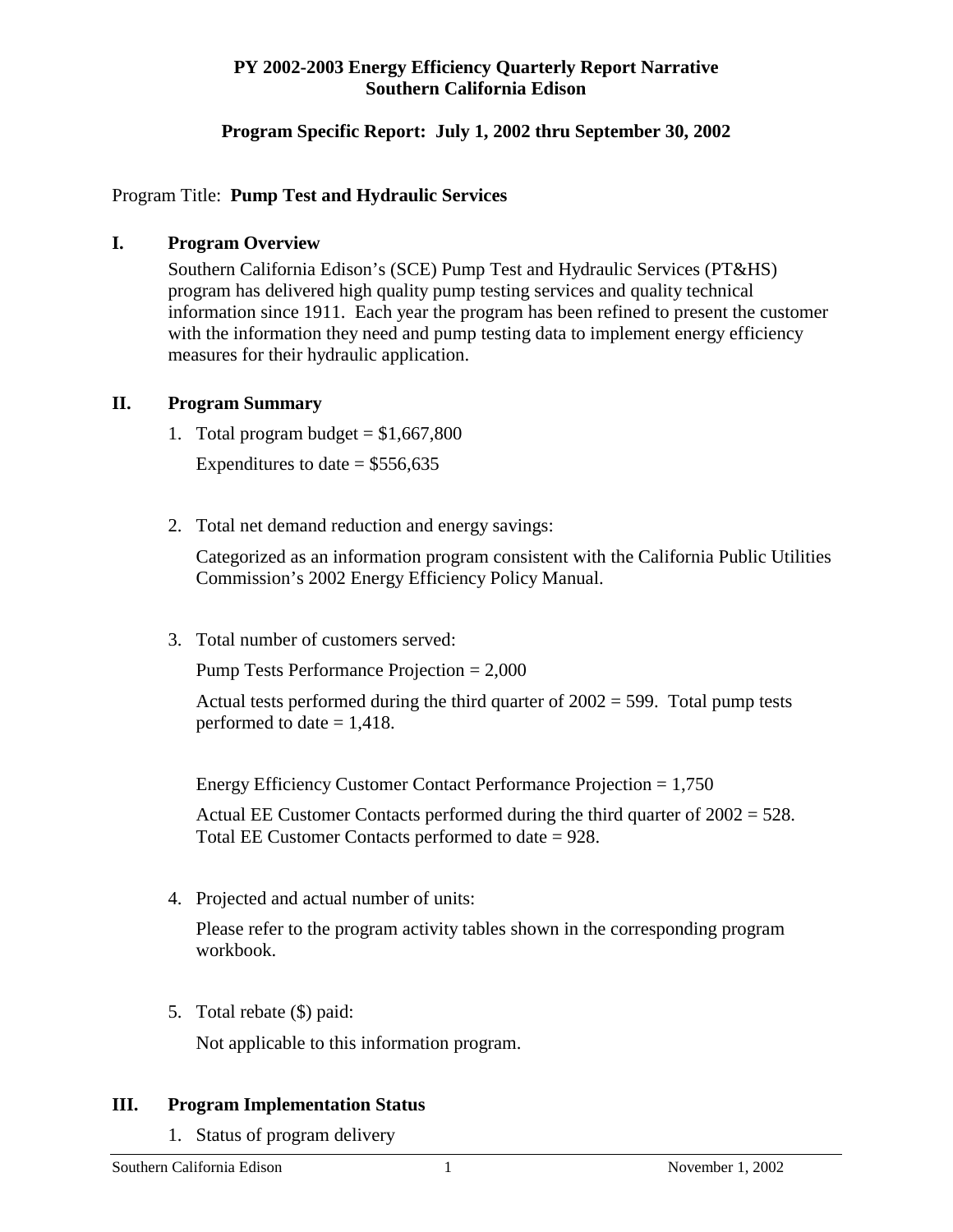**PY 2002-2003 Energy Efficiency Quarterly Report Narrative**
**Southern California Edison**

**Program Specific Report: July 1, 2002 thru September 30, 2002**

Program Title: **Pump Test and Hydraulic Services**

## I. Program Overview

Southern California Edison's (SCE) Pump Test and Hydraulic Services (PT&HS) program has delivered high quality pump testing services and quality technical information since 1911. Each year the program has been refined to present the customer with the information they need and pump testing data to implement energy efficiency measures for their hydraulic application.

## II. Program Summary

1. Total program budget = $1,667,800

   Expenditures to date = $556,635

2. Total net demand reduction and energy savings:

   Categorized as an information program consistent with the California Public Utilities Commission's 2002 Energy Efficiency Policy Manual.

3. Total number of customers served:

   Pump Tests Performance Projection = 2,000

   Actual tests performed during the third quarter of 2002 = 599. Total pump tests performed to date = 1,418.

   Energy Efficiency Customer Contact Performance Projection = 1,750

   Actual EE Customer Contacts performed during the third quarter of 2002 = 528. Total EE Customer Contacts performed to date = 928.

4. Projected and actual number of units:

   Please refer to the program activity tables shown in the corresponding program workbook.

5. Total rebate ($) paid:

   Not applicable to this information program.

## III. Program Implementation Status

1. Status of program delivery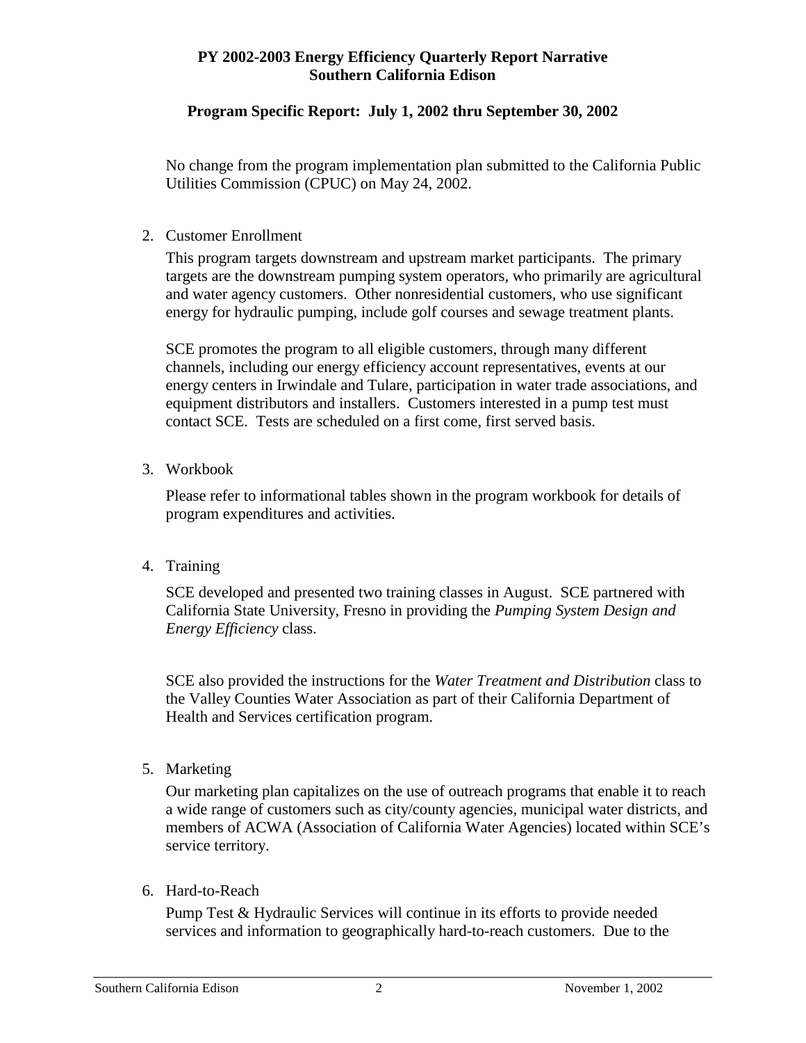**PY 2002-2003 Energy Efficiency Quarterly Report Narrative**
**Southern California Edison**

**Program Specific Report: July 1, 2002 thru September 30, 2002**

No change from the program implementation plan submitted to the California Public Utilities Commission (CPUC) on May 24, 2002.

2. Customer Enrollment

   This program targets downstream and upstream market participants. The primary targets are the downstream pumping system operators, who primarily are agricultural and water agency customers. Other nonresidential customers, who use significant energy for hydraulic pumping, include golf courses and sewage treatment plants.

   SCE promotes the program to all eligible customers, through many different channels, including our energy efficiency account representatives, events at our energy centers in Irwindale and Tulare, participation in water trade associations, and equipment distributors and installers. Customers interested in a pump test must contact SCE. Tests are scheduled on a first come, first served basis.

3. Workbook

   Please refer to informational tables shown in the program workbook for details of program expenditures and activities.

4. Training

   SCE developed and presented two training classes in August. SCE partnered with California State University, Fresno in providing the *Pumping System Design and Energy Efficiency* class.

   SCE also provided the instructions for the *Water Treatment and Distribution* class to the Valley Counties Water Association as part of their California Department of Health and Services certification program.

5. Marketing

   Our marketing plan capitalizes on the use of outreach programs that enable it to reach a wide range of customers such as city/county agencies, municipal water districts, and members of ACWA (Association of California Water Agencies) located within SCE's service territory.

6. Hard-to-Reach

   Pump Test & Hydraulic Services will continue in its efforts to provide needed services and information to geographically hard-to-reach customers. Due to the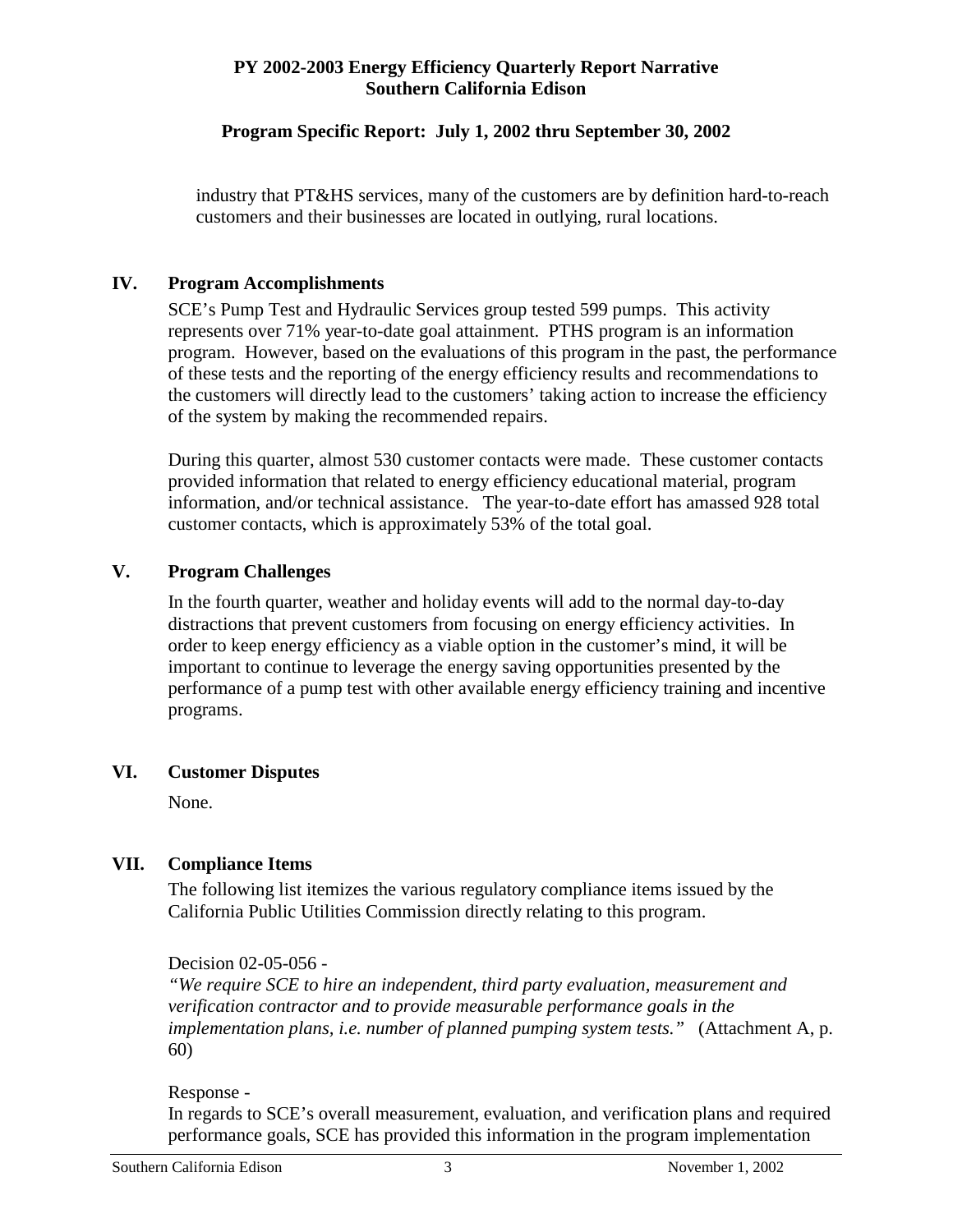industry that PT&HS services, many of the customers are by definition hard-to-reach customers and their businesses are located in outlying, rural locations.

## IV. Program Accomplishments

SCE's Pump Test and Hydraulic Services group tested 599 pumps. This activity represents over 71% year-to-date goal attainment. PTHS program is an information program. However, based on the evaluations of this program in the past, the performance of these tests and the reporting of the energy efficiency results and recommendations to the customers will directly lead to the customers' taking action to increase the efficiency of the system by making the recommended repairs.

During this quarter, almost 530 customer contacts were made. These customer contacts provided information that related to energy efficiency educational material, program information, and/or technical assistance. The year-to-date effort has amassed 928 total customer contacts, which is approximately 53% of the total goal.

## V. Program Challenges

In the fourth quarter, weather and holiday events will add to the normal day-to-day distractions that prevent customers from focusing on energy efficiency activities. In order to keep energy efficiency as a viable option in the customer's mind, it will be important to continue to leverage the energy saving opportunities presented by the performance of a pump test with other available energy efficiency training and incentive programs.

## VI. Customer Disputes

None.

## VII. Compliance Items

The following list itemizes the various regulatory compliance items issued by the California Public Utilities Commission directly relating to this program.

Decision 02-05-056 -
*"We require SCE to hire an independent, third party evaluation, measurement and verification contractor and to provide measurable performance goals in the implementation plans, i.e. number of planned pumping system tests."* (Attachment A, p. 60)

Response -
In regards to SCE's overall measurement, evaluation, and verification plans and required performance goals, SCE has provided this information in the program implementation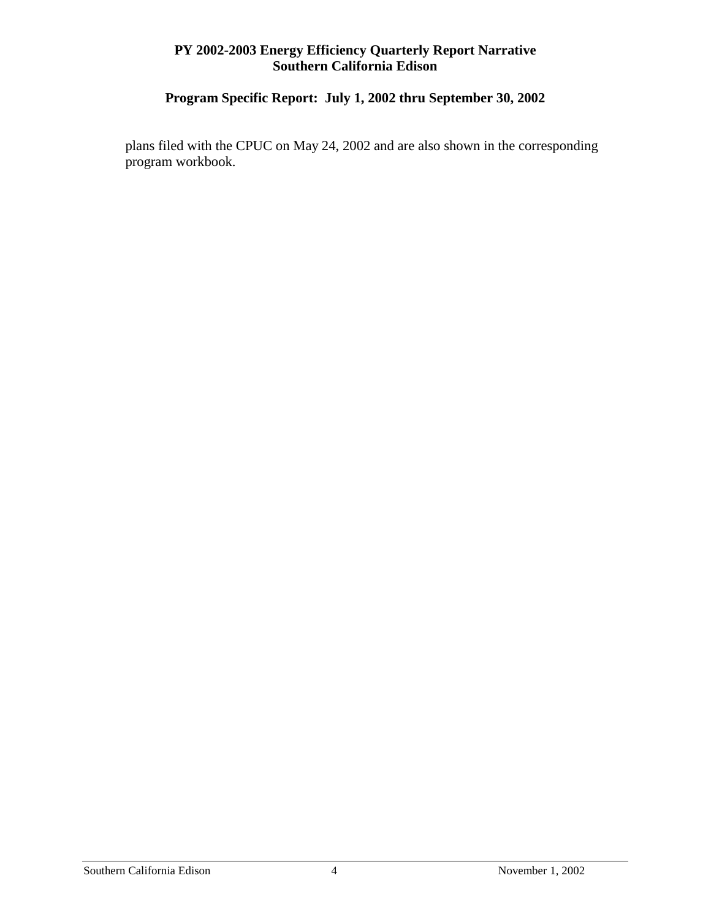plans filed with the CPUC on May 24, 2002 and are also shown in the corresponding program workbook.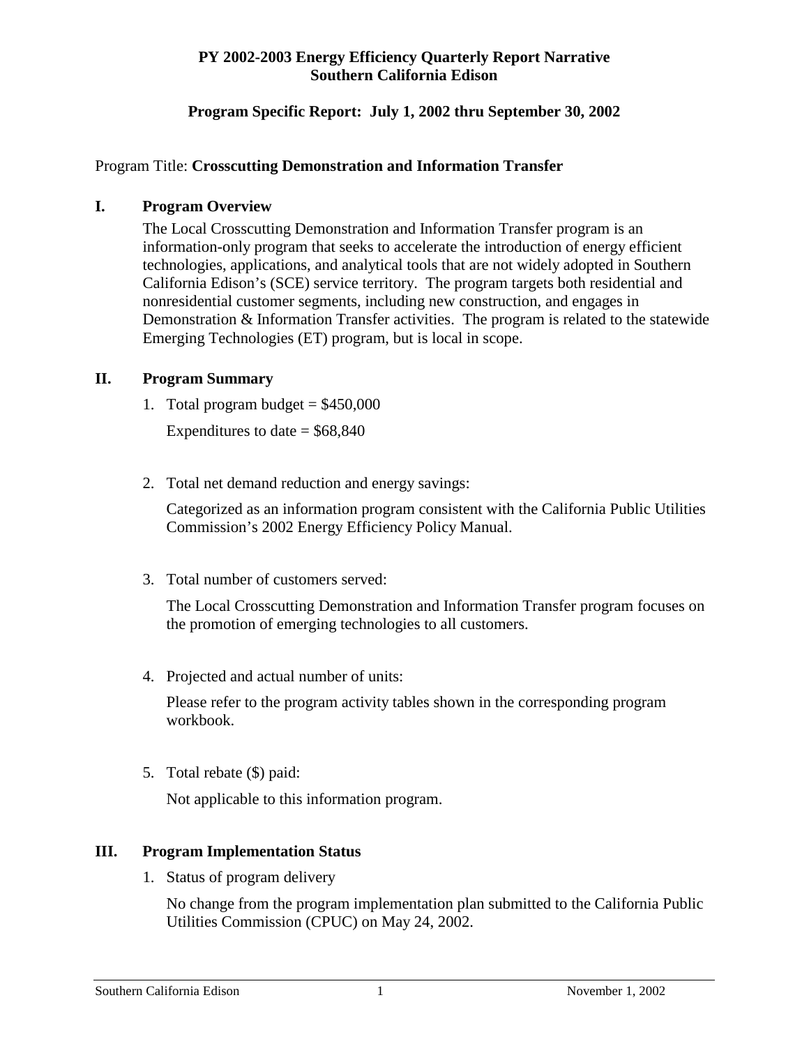**PY 2002-2003 Energy Efficiency Quarterly Report Narrative**
**Southern California Edison**

**Program Specific Report: July 1, 2002 thru September 30, 2002**

Program Title: **Crosscutting Demonstration and Information Transfer**

## I. Program Overview

The Local Crosscutting Demonstration and Information Transfer program is an information-only program that seeks to accelerate the introduction of energy efficient technologies, applications, and analytical tools that are not widely adopted in Southern California Edison's (SCE) service territory. The program targets both residential and nonresidential customer segments, including new construction, and engages in Demonstration & Information Transfer activities. The program is related to the statewide Emerging Technologies (ET) program, but is local in scope.

## II. Program Summary

1. Total program budget = $450,000

   Expenditures to date = $68,840

2. Total net demand reduction and energy savings:

   Categorized as an information program consistent with the California Public Utilities Commission's 2002 Energy Efficiency Policy Manual.

3. Total number of customers served:

   The Local Crosscutting Demonstration and Information Transfer program focuses on the promotion of emerging technologies to all customers.

4. Projected and actual number of units:

   Please refer to the program activity tables shown in the corresponding program workbook.

5. Total rebate ($) paid:

   Not applicable to this information program.

## III. Program Implementation Status

1. Status of program delivery

   No change from the program implementation plan submitted to the California Public Utilities Commission (CPUC) on May 24, 2002.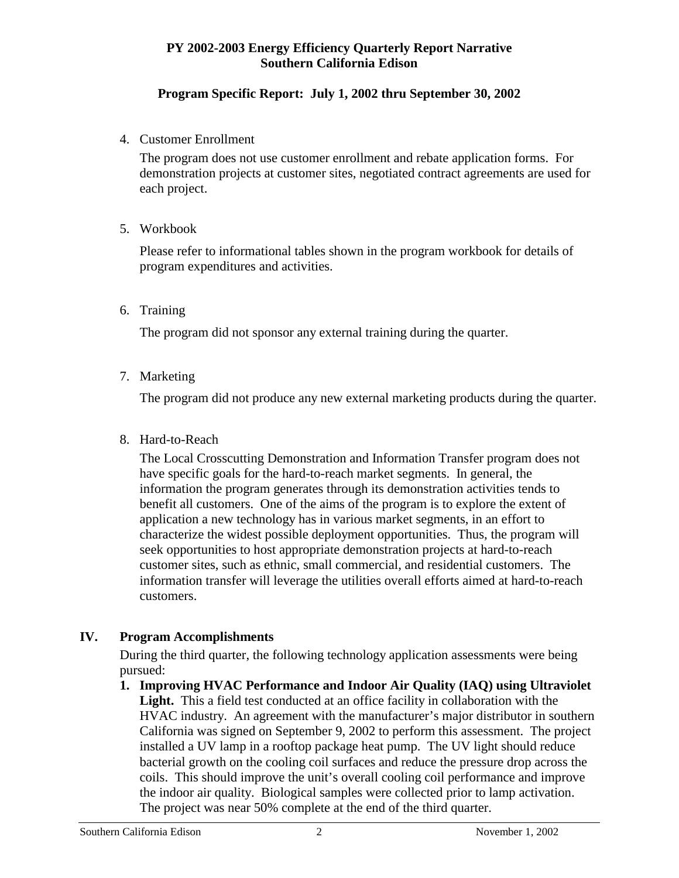4. Customer Enrollment

   The program does not use customer enrollment and rebate application forms. For demonstration projects at customer sites, negotiated contract agreements are used for each project.

5. Workbook

   Please refer to informational tables shown in the program workbook for details of program expenditures and activities.

6. Training

   The program did not sponsor any external training during the quarter.

7. Marketing

   The program did not produce any new external marketing products during the quarter.

8. Hard-to-Reach

   The Local Crosscutting Demonstration and Information Transfer program does not have specific goals for the hard-to-reach market segments. In general, the information the program generates through its demonstration activities tends to benefit all customers. One of the aims of the program is to explore the extent of application a new technology has in various market segments, in an effort to characterize the widest possible deployment opportunities. Thus, the program will seek opportunities to host appropriate demonstration projects at hard-to-reach customer sites, such as ethnic, small commercial, and residential customers. The information transfer will leverage the utilities overall efforts aimed at hard-to-reach customers.

## IV. Program Accomplishments

During the third quarter, the following technology application assessments were being pursued:

1. **Improving HVAC Performance and Indoor Air Quality (IAQ) using Ultraviolet Light.** This a field test conducted at an office facility in collaboration with the HVAC industry. An agreement with the manufacturer's major distributor in southern California was signed on September 9, 2002 to perform this assessment. The project installed a UV lamp in a rooftop package heat pump. The UV light should reduce bacterial growth on the cooling coil surfaces and reduce the pressure drop across the coils. This should improve the unit's overall cooling coil performance and improve the indoor air quality. Biological samples were collected prior to lamp activation. The project was near 50% complete at the end of the third quarter.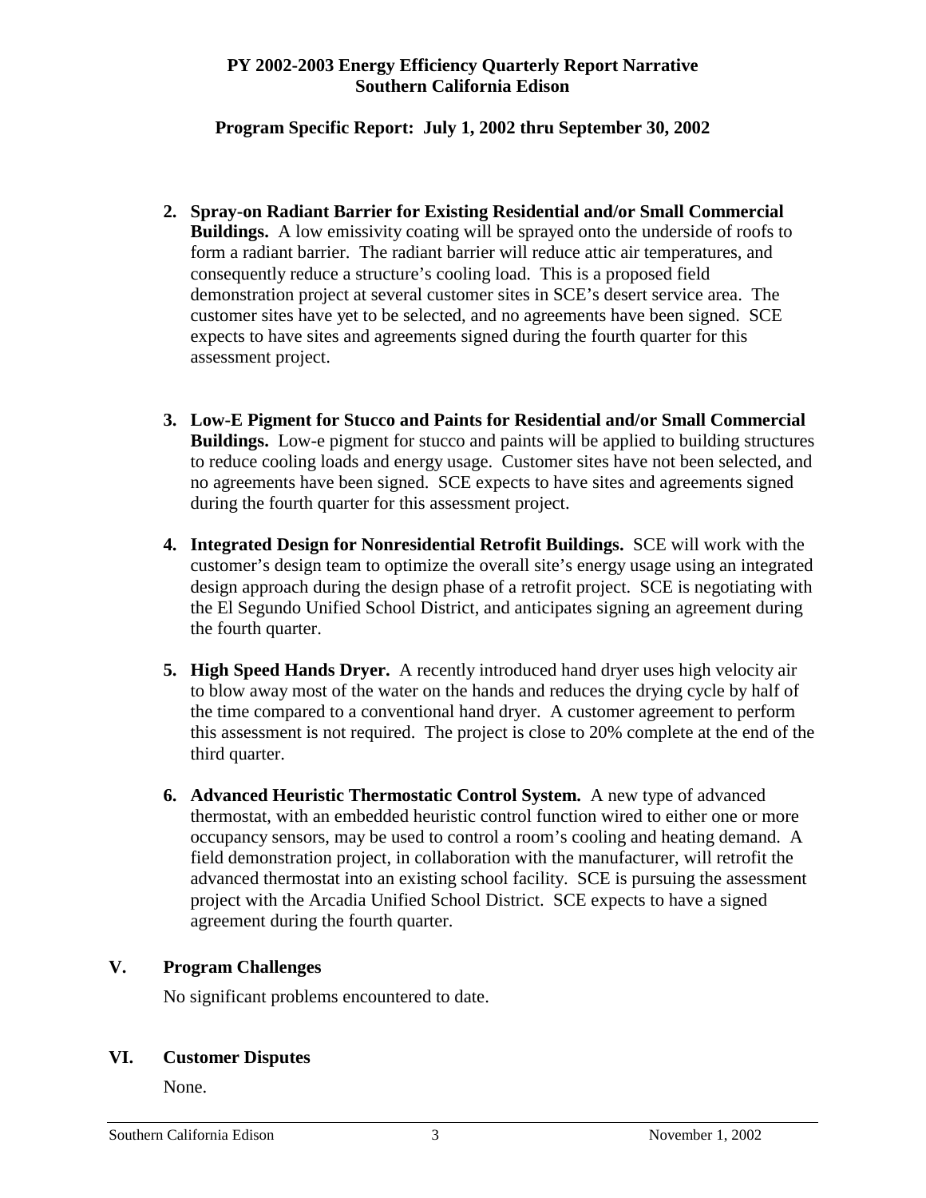2. **Spray-on Radiant Barrier for Existing Residential and/or Small Commercial Buildings.** A low emissivity coating will be sprayed onto the underside of roofs to form a radiant barrier. The radiant barrier will reduce attic air temperatures, and consequently reduce a structure's cooling load. This is a proposed field demonstration project at several customer sites in SCE's desert service area. The customer sites have yet to be selected, and no agreements have been signed. SCE expects to have sites and agreements signed during the fourth quarter for this assessment project.

3. **Low-E Pigment for Stucco and Paints for Residential and/or Small Commercial Buildings.** Low-e pigment for stucco and paints will be applied to building structures to reduce cooling loads and energy usage. Customer sites have not been selected, and no agreements have been signed. SCE expects to have sites and agreements signed during the fourth quarter for this assessment project.

4. **Integrated Design for Nonresidential Retrofit Buildings.** SCE will work with the customer's design team to optimize the overall site's energy usage using an integrated design approach during the design phase of a retrofit project. SCE is negotiating with the El Segundo Unified School District, and anticipates signing an agreement during the fourth quarter.

5. **High Speed Hands Dryer.** A recently introduced hand dryer uses high velocity air to blow away most of the water on the hands and reduces the drying cycle by half of the time compared to a conventional hand dryer. A customer agreement to perform this assessment is not required. The project is close to 20% complete at the end of the third quarter.

6. **Advanced Heuristic Thermostatic Control System.** A new type of advanced thermostat, with an embedded heuristic control function wired to either one or more occupancy sensors, may be used to control a room's cooling and heating demand. A field demonstration project, in collaboration with the manufacturer, will retrofit the advanced thermostat into an existing school facility. SCE is pursuing the assessment project with the Arcadia Unified School District. SCE expects to have a signed agreement during the fourth quarter.

## V. Program Challenges

No significant problems encountered to date.

## VI. Customer Disputes

None.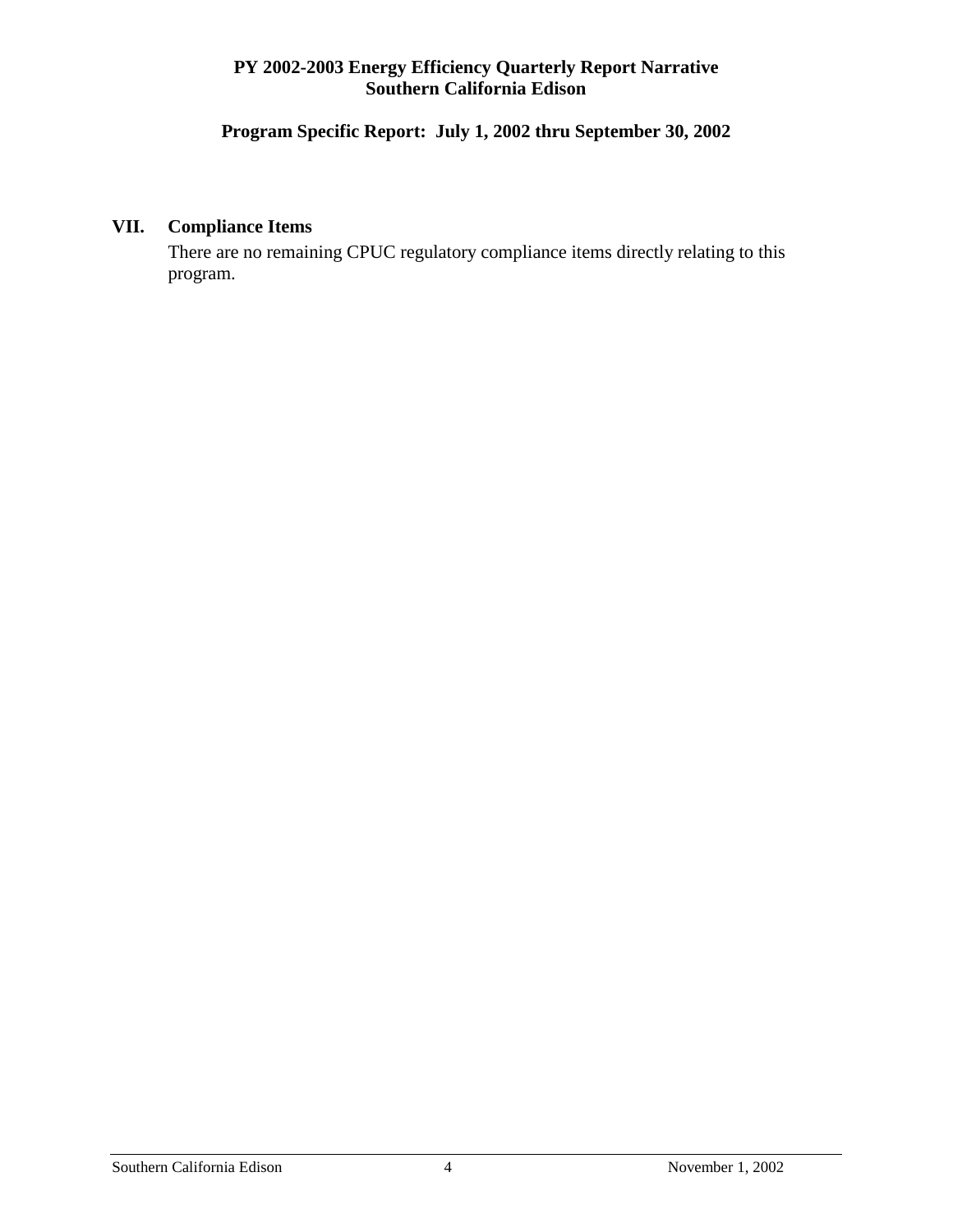## VII. Compliance Items

There are no remaining CPUC regulatory compliance items directly relating to this program.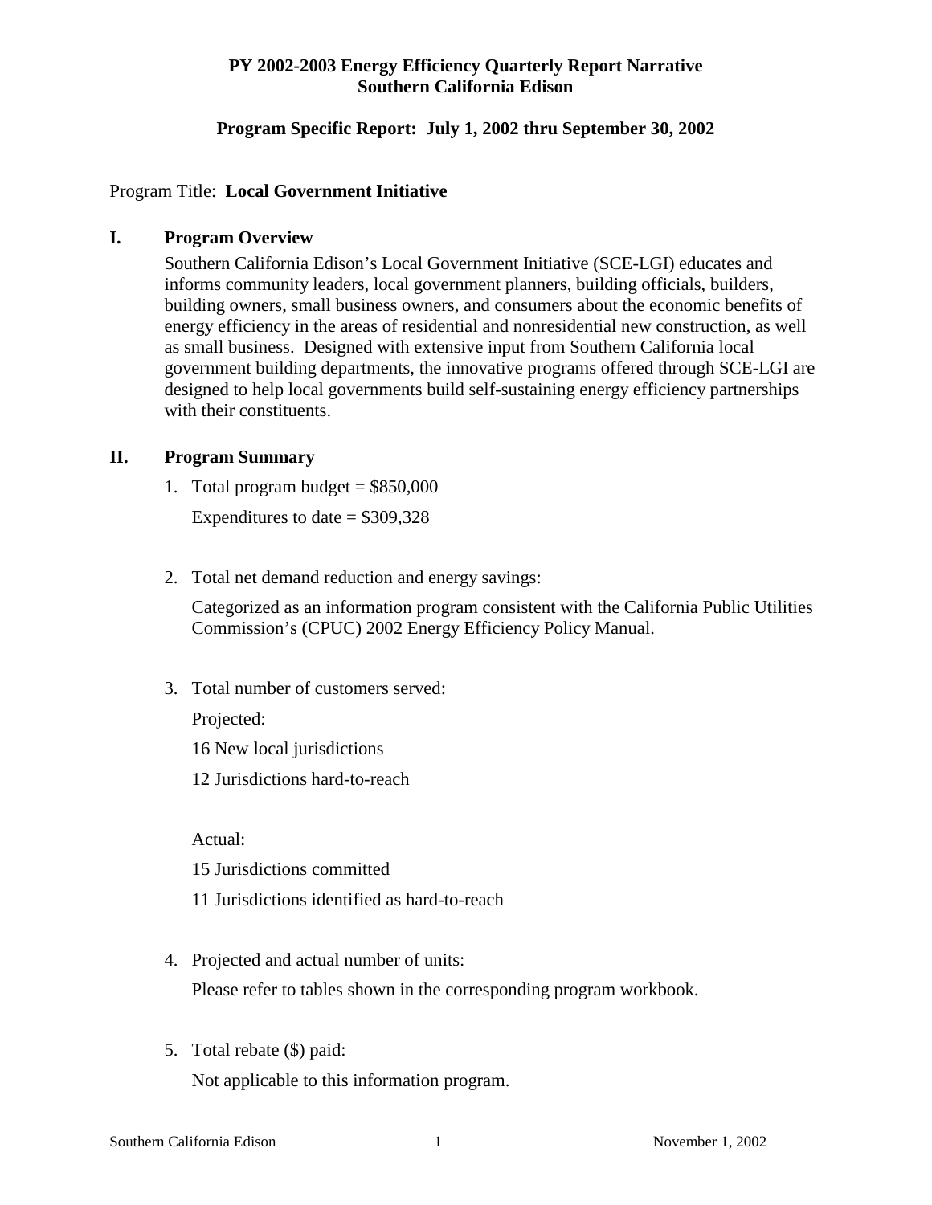**PY 2002-2003 Energy Efficiency Quarterly Report Narrative**
**Southern California Edison**

**Program Specific Report: July 1, 2002 thru September 30, 2002**

Program Title: **Local Government Initiative**

## I. Program Overview

Southern California Edison's Local Government Initiative (SCE-LGI) educates and informs community leaders, local government planners, building officials, builders, building owners, small business owners, and consumers about the economic benefits of energy efficiency in the areas of residential and nonresidential new construction, as well as small business. Designed with extensive input from Southern California local government building departments, the innovative programs offered through SCE-LGI are designed to help local governments build self-sustaining energy efficiency partnerships with their constituents.

## II. Program Summary

1. Total program budget = $850,000

   Expenditures to date = $309,328

2. Total net demand reduction and energy savings:

   Categorized as an information program consistent with the California Public Utilities Commission's (CPUC) 2002 Energy Efficiency Policy Manual.

3. Total number of customers served:

   Projected:

   16 New local jurisdictions

   12 Jurisdictions hard-to-reach

   Actual:

   15 Jurisdictions committed

   11 Jurisdictions identified as hard-to-reach

4. Projected and actual number of units:

   Please refer to tables shown in the corresponding program workbook.

5. Total rebate ($) paid:

   Not applicable to this information program.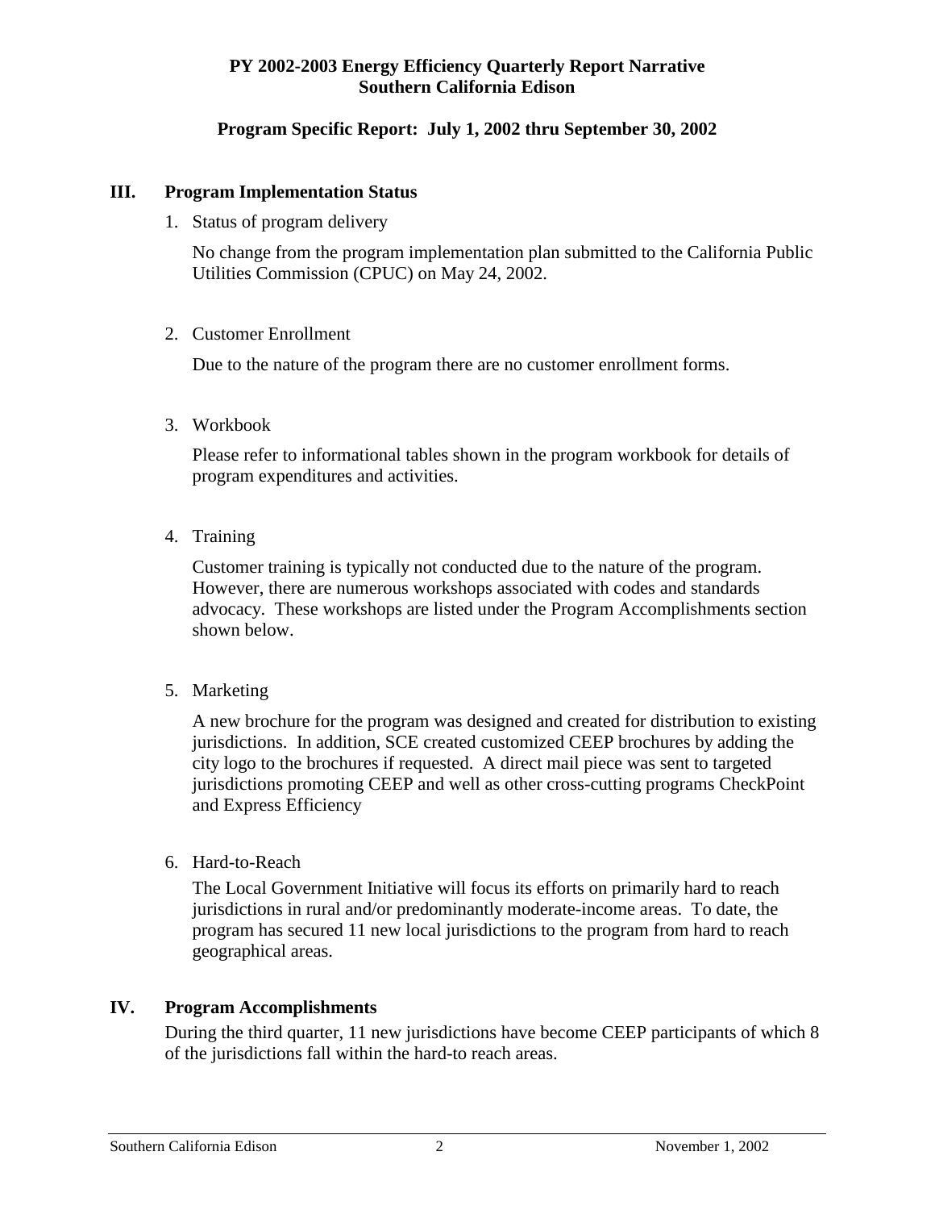**PY 2002-2003 Energy Efficiency Quarterly Report Narrative**
**Southern California Edison**

**Program Specific Report: July 1, 2002 thru September 30, 2002**

## III. Program Implementation Status

1. Status of program delivery

   No change from the program implementation plan submitted to the California Public Utilities Commission (CPUC) on May 24, 2002.

2. Customer Enrollment

   Due to the nature of the program there are no customer enrollment forms.

3. Workbook

   Please refer to informational tables shown in the program workbook for details of program expenditures and activities.

4. Training

   Customer training is typically not conducted due to the nature of the program. However, there are numerous workshops associated with codes and standards advocacy. These workshops are listed under the Program Accomplishments section shown below.

5. Marketing

   A new brochure for the program was designed and created for distribution to existing jurisdictions. In addition, SCE created customized CEEP brochures by adding the city logo to the brochures if requested. A direct mail piece was sent to targeted jurisdictions promoting CEEP and well as other cross-cutting programs CheckPoint and Express Efficiency

6. Hard-to-Reach

   The Local Government Initiative will focus its efforts on primarily hard to reach jurisdictions in rural and/or predominantly moderate-income areas. To date, the program has secured 11 new local jurisdictions to the program from hard to reach geographical areas.

## IV. Program Accomplishments

During the third quarter, 11 new jurisdictions have become CEEP participants of which 8 of the jurisdictions fall within the hard-to reach areas.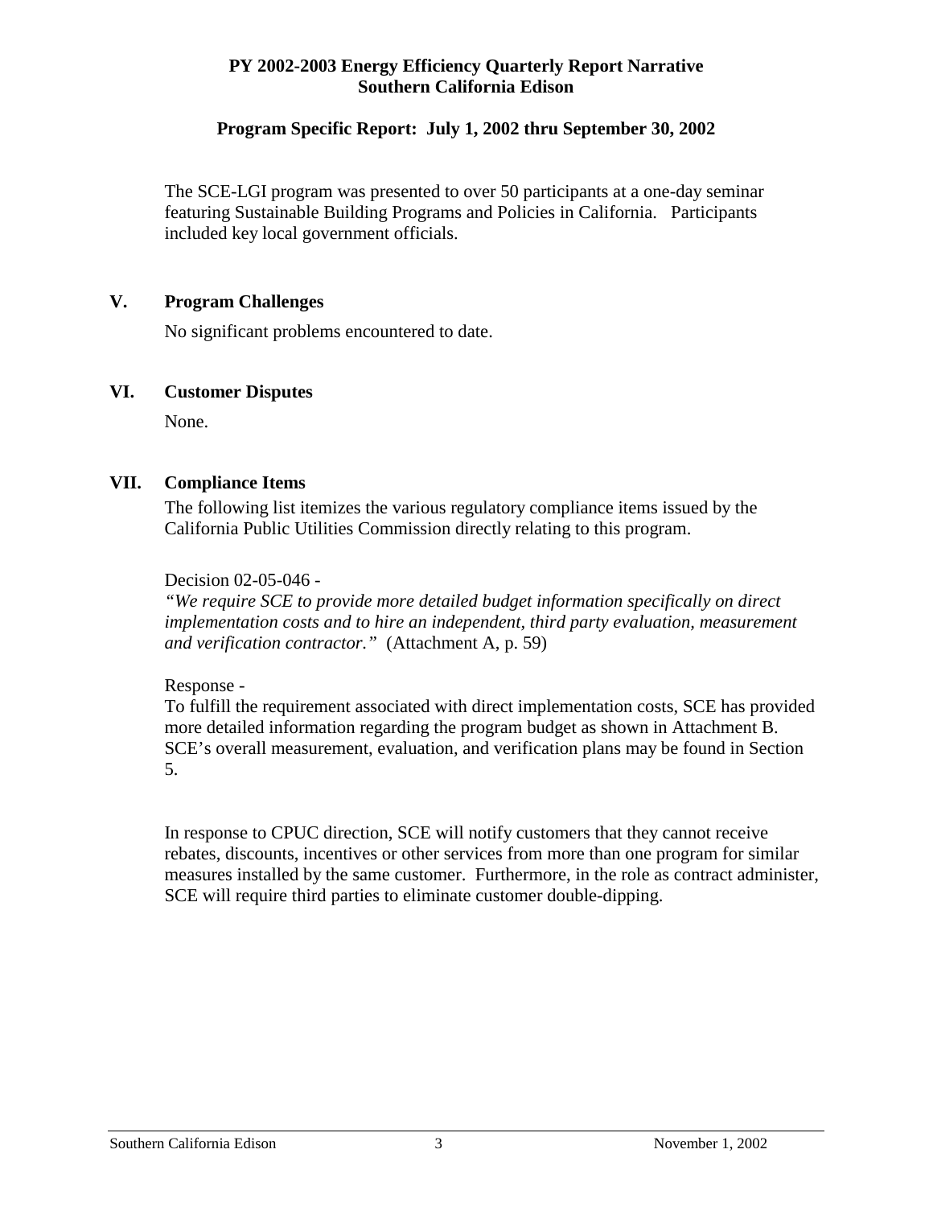The SCE-LGI program was presented to over 50 participants at a one-day seminar featuring Sustainable Building Programs and Policies in California. Participants included key local government officials.

## V. Program Challenges

No significant problems encountered to date.

## VI. Customer Disputes

None.

## VII. Compliance Items

The following list itemizes the various regulatory compliance items issued by the California Public Utilities Commission directly relating to this program.

Decision 02-05-046 -
*"We require SCE to provide more detailed budget information specifically on direct implementation costs and to hire an independent, third party evaluation, measurement and verification contractor."* (Attachment A, p. 59)

Response -
To fulfill the requirement associated with direct implementation costs, SCE has provided more detailed information regarding the program budget as shown in Attachment B. SCE's overall measurement, evaluation, and verification plans may be found in Section 5.

In response to CPUC direction, SCE will notify customers that they cannot receive rebates, discounts, incentives or other services from more than one program for similar measures installed by the same customer. Furthermore, in the role as contract administer, SCE will require third parties to eliminate customer double-dipping.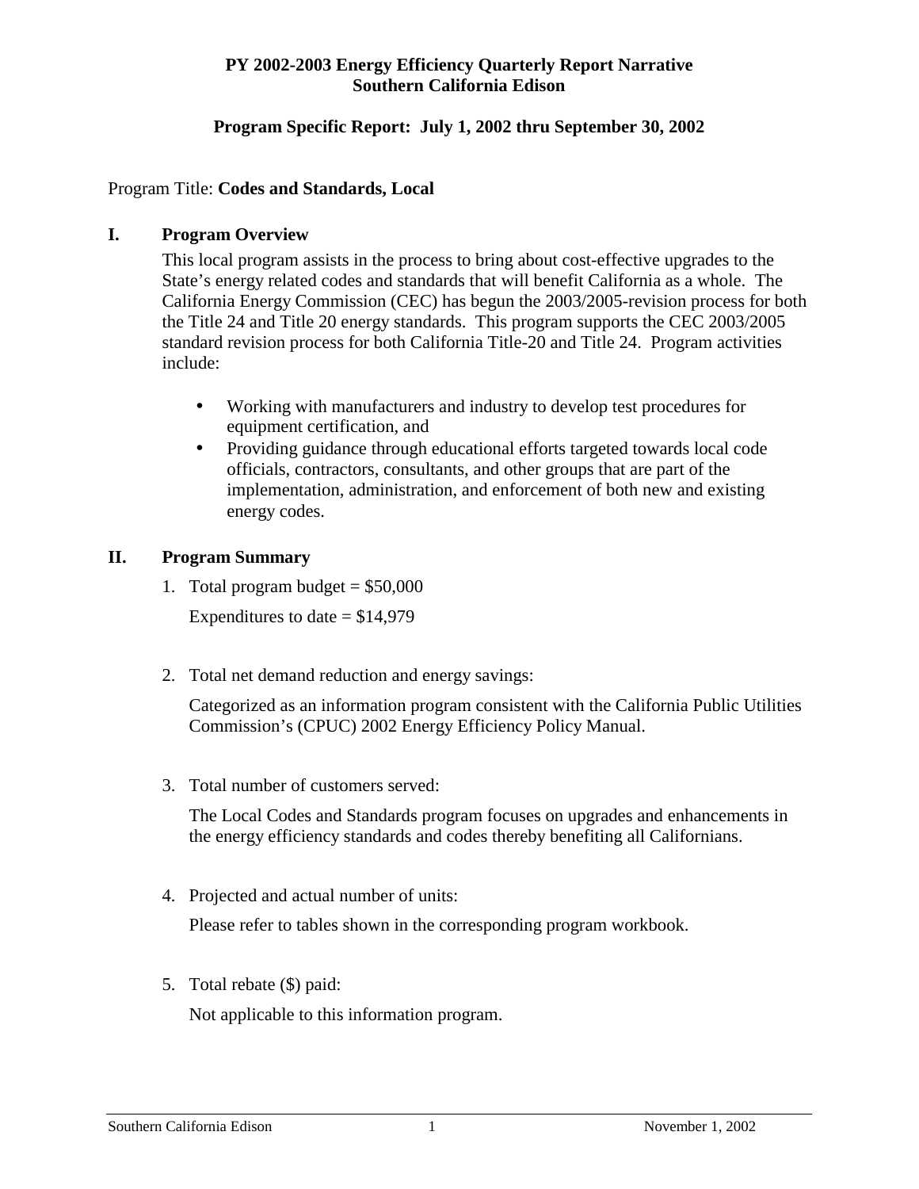**PY 2002-2003 Energy Efficiency Quarterly Report Narrative**
**Southern California Edison**

**Program Specific Report: July 1, 2002 thru September 30, 2002**

Program Title: **Codes and Standards, Local**

## I. Program Overview

This local program assists in the process to bring about cost-effective upgrades to the State's energy related codes and standards that will benefit California as a whole. The California Energy Commission (CEC) has begun the 2003/2005-revision process for both the Title 24 and Title 20 energy standards. This program supports the CEC 2003/2005 standard revision process for both California Title-20 and Title 24. Program activities include:

- Working with manufacturers and industry to develop test procedures for equipment certification, and
- Providing guidance through educational efforts targeted towards local code officials, contractors, consultants, and other groups that are part of the implementation, administration, and enforcement of both new and existing energy codes.

## II. Program Summary

1. Total program budget = $50,000

   Expenditures to date = $14,979

2. Total net demand reduction and energy savings:

   Categorized as an information program consistent with the California Public Utilities Commission's (CPUC) 2002 Energy Efficiency Policy Manual.

3. Total number of customers served:

   The Local Codes and Standards program focuses on upgrades and enhancements in the energy efficiency standards and codes thereby benefiting all Californians.

4. Projected and actual number of units:

   Please refer to tables shown in the corresponding program workbook.

5. Total rebate ($) paid:

   Not applicable to this information program.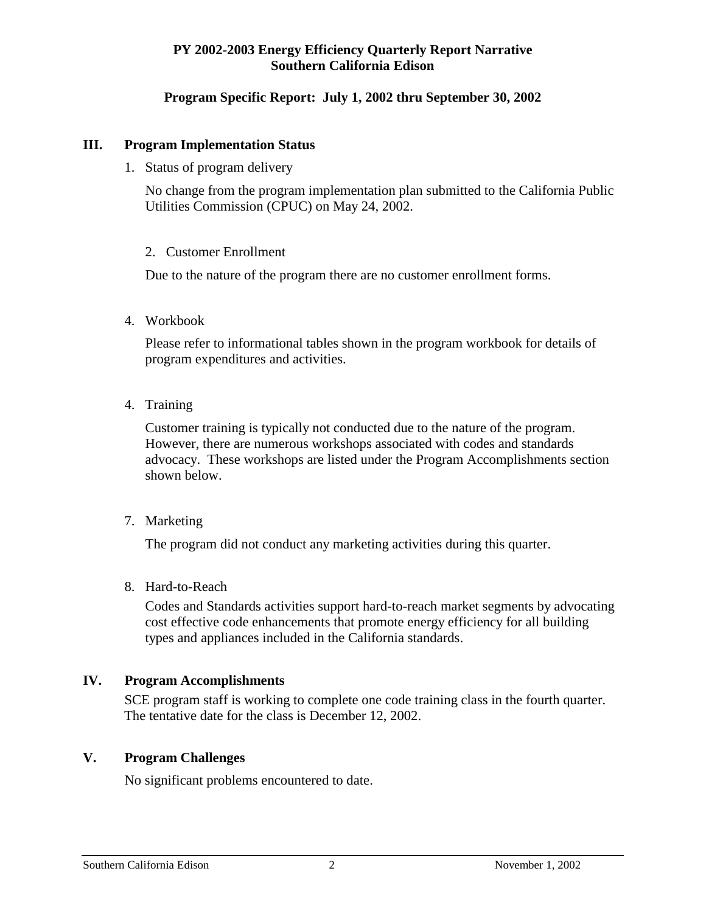**PY 2002-2003 Energy Efficiency Quarterly Report Narrative**
**Southern California Edison**

**Program Specific Report: July 1, 2002 thru September 30, 2002**

## III. Program Implementation Status

1. Status of program delivery

   No change from the program implementation plan submitted to the California Public Utilities Commission (CPUC) on May 24, 2002.

2. Customer Enrollment

   Due to the nature of the program there are no customer enrollment forms.

4. Workbook

   Please refer to informational tables shown in the program workbook for details of program expenditures and activities.

4. Training

   Customer training is typically not conducted due to the nature of the program. However, there are numerous workshops associated with codes and standards advocacy. These workshops are listed under the Program Accomplishments section shown below.

7. Marketing

   The program did not conduct any marketing activities during this quarter.

8. Hard-to-Reach

   Codes and Standards activities support hard-to-reach market segments by advocating cost effective code enhancements that promote energy efficiency for all building types and appliances included in the California standards.

## IV. Program Accomplishments

SCE program staff is working to complete one code training class in the fourth quarter. The tentative date for the class is December 12, 2002.

## V. Program Challenges

No significant problems encountered to date.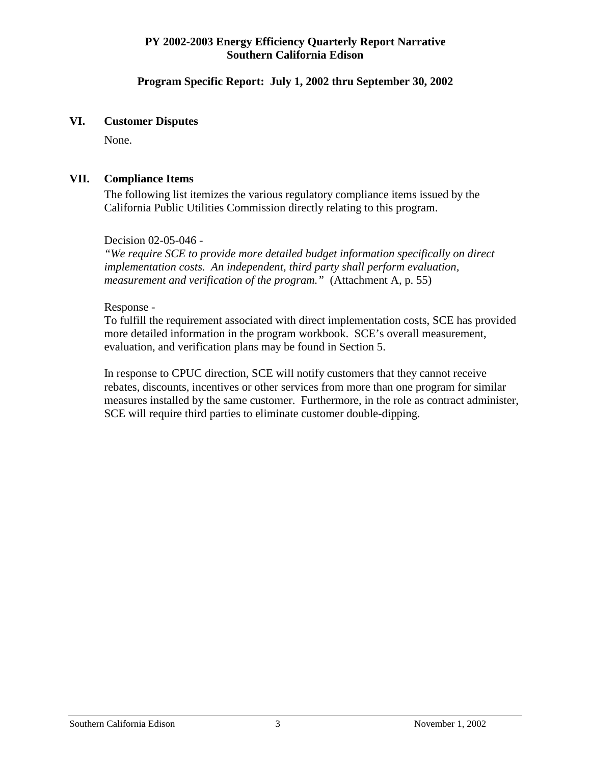**PY 2002-2003 Energy Efficiency Quarterly Report Narrative**
**Southern California Edison**

**Program Specific Report: July 1, 2002 thru September 30, 2002**

## VI. Customer Disputes

None.

## VII. Compliance Items

The following list itemizes the various regulatory compliance items issued by the California Public Utilities Commission directly relating to this program.

Decision 02-05-046 -
*"We require SCE to provide more detailed budget information specifically on direct implementation costs. An independent, third party shall perform evaluation, measurement and verification of the program."* (Attachment A, p. 55)

Response -
To fulfill the requirement associated with direct implementation costs, SCE has provided more detailed information in the program workbook. SCE's overall measurement, evaluation, and verification plans may be found in Section 5.

In response to CPUC direction, SCE will notify customers that they cannot receive rebates, discounts, incentives or other services from more than one program for similar measures installed by the same customer. Furthermore, in the role as contract administer, SCE will require third parties to eliminate customer double-dipping.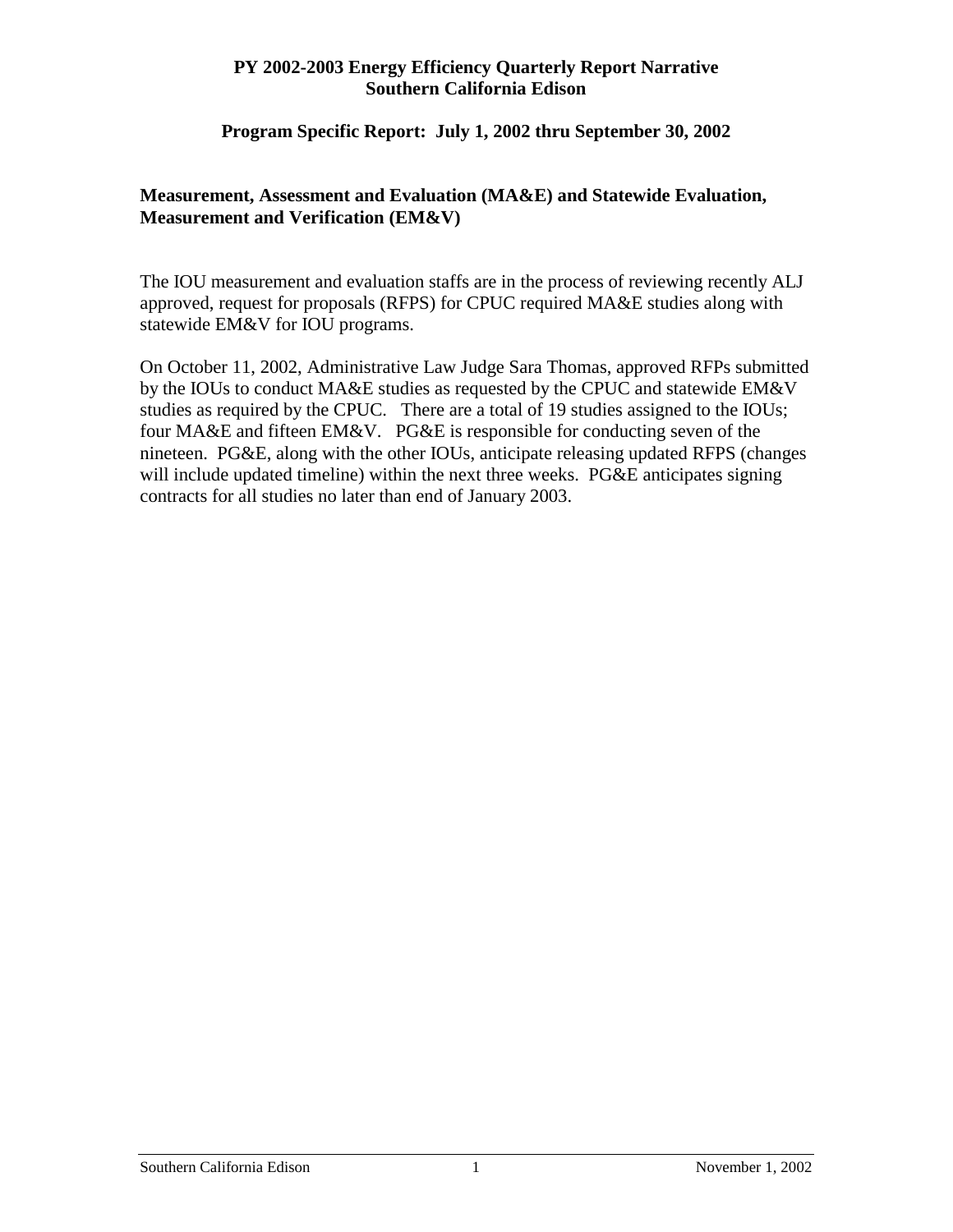**PY 2002-2003 Energy Efficiency Quarterly Report Narrative**
**Southern California Edison**

**Program Specific Report: July 1, 2002 thru September 30, 2002**

## Measurement, Assessment and Evaluation (MA&E) and Statewide Evaluation, Measurement and Verification (EM&V)

The IOU measurement and evaluation staffs are in the process of reviewing recently ALJ approved, request for proposals (RFPS) for CPUC required MA&E studies along with statewide EM&V for IOU programs.

On October 11, 2002, Administrative Law Judge Sara Thomas, approved RFPs submitted by the IOUs to conduct MA&E studies as requested by the CPUC and statewide EM&V studies as required by the CPUC. There are a total of 19 studies assigned to the IOUs; four MA&E and fifteen EM&V. PG&E is responsible for conducting seven of the nineteen. PG&E, along with the other IOUs, anticipate releasing updated RFPS (changes will include updated timeline) within the next three weeks. PG&E anticipates signing contracts for all studies no later than end of January 2003.